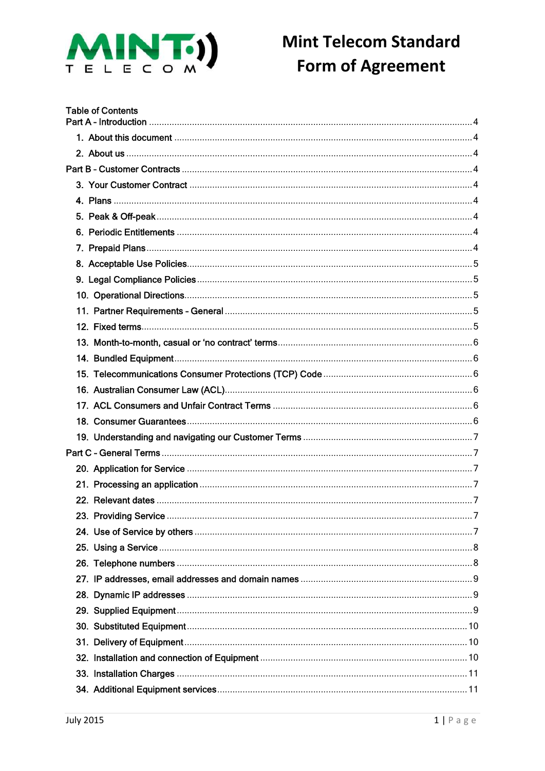# Mint Telecom Standard Form of Agreement

Table of Contents

Part A - Introduction ....... 4

1. About this document ....... 4
2. About us ....... 4

Part B - Customer Contracts ....... 4

3. Your Customer Contract ....... 4
4. Plans ....... 4
5. Peak & Off-peak ....... 4
6. Periodic Entitlements ....... 4
7. Prepaid Plans ....... 4
8. Acceptable Use Policies ....... 5
9. Legal Compliance Policies ....... 5
10. Operational Directions ....... 5
11. Partner Requirements - General ....... 5
12. Fixed terms ....... 5
13. Month-to-month, casual or 'no contract' terms ....... 6
14. Bundled Equipment ....... 6
15. Telecommunications Consumer Protections (TCP) Code ....... 6
16. Australian Consumer Law (ACL) ....... 6
17. ACL Consumers and Unfair Contract Terms ....... 6
18. Consumer Guarantees ....... 6
19. Understanding and navigating our Customer Terms ....... 7

Part C - General Terms ....... 7

20. Application for Service ....... 7
21. Processing an application ....... 7
22. Relevant dates ....... 7
23. Providing Service ....... 7
24. Use of Service by others ....... 7
25. Using a Service ....... 8
26. Telephone numbers ....... 8
27. IP addresses, email addresses and domain names ....... 9
28. Dynamic IP addresses ....... 9
29. Supplied Equipment ....... 9
30. Substituted Equipment ....... 10
31. Delivery of Equipment ....... 10
32. Installation and connection of Equipment ....... 10
33. Installation Charges ....... 11
34. Additional Equipment services ....... 11

July 2015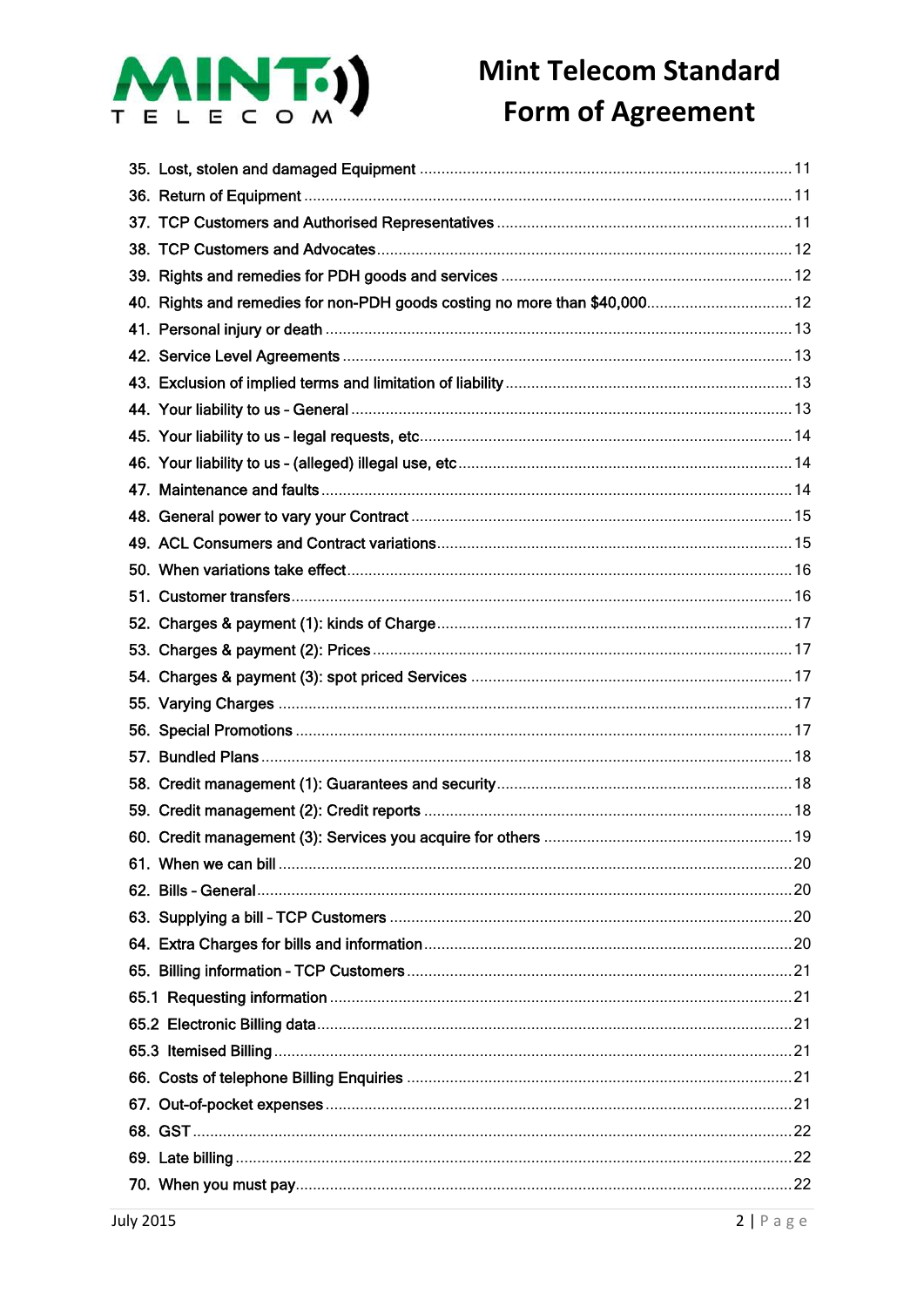35. Lost, stolen and damaged Equipment ..... 11
36. Return of Equipment ..... 11
37. TCP Customers and Authorised Representatives ..... 11
38. TCP Customers and Advocates ..... 12
39. Rights and remedies for PDH goods and services ..... 12
40. Rights and remedies for non-PDH goods costing no more than $40,000 ..... 12
41. Personal injury or death ..... 13
42. Service Level Agreements ..... 13
43. Exclusion of implied terms and limitation of liability ..... 13
44. Your liability to us - General ..... 13
45. Your liability to us - legal requests, etc ..... 14
46. Your liability to us - (alleged) illegal use, etc ..... 14
47. Maintenance and faults ..... 14
48. General power to vary your Contract ..... 15
49. ACL Consumers and Contract variations ..... 15
50. When variations take effect ..... 16
51. Customer transfers ..... 16
52. Charges & payment (1): kinds of Charge ..... 17
53. Charges & payment (2): Prices ..... 17
54. Charges & payment (3): spot priced Services ..... 17
55. Varying Charges ..... 17
56. Special Promotions ..... 17
57. Bundled Plans ..... 18
58. Credit management (1): Guarantees and security ..... 18
59. Credit management (2): Credit reports ..... 18
60. Credit management (3): Services you acquire for others ..... 19
61. When we can bill ..... 20
62. Bills - General ..... 20
63. Supplying a bill - TCP Customers ..... 20
64. Extra Charges for bills and information ..... 20
65. Billing information - TCP Customers ..... 21
65.1 Requesting information ..... 21
65.2 Electronic Billing data ..... 21
65.3 Itemised Billing ..... 21
66. Costs of telephone Billing Enquiries ..... 21
67. Out-of-pocket expenses ..... 21
68. GST ..... 22
69. Late billing ..... 22
70. When you must pay ..... 22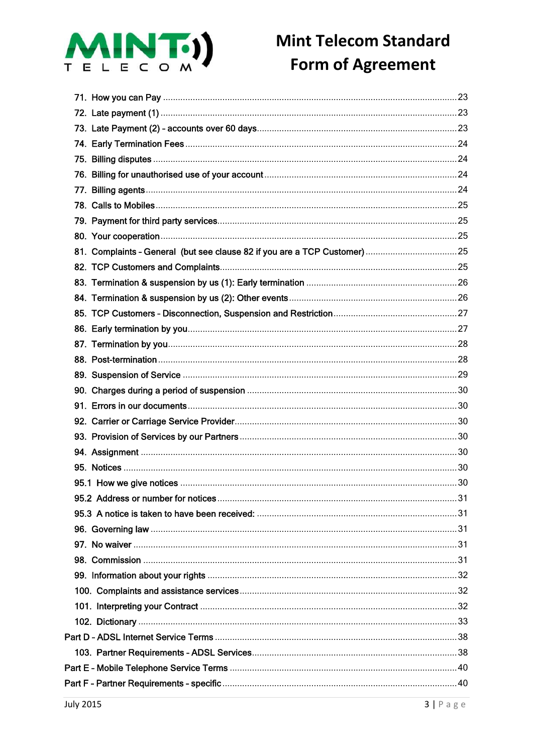71. How you can Pay ..... 23
72. Late payment (1) ..... 23
73. Late Payment (2) - accounts over 60 days ..... 23
74. Early Termination Fees ..... 24
75. Billing disputes ..... 24
76. Billing for unauthorised use of your account ..... 24
77. Billing agents ..... 24
78. Calls to Mobiles ..... 25
79. Payment for third party services ..... 25
80. Your cooperation ..... 25
81. Complaints - General (but see clause 82 if you are a TCP Customer) ..... 25
82. TCP Customers and Complaints ..... 25
83. Termination & suspension by us (1): Early termination ..... 26
84. Termination & suspension by us (2): Other events ..... 26
85. TCP Customers - Disconnection, Suspension and Restriction ..... 27
86. Early termination by you ..... 27
87. Termination by you ..... 28
88. Post-termination ..... 28
89. Suspension of Service ..... 29
90. Charges during a period of suspension ..... 30
91. Errors in our documents ..... 30
92. Carrier or Carriage Service Provider ..... 30
93. Provision of Services by our Partners ..... 30
94. Assignment ..... 30
95. Notices ..... 30
95.1 How we give notices ..... 30
95.2 Address or number for notices ..... 31
95.3 A notice is taken to have been received: ..... 31
96. Governing law ..... 31
97. No waiver ..... 31
98. Commission ..... 31
99. Information about your rights ..... 32
100. Complaints and assistance services ..... 32
101. Interpreting your Contract ..... 32
102. Dictionary ..... 33

Part D - ADSL Internet Service Terms ..... 38
103. Partner Requirements - ADSL Services ..... 38

Part E - Mobile Telephone Service Terms ..... 40

Part F - Partner Requirements - specific ..... 40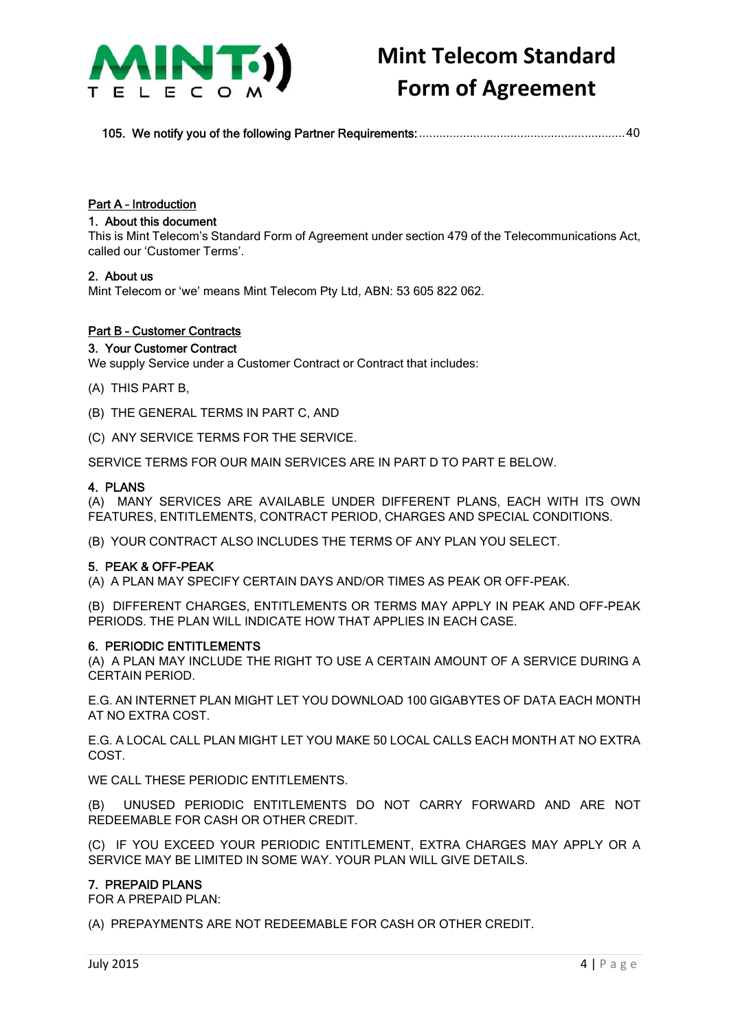105. We notify you of the following Partner Requirements: ............................................................ 40

## Part A – Introduction

### 1. About this document

This is Mint Telecom's Standard Form of Agreement under section 479 of the Telecommunications Act, called our 'Customer Terms'.

### 2. About us

Mint Telecom or 'we' means Mint Telecom Pty Ltd, ABN: 53 605 822 062.

## Part B – Customer Contracts

### 3. Your Customer Contract

We supply Service under a Customer Contract or Contract that includes:

(A) THIS PART B,

(B) THE GENERAL TERMS IN PART C, AND

(C) ANY SERVICE TERMS FOR THE SERVICE.

SERVICE TERMS FOR OUR MAIN SERVICES ARE IN PART D TO PART E BELOW.

### 4. PLANS

(A) MANY SERVICES ARE AVAILABLE UNDER DIFFERENT PLANS, EACH WITH ITS OWN FEATURES, ENTITLEMENTS, CONTRACT PERIOD, CHARGES AND SPECIAL CONDITIONS.

(B) YOUR CONTRACT ALSO INCLUDES THE TERMS OF ANY PLAN YOU SELECT.

### 5. PEAK & OFF-PEAK

(A) A PLAN MAY SPECIFY CERTAIN DAYS AND/OR TIMES AS PEAK OR OFF-PEAK.

(B) DIFFERENT CHARGES, ENTITLEMENTS OR TERMS MAY APPLY IN PEAK AND OFF-PEAK PERIODS. THE PLAN WILL INDICATE HOW THAT APPLIES IN EACH CASE.

### 6. PERIODIC ENTITLEMENTS

(A) A PLAN MAY INCLUDE THE RIGHT TO USE A CERTAIN AMOUNT OF A SERVICE DURING A CERTAIN PERIOD.

E.G. AN INTERNET PLAN MIGHT LET YOU DOWNLOAD 100 GIGABYTES OF DATA EACH MONTH AT NO EXTRA COST.

E.G. A LOCAL CALL PLAN MIGHT LET YOU MAKE 50 LOCAL CALLS EACH MONTH AT NO EXTRA COST.

WE CALL THESE PERIODIC ENTITLEMENTS.

(B) UNUSED PERIODIC ENTITLEMENTS DO NOT CARRY FORWARD AND ARE NOT REDEEMABLE FOR CASH OR OTHER CREDIT.

(C) IF YOU EXCEED YOUR PERIODIC ENTITLEMENT, EXTRA CHARGES MAY APPLY OR A SERVICE MAY BE LIMITED IN SOME WAY. YOUR PLAN WILL GIVE DETAILS.

### 7. PREPAID PLANS

FOR A PREPAID PLAN:

(A) PREPAYMENTS ARE NOT REDEEMABLE FOR CASH OR OTHER CREDIT.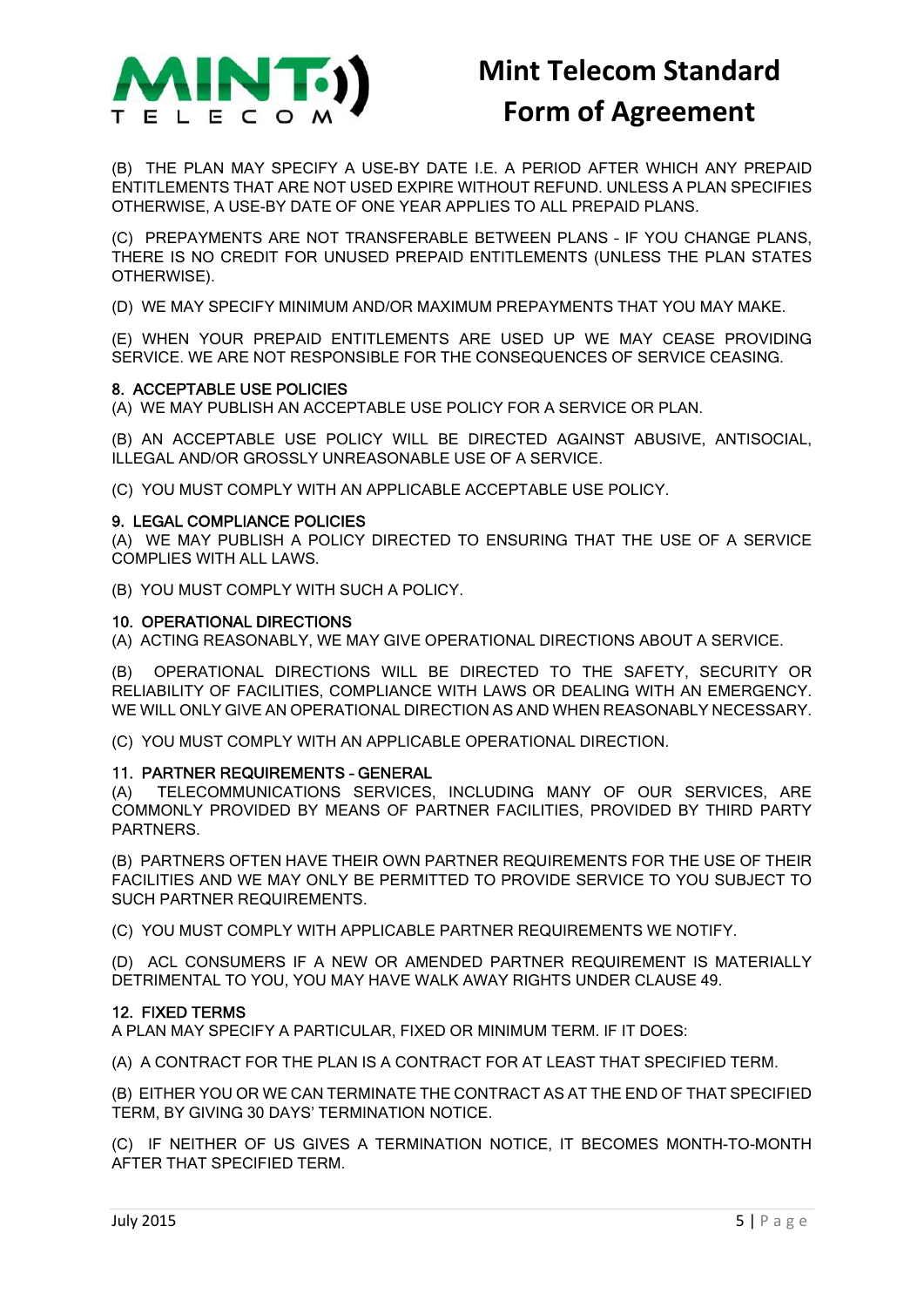(B) THE PLAN MAY SPECIFY A USE-BY DATE I.E. A PERIOD AFTER WHICH ANY PREPAID ENTITLEMENTS THAT ARE NOT USED EXPIRE WITHOUT REFUND. UNLESS A PLAN SPECIFIES OTHERWISE, A USE-BY DATE OF ONE YEAR APPLIES TO ALL PREPAID PLANS.

(C) PREPAYMENTS ARE NOT TRANSFERABLE BETWEEN PLANS - IF YOU CHANGE PLANS, THERE IS NO CREDIT FOR UNUSED PREPAID ENTITLEMENTS (UNLESS THE PLAN STATES OTHERWISE).

(D) WE MAY SPECIFY MINIMUM AND/OR MAXIMUM PREPAYMENTS THAT YOU MAY MAKE.

(E) WHEN YOUR PREPAID ENTITLEMENTS ARE USED UP WE MAY CEASE PROVIDING SERVICE. WE ARE NOT RESPONSIBLE FOR THE CONSEQUENCES OF SERVICE CEASING.

### 8. ACCEPTABLE USE POLICIES

(A) WE MAY PUBLISH AN ACCEPTABLE USE POLICY FOR A SERVICE OR PLAN.

(B) AN ACCEPTABLE USE POLICY WILL BE DIRECTED AGAINST ABUSIVE, ANTISOCIAL, ILLEGAL AND/OR GROSSLY UNREASONABLE USE OF A SERVICE.

(C) YOU MUST COMPLY WITH AN APPLICABLE ACCEPTABLE USE POLICY.

### 9. LEGAL COMPLIANCE POLICIES

(A) WE MAY PUBLISH A POLICY DIRECTED TO ENSURING THAT THE USE OF A SERVICE COMPLIES WITH ALL LAWS.

(B) YOU MUST COMPLY WITH SUCH A POLICY.

### 10. OPERATIONAL DIRECTIONS

(A) ACTING REASONABLY, WE MAY GIVE OPERATIONAL DIRECTIONS ABOUT A SERVICE.

(B) OPERATIONAL DIRECTIONS WILL BE DIRECTED TO THE SAFETY, SECURITY OR RELIABILITY OF FACILITIES, COMPLIANCE WITH LAWS OR DEALING WITH AN EMERGENCY. WE WILL ONLY GIVE AN OPERATIONAL DIRECTION AS AND WHEN REASONABLY NECESSARY.

(C) YOU MUST COMPLY WITH AN APPLICABLE OPERATIONAL DIRECTION.

### 11. PARTNER REQUIREMENTS – GENERAL

(A) TELECOMMUNICATIONS SERVICES, INCLUDING MANY OF OUR SERVICES, ARE COMMONLY PROVIDED BY MEANS OF PARTNER FACILITIES, PROVIDED BY THIRD PARTY PARTNERS.

(B) PARTNERS OFTEN HAVE THEIR OWN PARTNER REQUIREMENTS FOR THE USE OF THEIR FACILITIES AND WE MAY ONLY BE PERMITTED TO PROVIDE SERVICE TO YOU SUBJECT TO SUCH PARTNER REQUIREMENTS.

(C) YOU MUST COMPLY WITH APPLICABLE PARTNER REQUIREMENTS WE NOTIFY.

(D) ACL CONSUMERS IF A NEW OR AMENDED PARTNER REQUIREMENT IS MATERIALLY DETRIMENTAL TO YOU, YOU MAY HAVE WALK AWAY RIGHTS UNDER CLAUSE 49.

### 12. FIXED TERMS

A PLAN MAY SPECIFY A PARTICULAR, FIXED OR MINIMUM TERM. IF IT DOES:

(A) A CONTRACT FOR THE PLAN IS A CONTRACT FOR AT LEAST THAT SPECIFIED TERM.

(B) EITHER YOU OR WE CAN TERMINATE THE CONTRACT AS AT THE END OF THAT SPECIFIED TERM, BY GIVING 30 DAYS' TERMINATION NOTICE.

(C) IF NEITHER OF US GIVES A TERMINATION NOTICE, IT BECOMES MONTH-TO-MONTH AFTER THAT SPECIFIED TERM.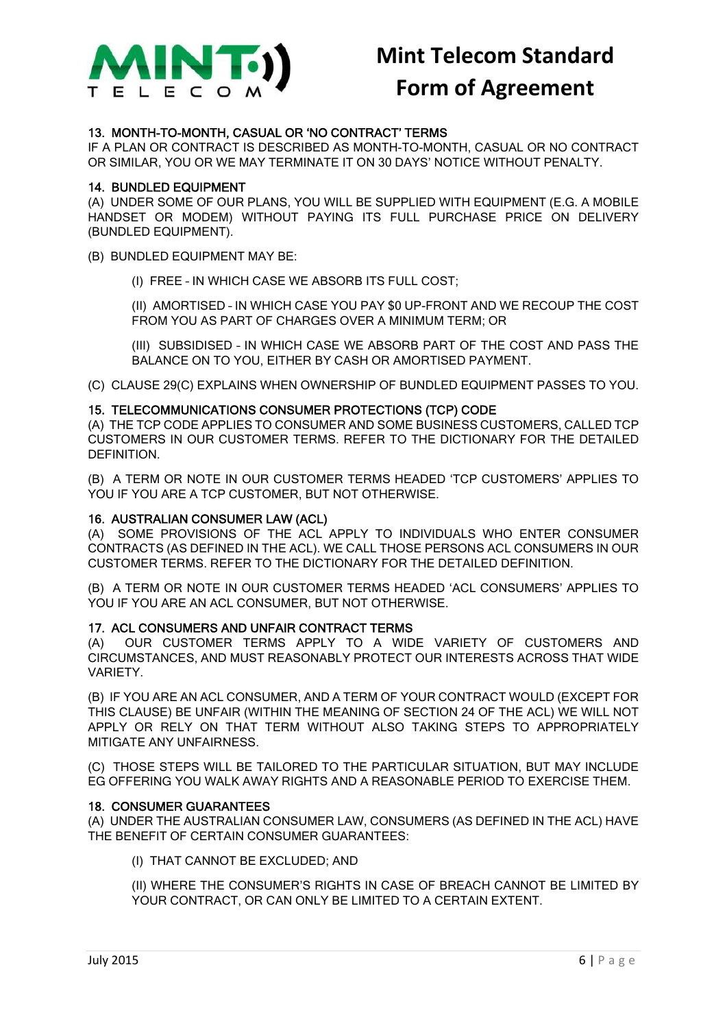## 13. MONTH-TO-MONTH, CASUAL OR 'NO CONTRACT' TERMS

IF A PLAN OR CONTRACT IS DESCRIBED AS MONTH-TO-MONTH, CASUAL OR NO CONTRACT OR SIMILAR, YOU OR WE MAY TERMINATE IT ON 30 DAYS' NOTICE WITHOUT PENALTY.

## 14. BUNDLED EQUIPMENT

(A) UNDER SOME OF OUR PLANS, YOU WILL BE SUPPLIED WITH EQUIPMENT (E.G. A MOBILE HANDSET OR MODEM) WITHOUT PAYING ITS FULL PURCHASE PRICE ON DELIVERY (BUNDLED EQUIPMENT).

(B) BUNDLED EQUIPMENT MAY BE:

(I) FREE – IN WHICH CASE WE ABSORB ITS FULL COST;

(II) AMORTISED – IN WHICH CASE YOU PAY $0 UP-FRONT AND WE RECOUP THE COST FROM YOU AS PART OF CHARGES OVER A MINIMUM TERM; OR

(III) SUBSIDISED – IN WHICH CASE WE ABSORB PART OF THE COST AND PASS THE BALANCE ON TO YOU, EITHER BY CASH OR AMORTISED PAYMENT.

(C) CLAUSE 29(C) EXPLAINS WHEN OWNERSHIP OF BUNDLED EQUIPMENT PASSES TO YOU.

## 15. TELECOMMUNICATIONS CONSUMER PROTECTIONS (TCP) CODE

(A) THE TCP CODE APPLIES TO CONSUMER AND SOME BUSINESS CUSTOMERS, CALLED TCP CUSTOMERS IN OUR CUSTOMER TERMS. REFER TO THE DICTIONARY FOR THE DETAILED DEFINITION.

(B) A TERM OR NOTE IN OUR CUSTOMER TERMS HEADED 'TCP CUSTOMERS' APPLIES TO YOU IF YOU ARE A TCP CUSTOMER, BUT NOT OTHERWISE.

## 16. AUSTRALIAN CONSUMER LAW (ACL)

(A) SOME PROVISIONS OF THE ACL APPLY TO INDIVIDUALS WHO ENTER CONSUMER CONTRACTS (AS DEFINED IN THE ACL). WE CALL THOSE PERSONS ACL CONSUMERS IN OUR CUSTOMER TERMS. REFER TO THE DICTIONARY FOR THE DETAILED DEFINITION.

(B) A TERM OR NOTE IN OUR CUSTOMER TERMS HEADED 'ACL CONSUMERS' APPLIES TO YOU IF YOU ARE AN ACL CONSUMER, BUT NOT OTHERWISE.

## 17. ACL CONSUMERS AND UNFAIR CONTRACT TERMS

(A) OUR CUSTOMER TERMS APPLY TO A WIDE VARIETY OF CUSTOMERS AND CIRCUMSTANCES, AND MUST REASONABLY PROTECT OUR INTERESTS ACROSS THAT WIDE VARIETY.

(B) IF YOU ARE AN ACL CONSUMER, AND A TERM OF YOUR CONTRACT WOULD (EXCEPT FOR THIS CLAUSE) BE UNFAIR (WITHIN THE MEANING OF SECTION 24 OF THE ACL) WE WILL NOT APPLY OR RELY ON THAT TERM WITHOUT ALSO TAKING STEPS TO APPROPRIATELY MITIGATE ANY UNFAIRNESS.

(C) THOSE STEPS WILL BE TAILORED TO THE PARTICULAR SITUATION, BUT MAY INCLUDE EG OFFERING YOU WALK AWAY RIGHTS AND A REASONABLE PERIOD TO EXERCISE THEM.

## 18. CONSUMER GUARANTEES

(A) UNDER THE AUSTRALIAN CONSUMER LAW, CONSUMERS (AS DEFINED IN THE ACL) HAVE THE BENEFIT OF CERTAIN CONSUMER GUARANTEES:

(I) THAT CANNOT BE EXCLUDED; AND

(II) WHERE THE CONSUMER'S RIGHTS IN CASE OF BREACH CANNOT BE LIMITED BY YOUR CONTRACT, OR CAN ONLY BE LIMITED TO A CERTAIN EXTENT.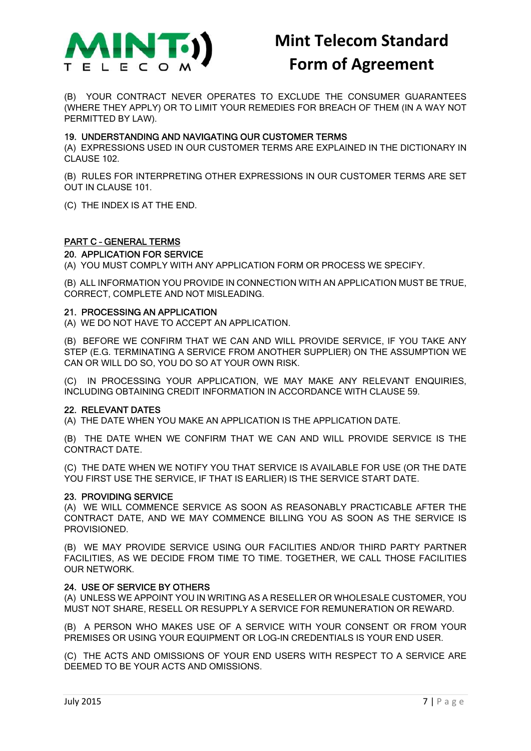(B) YOUR CONTRACT NEVER OPERATES TO EXCLUDE THE CONSUMER GUARANTEES (WHERE THEY APPLY) OR TO LIMIT YOUR REMEDIES FOR BREACH OF THEM (IN A WAY NOT PERMITTED BY LAW).

### 19. UNDERSTANDING AND NAVIGATING OUR CUSTOMER TERMS

(A) EXPRESSIONS USED IN OUR CUSTOMER TERMS ARE EXPLAINED IN THE DICTIONARY IN CLAUSE 102.

(B) RULES FOR INTERPRETING OTHER EXPRESSIONS IN OUR CUSTOMER TERMS ARE SET OUT IN CLAUSE 101.

(C) THE INDEX IS AT THE END.

## PART C - GENERAL TERMS

### 20. APPLICATION FOR SERVICE

(A) YOU MUST COMPLY WITH ANY APPLICATION FORM OR PROCESS WE SPECIFY.

(B) ALL INFORMATION YOU PROVIDE IN CONNECTION WITH AN APPLICATION MUST BE TRUE, CORRECT, COMPLETE AND NOT MISLEADING.

### 21. PROCESSING AN APPLICATION

(A) WE DO NOT HAVE TO ACCEPT AN APPLICATION.

(B) BEFORE WE CONFIRM THAT WE CAN AND WILL PROVIDE SERVICE, IF YOU TAKE ANY STEP (E.G. TERMINATING A SERVICE FROM ANOTHER SUPPLIER) ON THE ASSUMPTION WE CAN OR WILL DO SO, YOU DO SO AT YOUR OWN RISK.

(C) IN PROCESSING YOUR APPLICATION, WE MAY MAKE ANY RELEVANT ENQUIRIES, INCLUDING OBTAINING CREDIT INFORMATION IN ACCORDANCE WITH CLAUSE 59.

### 22. RELEVANT DATES

(A) THE DATE WHEN YOU MAKE AN APPLICATION IS THE APPLICATION DATE.

(B) THE DATE WHEN WE CONFIRM THAT WE CAN AND WILL PROVIDE SERVICE IS THE CONTRACT DATE.

(C) THE DATE WHEN WE NOTIFY YOU THAT SERVICE IS AVAILABLE FOR USE (OR THE DATE YOU FIRST USE THE SERVICE, IF THAT IS EARLIER) IS THE SERVICE START DATE.

### 23. PROVIDING SERVICE

(A) WE WILL COMMENCE SERVICE AS SOON AS REASONABLY PRACTICABLE AFTER THE CONTRACT DATE, AND WE MAY COMMENCE BILLING YOU AS SOON AS THE SERVICE IS PROVISIONED.

(B) WE MAY PROVIDE SERVICE USING OUR FACILITIES AND/OR THIRD PARTY PARTNER FACILITIES, AS WE DECIDE FROM TIME TO TIME. TOGETHER, WE CALL THOSE FACILITIES OUR NETWORK.

### 24. USE OF SERVICE BY OTHERS

(A) UNLESS WE APPOINT YOU IN WRITING AS A RESELLER OR WHOLESALE CUSTOMER, YOU MUST NOT SHARE, RESELL OR RESUPPLY A SERVICE FOR REMUNERATION OR REWARD.

(B) A PERSON WHO MAKES USE OF A SERVICE WITH YOUR CONSENT OR FROM YOUR PREMISES OR USING YOUR EQUIPMENT OR LOG-IN CREDENTIALS IS YOUR END USER.

(C) THE ACTS AND OMISSIONS OF YOUR END USERS WITH RESPECT TO A SERVICE ARE DEEMED TO BE YOUR ACTS AND OMISSIONS.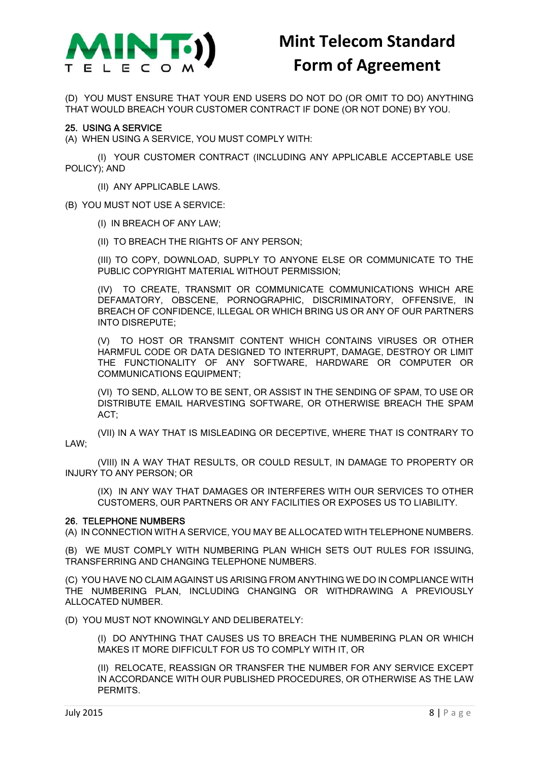(D) YOU MUST ENSURE THAT YOUR END USERS DO NOT DO (OR OMIT TO DO) ANYTHING THAT WOULD BREACH YOUR CUSTOMER CONTRACT IF DONE (OR NOT DONE) BY YOU.

## 25. USING A SERVICE

(A) WHEN USING A SERVICE, YOU MUST COMPLY WITH:

(I) YOUR CUSTOMER CONTRACT (INCLUDING ANY APPLICABLE ACCEPTABLE USE POLICY); AND

(II) ANY APPLICABLE LAWS.

(B) YOU MUST NOT USE A SERVICE:

(I) IN BREACH OF ANY LAW;

(II) TO BREACH THE RIGHTS OF ANY PERSON;

(III) TO COPY, DOWNLOAD, SUPPLY TO ANYONE ELSE OR COMMUNICATE TO THE PUBLIC COPYRIGHT MATERIAL WITHOUT PERMISSION;

(IV) TO CREATE, TRANSMIT OR COMMUNICATE COMMUNICATIONS WHICH ARE DEFAMATORY, OBSCENE, PORNOGRAPHIC, DISCRIMINATORY, OFFENSIVE, IN BREACH OF CONFIDENCE, ILLEGAL OR WHICH BRING US OR ANY OF OUR PARTNERS INTO DISREPUTE;

(V) TO HOST OR TRANSMIT CONTENT WHICH CONTAINS VIRUSES OR OTHER HARMFUL CODE OR DATA DESIGNED TO INTERRUPT, DAMAGE, DESTROY OR LIMIT THE FUNCTIONALITY OF ANY SOFTWARE, HARDWARE OR COMPUTER OR COMMUNICATIONS EQUIPMENT;

(VI) TO SEND, ALLOW TO BE SENT, OR ASSIST IN THE SENDING OF SPAM, TO USE OR DISTRIBUTE EMAIL HARVESTING SOFTWARE, OR OTHERWISE BREACH THE SPAM ACT;

(VII) IN A WAY THAT IS MISLEADING OR DECEPTIVE, WHERE THAT IS CONTRARY TO LAW;

(VIII) IN A WAY THAT RESULTS, OR COULD RESULT, IN DAMAGE TO PROPERTY OR INJURY TO ANY PERSON; OR

(IX) IN ANY WAY THAT DAMAGES OR INTERFERES WITH OUR SERVICES TO OTHER CUSTOMERS, OUR PARTNERS OR ANY FACILITIES OR EXPOSES US TO LIABILITY.

## 26. TELEPHONE NUMBERS

(A) IN CONNECTION WITH A SERVICE, YOU MAY BE ALLOCATED WITH TELEPHONE NUMBERS.

(B) WE MUST COMPLY WITH NUMBERING PLAN WHICH SETS OUT RULES FOR ISSUING, TRANSFERRING AND CHANGING TELEPHONE NUMBERS.

(C) YOU HAVE NO CLAIM AGAINST US ARISING FROM ANYTHING WE DO IN COMPLIANCE WITH THE NUMBERING PLAN, INCLUDING CHANGING OR WITHDRAWING A PREVIOUSLY ALLOCATED NUMBER.

(D) YOU MUST NOT KNOWINGLY AND DELIBERATELY:

(I) DO ANYTHING THAT CAUSES US TO BREACH THE NUMBERING PLAN OR WHICH MAKES IT MORE DIFFICULT FOR US TO COMPLY WITH IT, OR

(II) RELOCATE, REASSIGN OR TRANSFER THE NUMBER FOR ANY SERVICE EXCEPT IN ACCORDANCE WITH OUR PUBLISHED PROCEDURES, OR OTHERWISE AS THE LAW PERMITS.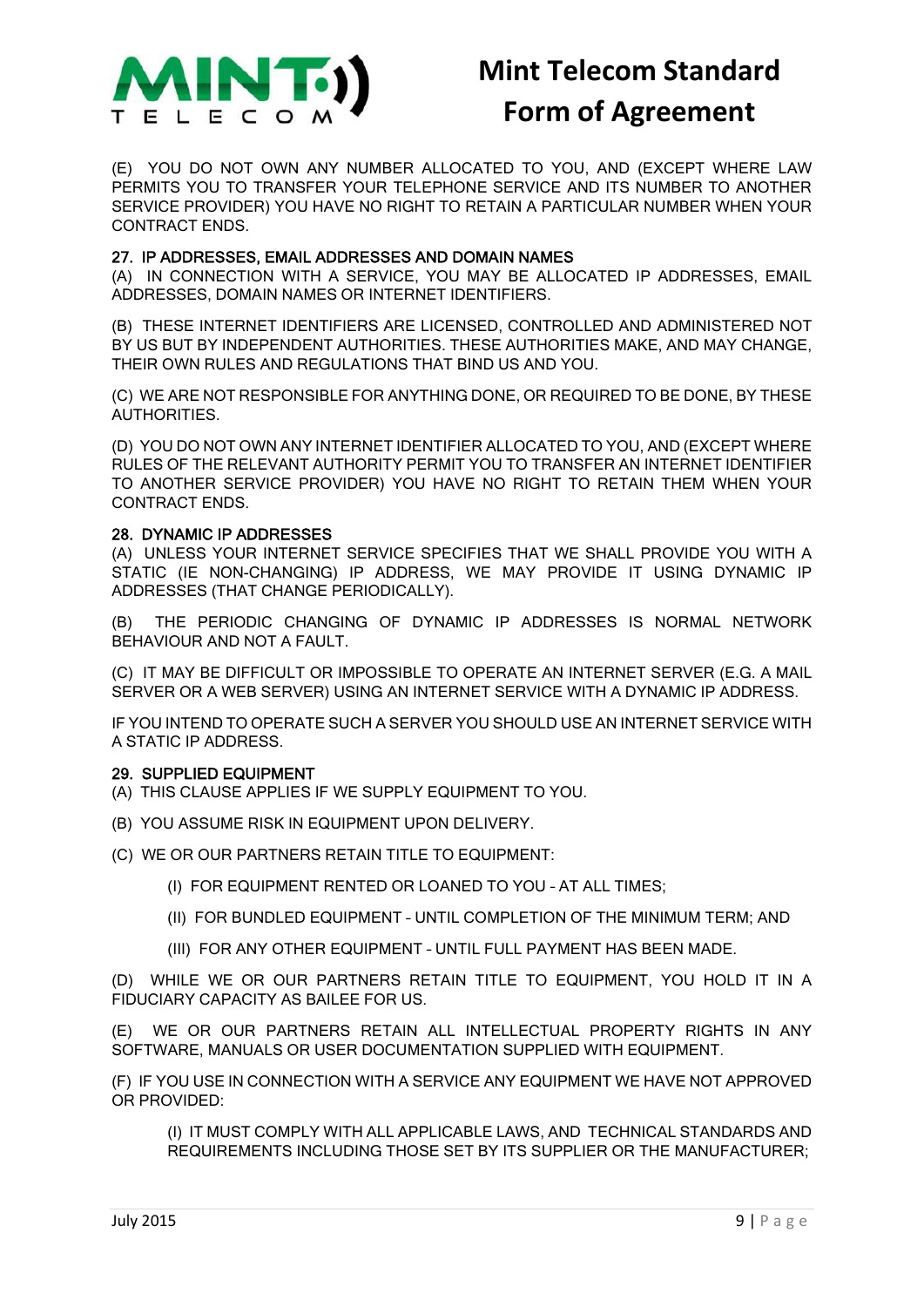(E) YOU DO NOT OWN ANY NUMBER ALLOCATED TO YOU, AND (EXCEPT WHERE LAW PERMITS YOU TO TRANSFER YOUR TELEPHONE SERVICE AND ITS NUMBER TO ANOTHER SERVICE PROVIDER) YOU HAVE NO RIGHT TO RETAIN A PARTICULAR NUMBER WHEN YOUR CONTRACT ENDS.

## 27. IP ADDRESSES, EMAIL ADDRESSES AND DOMAIN NAMES

(A) IN CONNECTION WITH A SERVICE, YOU MAY BE ALLOCATED IP ADDRESSES, EMAIL ADDRESSES, DOMAIN NAMES OR INTERNET IDENTIFIERS.

(B) THESE INTERNET IDENTIFIERS ARE LICENSED, CONTROLLED AND ADMINISTERED NOT BY US BUT BY INDEPENDENT AUTHORITIES. THESE AUTHORITIES MAKE, AND MAY CHANGE, THEIR OWN RULES AND REGULATIONS THAT BIND US AND YOU.

(C) WE ARE NOT RESPONSIBLE FOR ANYTHING DONE, OR REQUIRED TO BE DONE, BY THESE AUTHORITIES.

(D) YOU DO NOT OWN ANY INTERNET IDENTIFIER ALLOCATED TO YOU, AND (EXCEPT WHERE RULES OF THE RELEVANT AUTHORITY PERMIT YOU TO TRANSFER AN INTERNET IDENTIFIER TO ANOTHER SERVICE PROVIDER) YOU HAVE NO RIGHT TO RETAIN THEM WHEN YOUR CONTRACT ENDS.

## 28. DYNAMIC IP ADDRESSES

(A) UNLESS YOUR INTERNET SERVICE SPECIFIES THAT WE SHALL PROVIDE YOU WITH A STATIC (IE NON-CHANGING) IP ADDRESS, WE MAY PROVIDE IT USING DYNAMIC IP ADDRESSES (THAT CHANGE PERIODICALLY).

(B) THE PERIODIC CHANGING OF DYNAMIC IP ADDRESSES IS NORMAL NETWORK BEHAVIOUR AND NOT A FAULT.

(C) IT MAY BE DIFFICULT OR IMPOSSIBLE TO OPERATE AN INTERNET SERVER (E.G. A MAIL SERVER OR A WEB SERVER) USING AN INTERNET SERVICE WITH A DYNAMIC IP ADDRESS.

IF YOU INTEND TO OPERATE SUCH A SERVER YOU SHOULD USE AN INTERNET SERVICE WITH A STATIC IP ADDRESS.

## 29. SUPPLIED EQUIPMENT

(A) THIS CLAUSE APPLIES IF WE SUPPLY EQUIPMENT TO YOU.

(B) YOU ASSUME RISK IN EQUIPMENT UPON DELIVERY.

(C) WE OR OUR PARTNERS RETAIN TITLE TO EQUIPMENT:

> (I) FOR EQUIPMENT RENTED OR LOANED TO YOU - AT ALL TIMES;
>
> (II) FOR BUNDLED EQUIPMENT - UNTIL COMPLETION OF THE MINIMUM TERM; AND
>
> (III) FOR ANY OTHER EQUIPMENT - UNTIL FULL PAYMENT HAS BEEN MADE.

(D) WHILE WE OR OUR PARTNERS RETAIN TITLE TO EQUIPMENT, YOU HOLD IT IN A FIDUCIARY CAPACITY AS BAILEE FOR US.

(E) WE OR OUR PARTNERS RETAIN ALL INTELLECTUAL PROPERTY RIGHTS IN ANY SOFTWARE, MANUALS OR USER DOCUMENTATION SUPPLIED WITH EQUIPMENT.

(F) IF YOU USE IN CONNECTION WITH A SERVICE ANY EQUIPMENT WE HAVE NOT APPROVED OR PROVIDED:

> (I) IT MUST COMPLY WITH ALL APPLICABLE LAWS, AND TECHNICAL STANDARDS AND REQUIREMENTS INCLUDING THOSE SET BY ITS SUPPLIER OR THE MANUFACTURER;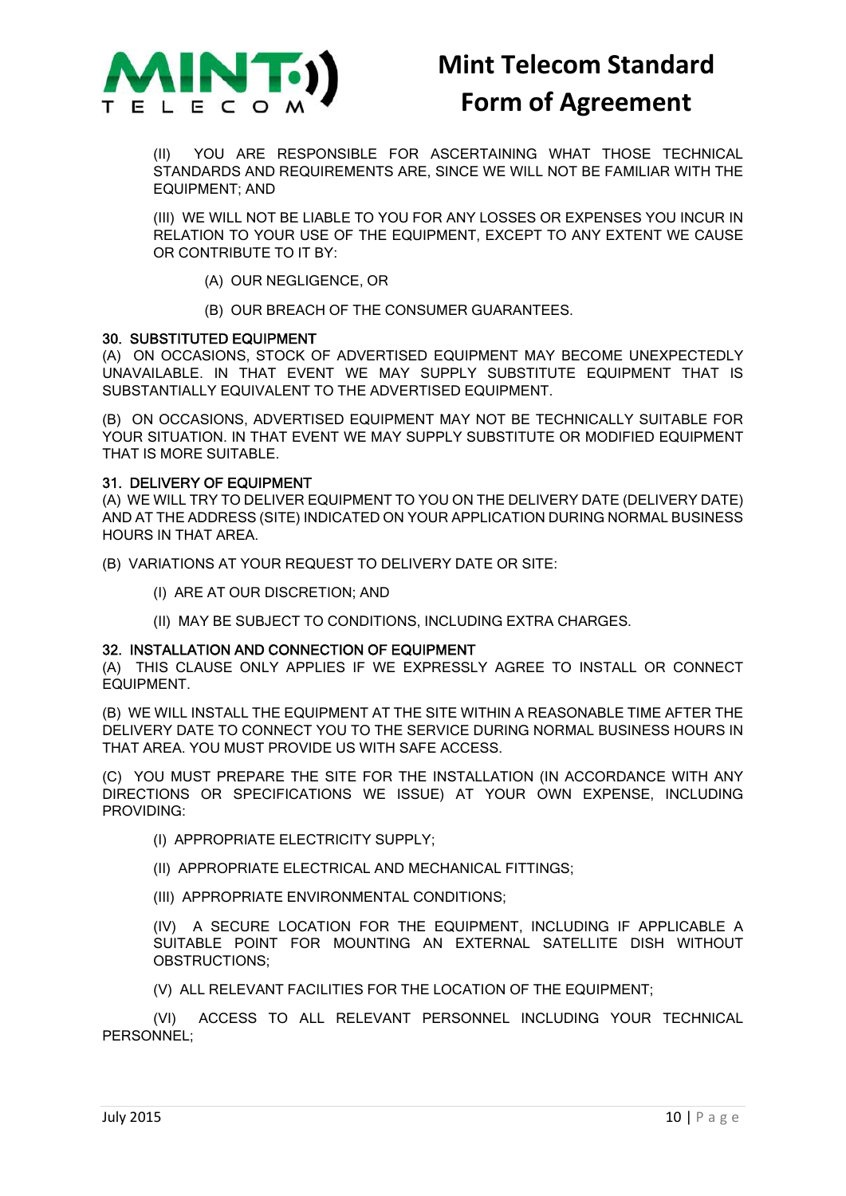(II) YOU ARE RESPONSIBLE FOR ASCERTAINING WHAT THOSE TECHNICAL STANDARDS AND REQUIREMENTS ARE, SINCE WE WILL NOT BE FAMILIAR WITH THE EQUIPMENT; AND

(III) WE WILL NOT BE LIABLE TO YOU FOR ANY LOSSES OR EXPENSES YOU INCUR IN RELATION TO YOUR USE OF THE EQUIPMENT, EXCEPT TO ANY EXTENT WE CAUSE OR CONTRIBUTE TO IT BY:

(A) OUR NEGLIGENCE, OR

(B) OUR BREACH OF THE CONSUMER GUARANTEES.

## 30. SUBSTITUTED EQUIPMENT

(A) ON OCCASIONS, STOCK OF ADVERTISED EQUIPMENT MAY BECOME UNEXPECTEDLY UNAVAILABLE. IN THAT EVENT WE MAY SUPPLY SUBSTITUTE EQUIPMENT THAT IS SUBSTANTIALLY EQUIVALENT TO THE ADVERTISED EQUIPMENT.

(B) ON OCCASIONS, ADVERTISED EQUIPMENT MAY NOT BE TECHNICALLY SUITABLE FOR YOUR SITUATION. IN THAT EVENT WE MAY SUPPLY SUBSTITUTE OR MODIFIED EQUIPMENT THAT IS MORE SUITABLE.

## 31. DELIVERY OF EQUIPMENT

(A) WE WILL TRY TO DELIVER EQUIPMENT TO YOU ON THE DELIVERY DATE (DELIVERY DATE) AND AT THE ADDRESS (SITE) INDICATED ON YOUR APPLICATION DURING NORMAL BUSINESS HOURS IN THAT AREA.

(B) VARIATIONS AT YOUR REQUEST TO DELIVERY DATE OR SITE:

(I) ARE AT OUR DISCRETION; AND

(II) MAY BE SUBJECT TO CONDITIONS, INCLUDING EXTRA CHARGES.

## 32. INSTALLATION AND CONNECTION OF EQUIPMENT

(A) THIS CLAUSE ONLY APPLIES IF WE EXPRESSLY AGREE TO INSTALL OR CONNECT EQUIPMENT.

(B) WE WILL INSTALL THE EQUIPMENT AT THE SITE WITHIN A REASONABLE TIME AFTER THE DELIVERY DATE TO CONNECT YOU TO THE SERVICE DURING NORMAL BUSINESS HOURS IN THAT AREA. YOU MUST PROVIDE US WITH SAFE ACCESS.

(C) YOU MUST PREPARE THE SITE FOR THE INSTALLATION (IN ACCORDANCE WITH ANY DIRECTIONS OR SPECIFICATIONS WE ISSUE) AT YOUR OWN EXPENSE, INCLUDING PROVIDING:

(I) APPROPRIATE ELECTRICITY SUPPLY;

(II) APPROPRIATE ELECTRICAL AND MECHANICAL FITTINGS;

(III) APPROPRIATE ENVIRONMENTAL CONDITIONS;

(IV) A SECURE LOCATION FOR THE EQUIPMENT, INCLUDING IF APPLICABLE A SUITABLE POINT FOR MOUNTING AN EXTERNAL SATELLITE DISH WITHOUT OBSTRUCTIONS;

(V) ALL RELEVANT FACILITIES FOR THE LOCATION OF THE EQUIPMENT;

(VI) ACCESS TO ALL RELEVANT PERSONNEL INCLUDING YOUR TECHNICAL PERSONNEL;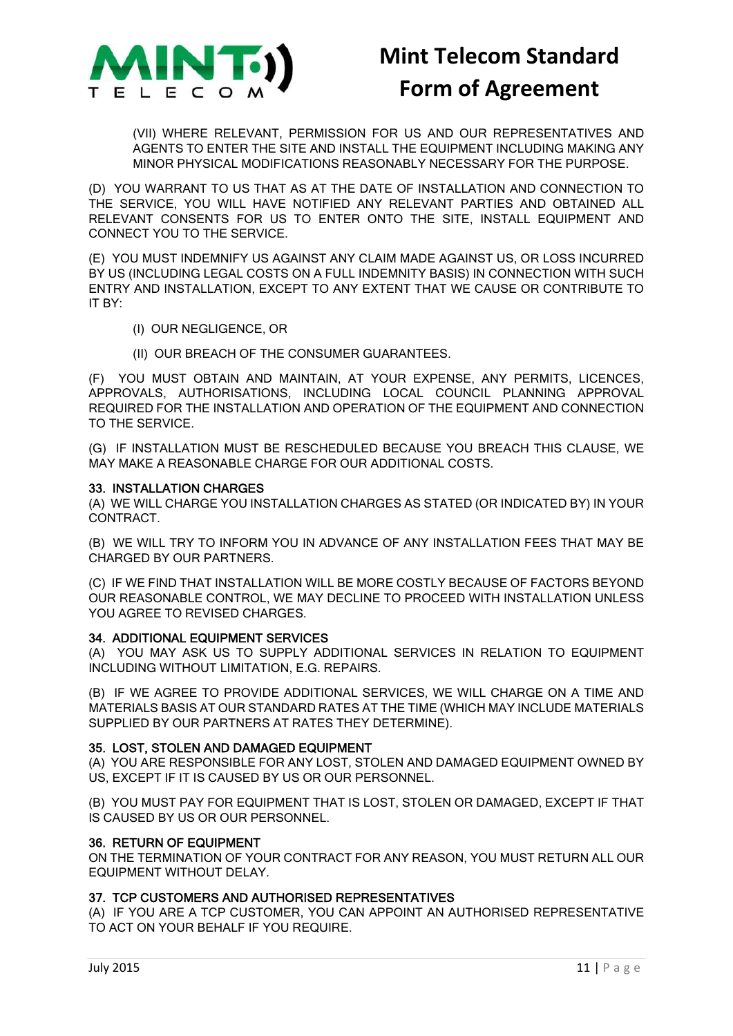(VII) WHERE RELEVANT, PERMISSION FOR US AND OUR REPRESENTATIVES AND AGENTS TO ENTER THE SITE AND INSTALL THE EQUIPMENT INCLUDING MAKING ANY MINOR PHYSICAL MODIFICATIONS REASONABLY NECESSARY FOR THE PURPOSE.

(D) YOU WARRANT TO US THAT AS AT THE DATE OF INSTALLATION AND CONNECTION TO THE SERVICE, YOU WILL HAVE NOTIFIED ANY RELEVANT PARTIES AND OBTAINED ALL RELEVANT CONSENTS FOR US TO ENTER ONTO THE SITE, INSTALL EQUIPMENT AND CONNECT YOU TO THE SERVICE.

(E) YOU MUST INDEMNIFY US AGAINST ANY CLAIM MADE AGAINST US, OR LOSS INCURRED BY US (INCLUDING LEGAL COSTS ON A FULL INDEMNITY BASIS) IN CONNECTION WITH SUCH ENTRY AND INSTALLATION, EXCEPT TO ANY EXTENT THAT WE CAUSE OR CONTRIBUTE TO IT BY:

(I) OUR NEGLIGENCE, OR

(II) OUR BREACH OF THE CONSUMER GUARANTEES.

(F) YOU MUST OBTAIN AND MAINTAIN, AT YOUR EXPENSE, ANY PERMITS, LICENCES, APPROVALS, AUTHORISATIONS, INCLUDING LOCAL COUNCIL PLANNING APPROVAL REQUIRED FOR THE INSTALLATION AND OPERATION OF THE EQUIPMENT AND CONNECTION TO THE SERVICE.

(G) IF INSTALLATION MUST BE RESCHEDULED BECAUSE YOU BREACH THIS CLAUSE, WE MAY MAKE A REASONABLE CHARGE FOR OUR ADDITIONAL COSTS.

### 33. INSTALLATION CHARGES

(A) WE WILL CHARGE YOU INSTALLATION CHARGES AS STATED (OR INDICATED BY) IN YOUR CONTRACT.

(B) WE WILL TRY TO INFORM YOU IN ADVANCE OF ANY INSTALLATION FEES THAT MAY BE CHARGED BY OUR PARTNERS.

(C) IF WE FIND THAT INSTALLATION WILL BE MORE COSTLY BECAUSE OF FACTORS BEYOND OUR REASONABLE CONTROL, WE MAY DECLINE TO PROCEED WITH INSTALLATION UNLESS YOU AGREE TO REVISED CHARGES.

### 34. ADDITIONAL EQUIPMENT SERVICES

(A) YOU MAY ASK US TO SUPPLY ADDITIONAL SERVICES IN RELATION TO EQUIPMENT INCLUDING WITHOUT LIMITATION, E.G. REPAIRS.

(B) IF WE AGREE TO PROVIDE ADDITIONAL SERVICES, WE WILL CHARGE ON A TIME AND MATERIALS BASIS AT OUR STANDARD RATES AT THE TIME (WHICH MAY INCLUDE MATERIALS SUPPLIED BY OUR PARTNERS AT RATES THEY DETERMINE).

### 35. LOST, STOLEN AND DAMAGED EQUIPMENT

(A) YOU ARE RESPONSIBLE FOR ANY LOST, STOLEN AND DAMAGED EQUIPMENT OWNED BY US, EXCEPT IF IT IS CAUSED BY US OR OUR PERSONNEL.

(B) YOU MUST PAY FOR EQUIPMENT THAT IS LOST, STOLEN OR DAMAGED, EXCEPT IF THAT IS CAUSED BY US OR OUR PERSONNEL.

### 36. RETURN OF EQUIPMENT

ON THE TERMINATION OF YOUR CONTRACT FOR ANY REASON, YOU MUST RETURN ALL OUR EQUIPMENT WITHOUT DELAY.

### 37. TCP CUSTOMERS AND AUTHORISED REPRESENTATIVES

(A) IF YOU ARE A TCP CUSTOMER, YOU CAN APPOINT AN AUTHORISED REPRESENTATIVE TO ACT ON YOUR BEHALF IF YOU REQUIRE.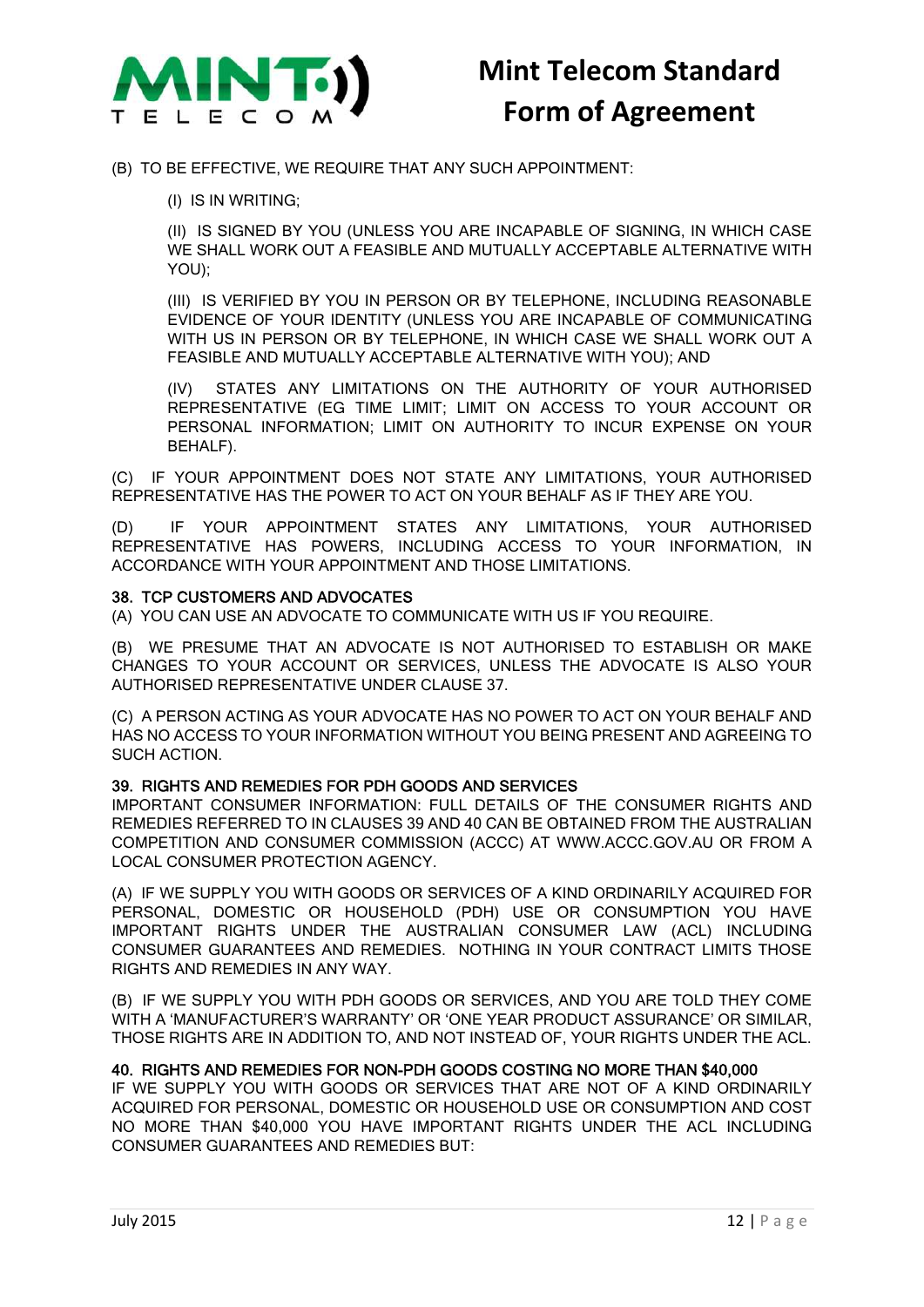(B) TO BE EFFECTIVE, WE REQUIRE THAT ANY SUCH APPOINTMENT:

(I) IS IN WRITING;

(II) IS SIGNED BY YOU (UNLESS YOU ARE INCAPABLE OF SIGNING, IN WHICH CASE WE SHALL WORK OUT A FEASIBLE AND MUTUALLY ACCEPTABLE ALTERNATIVE WITH YOU);

(III) IS VERIFIED BY YOU IN PERSON OR BY TELEPHONE, INCLUDING REASONABLE EVIDENCE OF YOUR IDENTITY (UNLESS YOU ARE INCAPABLE OF COMMUNICATING WITH US IN PERSON OR BY TELEPHONE, IN WHICH CASE WE SHALL WORK OUT A FEASIBLE AND MUTUALLY ACCEPTABLE ALTERNATIVE WITH YOU); AND

(IV) STATES ANY LIMITATIONS ON THE AUTHORITY OF YOUR AUTHORISED REPRESENTATIVE (EG TIME LIMIT; LIMIT ON ACCESS TO YOUR ACCOUNT OR PERSONAL INFORMATION; LIMIT ON AUTHORITY TO INCUR EXPENSE ON YOUR BEHALF).

(C) IF YOUR APPOINTMENT DOES NOT STATE ANY LIMITATIONS, YOUR AUTHORISED REPRESENTATIVE HAS THE POWER TO ACT ON YOUR BEHALF AS IF THEY ARE YOU.

(D) IF YOUR APPOINTMENT STATES ANY LIMITATIONS, YOUR AUTHORISED REPRESENTATIVE HAS POWERS, INCLUDING ACCESS TO YOUR INFORMATION, IN ACCORDANCE WITH YOUR APPOINTMENT AND THOSE LIMITATIONS.

### 38. TCP CUSTOMERS AND ADVOCATES

(A) YOU CAN USE AN ADVOCATE TO COMMUNICATE WITH US IF YOU REQUIRE.

(B) WE PRESUME THAT AN ADVOCATE IS NOT AUTHORISED TO ESTABLISH OR MAKE CHANGES TO YOUR ACCOUNT OR SERVICES, UNLESS THE ADVOCATE IS ALSO YOUR AUTHORISED REPRESENTATIVE UNDER CLAUSE 37.

(C) A PERSON ACTING AS YOUR ADVOCATE HAS NO POWER TO ACT ON YOUR BEHALF AND HAS NO ACCESS TO YOUR INFORMATION WITHOUT YOU BEING PRESENT AND AGREEING TO SUCH ACTION.

### 39. RIGHTS AND REMEDIES FOR PDH GOODS AND SERVICES

IMPORTANT CONSUMER INFORMATION: FULL DETAILS OF THE CONSUMER RIGHTS AND REMEDIES REFERRED TO IN CLAUSES 39 AND 40 CAN BE OBTAINED FROM THE AUSTRALIAN COMPETITION AND CONSUMER COMMISSION (ACCC) AT WWW.ACCC.GOV.AU OR FROM A LOCAL CONSUMER PROTECTION AGENCY.

(A) IF WE SUPPLY YOU WITH GOODS OR SERVICES OF A KIND ORDINARILY ACQUIRED FOR PERSONAL, DOMESTIC OR HOUSEHOLD (PDH) USE OR CONSUMPTION YOU HAVE IMPORTANT RIGHTS UNDER THE AUSTRALIAN CONSUMER LAW (ACL) INCLUDING CONSUMER GUARANTEES AND REMEDIES. NOTHING IN YOUR CONTRACT LIMITS THOSE RIGHTS AND REMEDIES IN ANY WAY.

(B) IF WE SUPPLY YOU WITH PDH GOODS OR SERVICES, AND YOU ARE TOLD THEY COME WITH A 'MANUFACTURER'S WARRANTY' OR 'ONE YEAR PRODUCT ASSURANCE' OR SIMILAR, THOSE RIGHTS ARE IN ADDITION TO, AND NOT INSTEAD OF, YOUR RIGHTS UNDER THE ACL.

### 40. RIGHTS AND REMEDIES FOR NON-PDH GOODS COSTING NO MORE THAN $40,000

IF WE SUPPLY YOU WITH GOODS OR SERVICES THAT ARE NOT OF A KIND ORDINARILY ACQUIRED FOR PERSONAL, DOMESTIC OR HOUSEHOLD USE OR CONSUMPTION AND COST NO MORE THAN $40,000 YOU HAVE IMPORTANT RIGHTS UNDER THE ACL INCLUDING CONSUMER GUARANTEES AND REMEDIES BUT: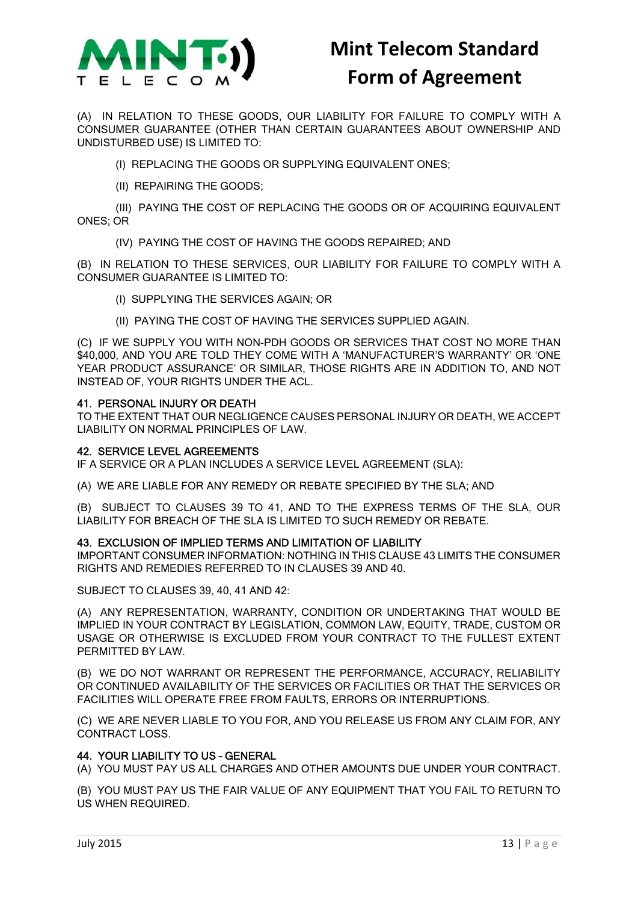(A) IN RELATION TO THESE GOODS, OUR LIABILITY FOR FAILURE TO COMPLY WITH A CONSUMER GUARANTEE (OTHER THAN CERTAIN GUARANTEES ABOUT OWNERSHIP AND UNDISTURBED USE) IS LIMITED TO:

(I) REPLACING THE GOODS OR SUPPLYING EQUIVALENT ONES;

(II) REPAIRING THE GOODS;

(III) PAYING THE COST OF REPLACING THE GOODS OR OF ACQUIRING EQUIVALENT ONES; OR

(IV) PAYING THE COST OF HAVING THE GOODS REPAIRED; AND

(B) IN RELATION TO THESE SERVICES, OUR LIABILITY FOR FAILURE TO COMPLY WITH A CONSUMER GUARANTEE IS LIMITED TO:

(I) SUPPLYING THE SERVICES AGAIN; OR

(II) PAYING THE COST OF HAVING THE SERVICES SUPPLIED AGAIN.

(C) IF WE SUPPLY YOU WITH NON-PDH GOODS OR SERVICES THAT COST NO MORE THAN $40,000, AND YOU ARE TOLD THEY COME WITH A 'MANUFACTURER'S WARRANTY' OR 'ONE YEAR PRODUCT ASSURANCE' OR SIMILAR, THOSE RIGHTS ARE IN ADDITION TO, AND NOT INSTEAD OF, YOUR RIGHTS UNDER THE ACL.

## 41. PERSONAL INJURY OR DEATH

TO THE EXTENT THAT OUR NEGLIGENCE CAUSES PERSONAL INJURY OR DEATH, WE ACCEPT LIABILITY ON NORMAL PRINCIPLES OF LAW.

## 42. SERVICE LEVEL AGREEMENTS

IF A SERVICE OR A PLAN INCLUDES A SERVICE LEVEL AGREEMENT (SLA):

(A) WE ARE LIABLE FOR ANY REMEDY OR REBATE SPECIFIED BY THE SLA; AND

(B) SUBJECT TO CLAUSES 39 TO 41, AND TO THE EXPRESS TERMS OF THE SLA, OUR LIABILITY FOR BREACH OF THE SLA IS LIMITED TO SUCH REMEDY OR REBATE.

## 43. EXCLUSION OF IMPLIED TERMS AND LIMITATION OF LIABILITY

IMPORTANT CONSUMER INFORMATION: NOTHING IN THIS CLAUSE 43 LIMITS THE CONSUMER RIGHTS AND REMEDIES REFERRED TO IN CLAUSES 39 AND 40.

SUBJECT TO CLAUSES 39, 40, 41 AND 42:

(A) ANY REPRESENTATION, WARRANTY, CONDITION OR UNDERTAKING THAT WOULD BE IMPLIED IN YOUR CONTRACT BY LEGISLATION, COMMON LAW, EQUITY, TRADE, CUSTOM OR USAGE OR OTHERWISE IS EXCLUDED FROM YOUR CONTRACT TO THE FULLEST EXTENT PERMITTED BY LAW.

(B) WE DO NOT WARRANT OR REPRESENT THE PERFORMANCE, ACCURACY, RELIABILITY OR CONTINUED AVAILABILITY OF THE SERVICES OR FACILITIES OR THAT THE SERVICES OR FACILITIES WILL OPERATE FREE FROM FAULTS, ERRORS OR INTERRUPTIONS.

(C) WE ARE NEVER LIABLE TO YOU FOR, AND YOU RELEASE US FROM ANY CLAIM FOR, ANY CONTRACT LOSS.

## 44. YOUR LIABILITY TO US - GENERAL

(A) YOU MUST PAY US ALL CHARGES AND OTHER AMOUNTS DUE UNDER YOUR CONTRACT.

(B) YOU MUST PAY US THE FAIR VALUE OF ANY EQUIPMENT THAT YOU FAIL TO RETURN TO US WHEN REQUIRED.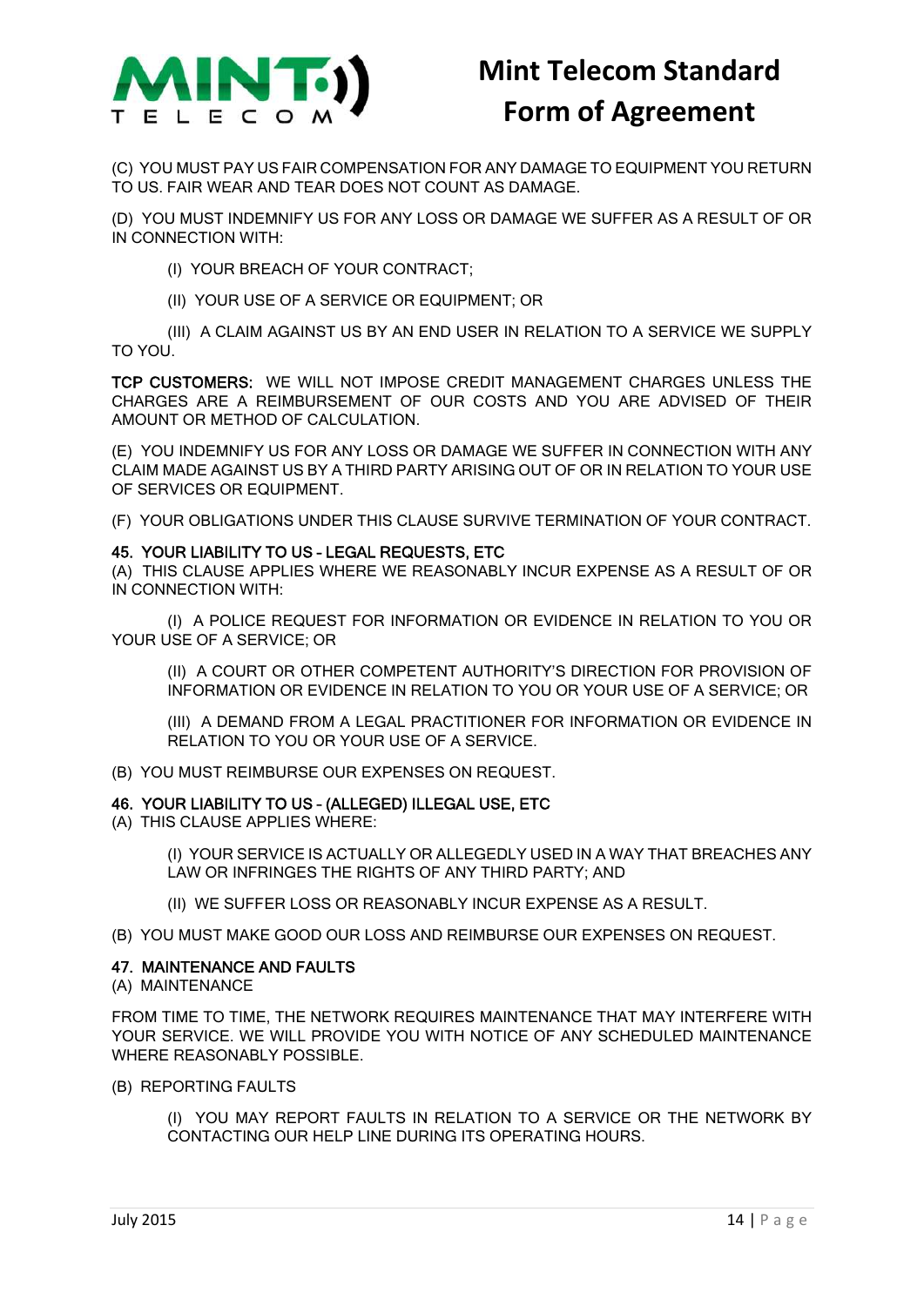(C) YOU MUST PAY US FAIR COMPENSATION FOR ANY DAMAGE TO EQUIPMENT YOU RETURN TO US. FAIR WEAR AND TEAR DOES NOT COUNT AS DAMAGE.

(D) YOU MUST INDEMNIFY US FOR ANY LOSS OR DAMAGE WE SUFFER AS A RESULT OF OR IN CONNECTION WITH:

(I) YOUR BREACH OF YOUR CONTRACT;

(II) YOUR USE OF A SERVICE OR EQUIPMENT; OR

(III) A CLAIM AGAINST US BY AN END USER IN RELATION TO A SERVICE WE SUPPLY TO YOU.

**TCP CUSTOMERS:** WE WILL NOT IMPOSE CREDIT MANAGEMENT CHARGES UNLESS THE CHARGES ARE A REIMBURSEMENT OF OUR COSTS AND YOU ARE ADVISED OF THEIR AMOUNT OR METHOD OF CALCULATION.

(E) YOU INDEMNIFY US FOR ANY LOSS OR DAMAGE WE SUFFER IN CONNECTION WITH ANY CLAIM MADE AGAINST US BY A THIRD PARTY ARISING OUT OF OR IN RELATION TO YOUR USE OF SERVICES OR EQUIPMENT.

(F) YOUR OBLIGATIONS UNDER THIS CLAUSE SURVIVE TERMINATION OF YOUR CONTRACT.

**45. YOUR LIABILITY TO US - LEGAL REQUESTS, ETC**

(A) THIS CLAUSE APPLIES WHERE WE REASONABLY INCUR EXPENSE AS A RESULT OF OR IN CONNECTION WITH:

(I) A POLICE REQUEST FOR INFORMATION OR EVIDENCE IN RELATION TO YOU OR YOUR USE OF A SERVICE; OR

(II) A COURT OR OTHER COMPETENT AUTHORITY'S DIRECTION FOR PROVISION OF INFORMATION OR EVIDENCE IN RELATION TO YOU OR YOUR USE OF A SERVICE; OR

(III) A DEMAND FROM A LEGAL PRACTITIONER FOR INFORMATION OR EVIDENCE IN RELATION TO YOU OR YOUR USE OF A SERVICE.

(B) YOU MUST REIMBURSE OUR EXPENSES ON REQUEST.

**46. YOUR LIABILITY TO US - (ALLEGED) ILLEGAL USE, ETC**

(A) THIS CLAUSE APPLIES WHERE:

(I) YOUR SERVICE IS ACTUALLY OR ALLEGEDLY USED IN A WAY THAT BREACHES ANY LAW OR INFRINGES THE RIGHTS OF ANY THIRD PARTY; AND

(II) WE SUFFER LOSS OR REASONABLY INCUR EXPENSE AS A RESULT.

(B) YOU MUST MAKE GOOD OUR LOSS AND REIMBURSE OUR EXPENSES ON REQUEST.

**47. MAINTENANCE AND FAULTS**

(A) MAINTENANCE

FROM TIME TO TIME, THE NETWORK REQUIRES MAINTENANCE THAT MAY INTERFERE WITH YOUR SERVICE. WE WILL PROVIDE YOU WITH NOTICE OF ANY SCHEDULED MAINTENANCE WHERE REASONABLY POSSIBLE.

(B) REPORTING FAULTS

(I) YOU MAY REPORT FAULTS IN RELATION TO A SERVICE OR THE NETWORK BY CONTACTING OUR HELP LINE DURING ITS OPERATING HOURS.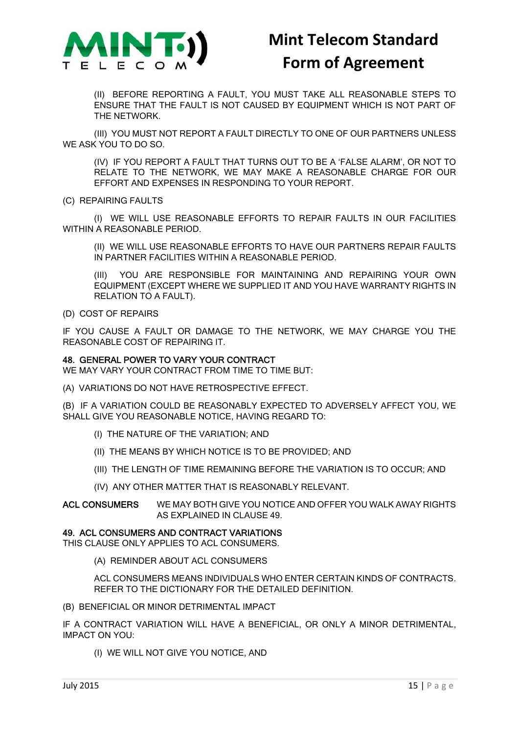(II) BEFORE REPORTING A FAULT, YOU MUST TAKE ALL REASONABLE STEPS TO ENSURE THAT THE FAULT IS NOT CAUSED BY EQUIPMENT WHICH IS NOT PART OF THE NETWORK.

(III) YOU MUST NOT REPORT A FAULT DIRECTLY TO ONE OF OUR PARTNERS UNLESS WE ASK YOU TO DO SO.

(IV) IF YOU REPORT A FAULT THAT TURNS OUT TO BE A 'FALSE ALARM', OR NOT TO RELATE TO THE NETWORK, WE MAY MAKE A REASONABLE CHARGE FOR OUR EFFORT AND EXPENSES IN RESPONDING TO YOUR REPORT.

(C) REPAIRING FAULTS

(I) WE WILL USE REASONABLE EFFORTS TO REPAIR FAULTS IN OUR FACILITIES WITHIN A REASONABLE PERIOD.

(II) WE WILL USE REASONABLE EFFORTS TO HAVE OUR PARTNERS REPAIR FAULTS IN PARTNER FACILITIES WITHIN A REASONABLE PERIOD.

(III) YOU ARE RESPONSIBLE FOR MAINTAINING AND REPAIRING YOUR OWN EQUIPMENT (EXCEPT WHERE WE SUPPLIED IT AND YOU HAVE WARRANTY RIGHTS IN RELATION TO A FAULT).

(D) COST OF REPAIRS

IF YOU CAUSE A FAULT OR DAMAGE TO THE NETWORK, WE MAY CHARGE YOU THE REASONABLE COST OF REPAIRING IT.

**48. GENERAL POWER TO VARY YOUR CONTRACT**

WE MAY VARY YOUR CONTRACT FROM TIME TO TIME BUT:

(A) VARIATIONS DO NOT HAVE RETROSPECTIVE EFFECT.

(B) IF A VARIATION COULD BE REASONABLY EXPECTED TO ADVERSELY AFFECT YOU, WE SHALL GIVE YOU REASONABLE NOTICE, HAVING REGARD TO:

(I) THE NATURE OF THE VARIATION; AND

(II) THE MEANS BY WHICH NOTICE IS TO BE PROVIDED; AND

(III) THE LENGTH OF TIME REMAINING BEFORE THE VARIATION IS TO OCCUR; AND

(IV) ANY OTHER MATTER THAT IS REASONABLY RELEVANT.

**ACL CONSUMERS** WE MAY BOTH GIVE YOU NOTICE AND OFFER YOU WALK AWAY RIGHTS AS EXPLAINED IN CLAUSE 49.

**49. ACL CONSUMERS AND CONTRACT VARIATIONS**

THIS CLAUSE ONLY APPLIES TO ACL CONSUMERS.

(A) REMINDER ABOUT ACL CONSUMERS

ACL CONSUMERS MEANS INDIVIDUALS WHO ENTER CERTAIN KINDS OF CONTRACTS. REFER TO THE DICTIONARY FOR THE DETAILED DEFINITION.

(B) BENEFICIAL OR MINOR DETRIMENTAL IMPACT

IF A CONTRACT VARIATION WILL HAVE A BENEFICIAL, OR ONLY A MINOR DETRIMENTAL, IMPACT ON YOU:

(I) WE WILL NOT GIVE YOU NOTICE, AND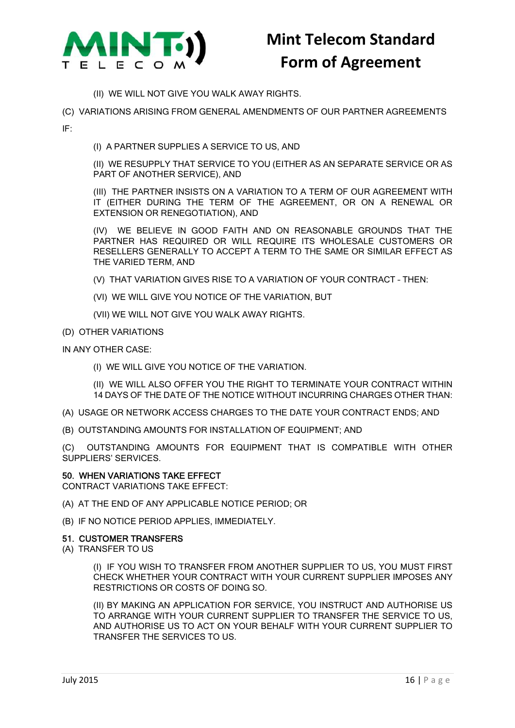(II) WE WILL NOT GIVE YOU WALK AWAY RIGHTS.

(C) VARIATIONS ARISING FROM GENERAL AMENDMENTS OF OUR PARTNER AGREEMENTS

IF:

(I) A PARTNER SUPPLIES A SERVICE TO US, AND

(II) WE RESUPPLY THAT SERVICE TO YOU (EITHER AS AN SEPARATE SERVICE OR AS PART OF ANOTHER SERVICE), AND

(III) THE PARTNER INSISTS ON A VARIATION TO A TERM OF OUR AGREEMENT WITH IT (EITHER DURING THE TERM OF THE AGREEMENT, OR ON A RENEWAL OR EXTENSION OR RENEGOTIATION), AND

(IV) WE BELIEVE IN GOOD FAITH AND ON REASONABLE GROUNDS THAT THE PARTNER HAS REQUIRED OR WILL REQUIRE ITS WHOLESALE CUSTOMERS OR RESELLERS GENERALLY TO ACCEPT A TERM TO THE SAME OR SIMILAR EFFECT AS THE VARIED TERM, AND

(V) THAT VARIATION GIVES RISE TO A VARIATION OF YOUR CONTRACT - THEN:

(VI) WE WILL GIVE YOU NOTICE OF THE VARIATION, BUT

(VII) WE WILL NOT GIVE YOU WALK AWAY RIGHTS.

(D) OTHER VARIATIONS

IN ANY OTHER CASE:

(I) WE WILL GIVE YOU NOTICE OF THE VARIATION.

(II) WE WILL ALSO OFFER YOU THE RIGHT TO TERMINATE YOUR CONTRACT WITHIN 14 DAYS OF THE DATE OF THE NOTICE WITHOUT INCURRING CHARGES OTHER THAN:

(A) USAGE OR NETWORK ACCESS CHARGES TO THE DATE YOUR CONTRACT ENDS; AND

(B) OUTSTANDING AMOUNTS FOR INSTALLATION OF EQUIPMENT; AND

(C) OUTSTANDING AMOUNTS FOR EQUIPMENT THAT IS COMPATIBLE WITH OTHER SUPPLIERS' SERVICES.

### 50. WHEN VARIATIONS TAKE EFFECT

CONTRACT VARIATIONS TAKE EFFECT:

(A) AT THE END OF ANY APPLICABLE NOTICE PERIOD; OR

(B) IF NO NOTICE PERIOD APPLIES, IMMEDIATELY.

### 51. CUSTOMER TRANSFERS

(A) TRANSFER TO US

(I) IF YOU WISH TO TRANSFER FROM ANOTHER SUPPLIER TO US, YOU MUST FIRST CHECK WHETHER YOUR CONTRACT WITH YOUR CURRENT SUPPLIER IMPOSES ANY RESTRICTIONS OR COSTS OF DOING SO.

(II) BY MAKING AN APPLICATION FOR SERVICE, YOU INSTRUCT AND AUTHORISE US TO ARRANGE WITH YOUR CURRENT SUPPLIER TO TRANSFER THE SERVICE TO US, AND AUTHORISE US TO ACT ON YOUR BEHALF WITH YOUR CURRENT SUPPLIER TO TRANSFER THE SERVICES TO US.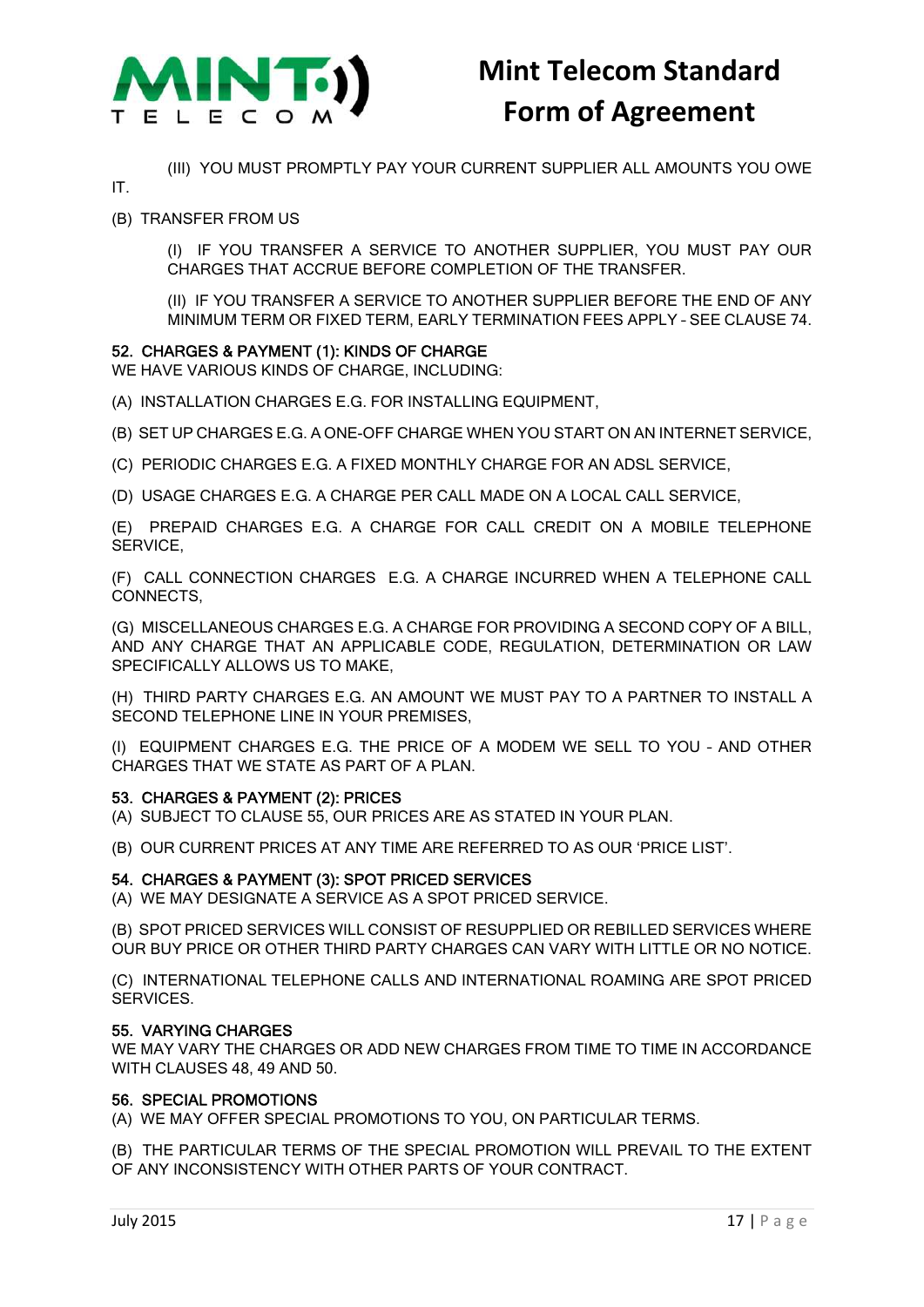(III) YOU MUST PROMPTLY PAY YOUR CURRENT SUPPLIER ALL AMOUNTS YOU OWE IT.

(B) TRANSFER FROM US

(I) IF YOU TRANSFER A SERVICE TO ANOTHER SUPPLIER, YOU MUST PAY OUR CHARGES THAT ACCRUE BEFORE COMPLETION OF THE TRANSFER.

(II) IF YOU TRANSFER A SERVICE TO ANOTHER SUPPLIER BEFORE THE END OF ANY MINIMUM TERM OR FIXED TERM, EARLY TERMINATION FEES APPLY - SEE CLAUSE 74.

### 52. CHARGES & PAYMENT (1): KINDS OF CHARGE

WE HAVE VARIOUS KINDS OF CHARGE, INCLUDING:

(A) INSTALLATION CHARGES E.G. FOR INSTALLING EQUIPMENT,

(B) SET UP CHARGES E.G. A ONE-OFF CHARGE WHEN YOU START ON AN INTERNET SERVICE,

(C) PERIODIC CHARGES E.G. A FIXED MONTHLY CHARGE FOR AN ADSL SERVICE,

(D) USAGE CHARGES E.G. A CHARGE PER CALL MADE ON A LOCAL CALL SERVICE,

(E) PREPAID CHARGES E.G. A CHARGE FOR CALL CREDIT ON A MOBILE TELEPHONE SERVICE,

(F) CALL CONNECTION CHARGES E.G. A CHARGE INCURRED WHEN A TELEPHONE CALL CONNECTS,

(G) MISCELLANEOUS CHARGES E.G. A CHARGE FOR PROVIDING A SECOND COPY OF A BILL, AND ANY CHARGE THAT AN APPLICABLE CODE, REGULATION, DETERMINATION OR LAW SPECIFICALLY ALLOWS US TO MAKE,

(H) THIRD PARTY CHARGES E.G. AN AMOUNT WE MUST PAY TO A PARTNER TO INSTALL A SECOND TELEPHONE LINE IN YOUR PREMISES,

(I) EQUIPMENT CHARGES E.G. THE PRICE OF A MODEM WE SELL TO YOU - AND OTHER CHARGES THAT WE STATE AS PART OF A PLAN.

### 53. CHARGES & PAYMENT (2): PRICES

(A) SUBJECT TO CLAUSE 55, OUR PRICES ARE AS STATED IN YOUR PLAN.

(B) OUR CURRENT PRICES AT ANY TIME ARE REFERRED TO AS OUR 'PRICE LIST'.

### 54. CHARGES & PAYMENT (3): SPOT PRICED SERVICES

(A) WE MAY DESIGNATE A SERVICE AS A SPOT PRICED SERVICE.

(B) SPOT PRICED SERVICES WILL CONSIST OF RESUPPLIED OR REBILLED SERVICES WHERE OUR BUY PRICE OR OTHER THIRD PARTY CHARGES CAN VARY WITH LITTLE OR NO NOTICE.

(C) INTERNATIONAL TELEPHONE CALLS AND INTERNATIONAL ROAMING ARE SPOT PRICED SERVICES.

### 55. VARYING CHARGES

WE MAY VARY THE CHARGES OR ADD NEW CHARGES FROM TIME TO TIME IN ACCORDANCE WITH CLAUSES 48, 49 AND 50.

### 56. SPECIAL PROMOTIONS

(A) WE MAY OFFER SPECIAL PROMOTIONS TO YOU, ON PARTICULAR TERMS.

(B) THE PARTICULAR TERMS OF THE SPECIAL PROMOTION WILL PREVAIL TO THE EXTENT OF ANY INCONSISTENCY WITH OTHER PARTS OF YOUR CONTRACT.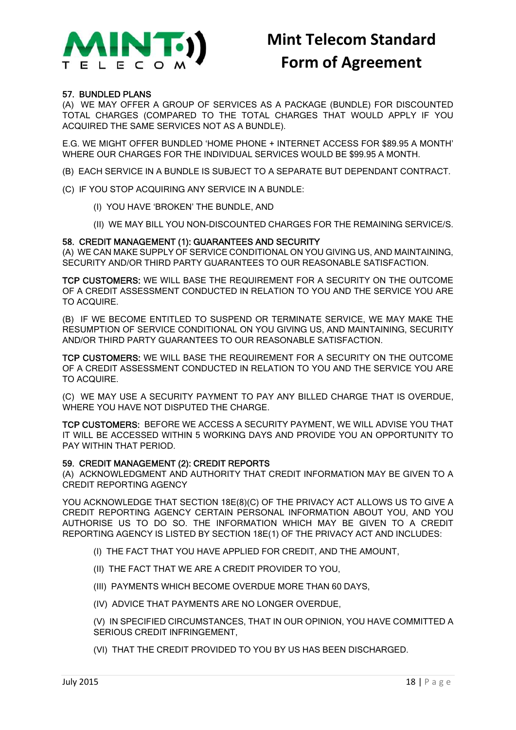## 57. BUNDLED PLANS

(A) WE MAY OFFER A GROUP OF SERVICES AS A PACKAGE (BUNDLE) FOR DISCOUNTED TOTAL CHARGES (COMPARED TO THE TOTAL CHARGES THAT WOULD APPLY IF YOU ACQUIRED THE SAME SERVICES NOT AS A BUNDLE).

E.G. WE MIGHT OFFER BUNDLED 'HOME PHONE + INTERNET ACCESS FOR $89.95 A MONTH' WHERE OUR CHARGES FOR THE INDIVIDUAL SERVICES WOULD BE $99.95 A MONTH.

(B) EACH SERVICE IN A BUNDLE IS SUBJECT TO A SEPARATE BUT DEPENDANT CONTRACT.

(C) IF YOU STOP ACQUIRING ANY SERVICE IN A BUNDLE:

- (I) YOU HAVE 'BROKEN' THE BUNDLE, AND
- (II) WE MAY BILL YOU NON-DISCOUNTED CHARGES FOR THE REMAINING SERVICE/S.

## 58. CREDIT MANAGEMENT (1): GUARANTEES AND SECURITY

(A) WE CAN MAKE SUPPLY OF SERVICE CONDITIONAL ON YOU GIVING US, AND MAINTAINING, SECURITY AND/OR THIRD PARTY GUARANTEES TO OUR REASONABLE SATISFACTION.

**TCP CUSTOMERS:** WE WILL BASE THE REQUIREMENT FOR A SECURITY ON THE OUTCOME OF A CREDIT ASSESSMENT CONDUCTED IN RELATION TO YOU AND THE SERVICE YOU ARE TO ACQUIRE.

(B) IF WE BECOME ENTITLED TO SUSPEND OR TERMINATE SERVICE, WE MAY MAKE THE RESUMPTION OF SERVICE CONDITIONAL ON YOU GIVING US, AND MAINTAINING, SECURITY AND/OR THIRD PARTY GUARANTEES TO OUR REASONABLE SATISFACTION.

**TCP CUSTOMERS:** WE WILL BASE THE REQUIREMENT FOR A SECURITY ON THE OUTCOME OF A CREDIT ASSESSMENT CONDUCTED IN RELATION TO YOU AND THE SERVICE YOU ARE TO ACQUIRE.

(C) WE MAY USE A SECURITY PAYMENT TO PAY ANY BILLED CHARGE THAT IS OVERDUE, WHERE YOU HAVE NOT DISPUTED THE CHARGE.

**TCP CUSTOMERS:** BEFORE WE ACCESS A SECURITY PAYMENT, WE WILL ADVISE YOU THAT IT WILL BE ACCESSED WITHIN 5 WORKING DAYS AND PROVIDE YOU AN OPPORTUNITY TO PAY WITHIN THAT PERIOD.

## 59. CREDIT MANAGEMENT (2): CREDIT REPORTS

(A) ACKNOWLEDGMENT AND AUTHORITY THAT CREDIT INFORMATION MAY BE GIVEN TO A CREDIT REPORTING AGENCY

YOU ACKNOWLEDGE THAT SECTION 18E(8)(C) OF THE PRIVACY ACT ALLOWS US TO GIVE A CREDIT REPORTING AGENCY CERTAIN PERSONAL INFORMATION ABOUT YOU, AND YOU AUTHORISE US TO DO SO. THE INFORMATION WHICH MAY BE GIVEN TO A CREDIT REPORTING AGENCY IS LISTED BY SECTION 18E(1) OF THE PRIVACY ACT AND INCLUDES:

- (I) THE FACT THAT YOU HAVE APPLIED FOR CREDIT, AND THE AMOUNT,
- (II) THE FACT THAT WE ARE A CREDIT PROVIDER TO YOU,
- (III) PAYMENTS WHICH BECOME OVERDUE MORE THAN 60 DAYS,
- (IV) ADVICE THAT PAYMENTS ARE NO LONGER OVERDUE,
- (V) IN SPECIFIED CIRCUMSTANCES, THAT IN OUR OPINION, YOU HAVE COMMITTED A SERIOUS CREDIT INFRINGEMENT,
- (VI) THAT THE CREDIT PROVIDED TO YOU BY US HAS BEEN DISCHARGED.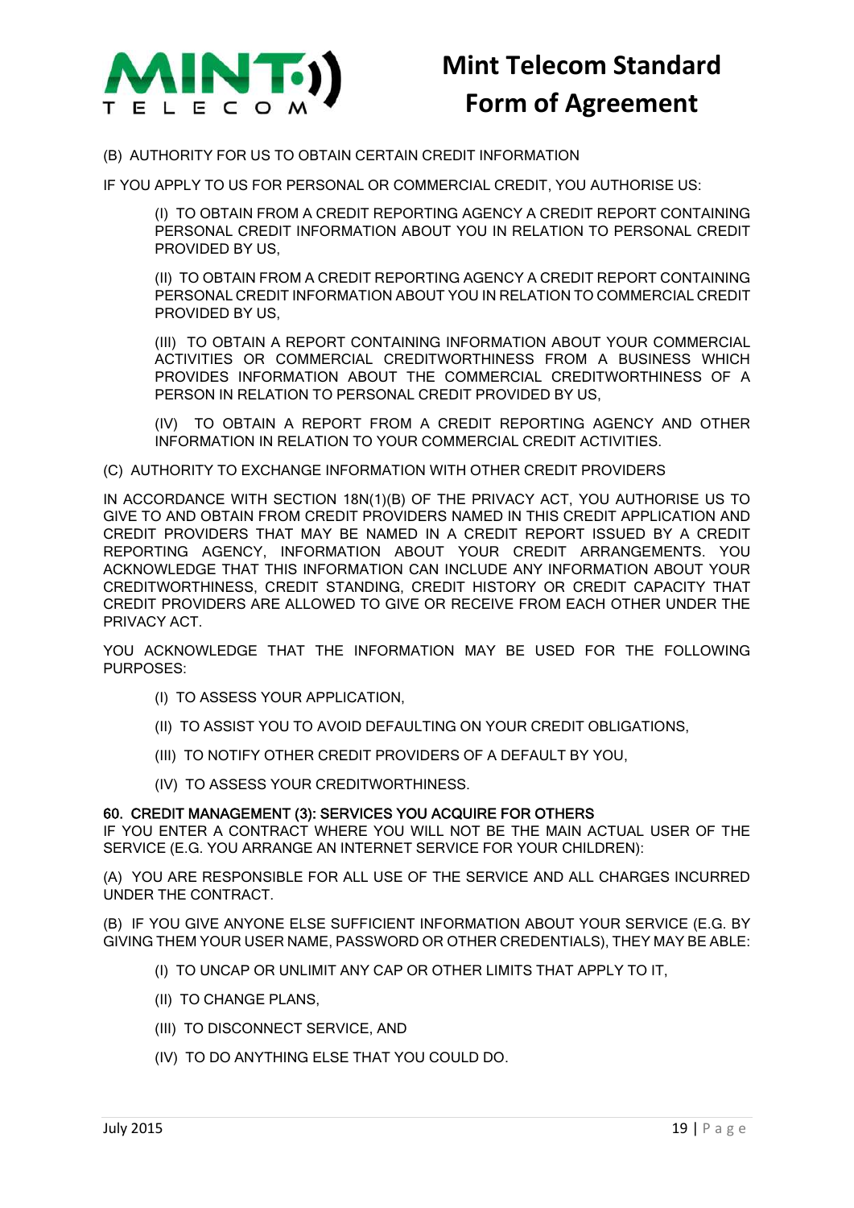(B) AUTHORITY FOR US TO OBTAIN CERTAIN CREDIT INFORMATION

IF YOU APPLY TO US FOR PERSONAL OR COMMERCIAL CREDIT, YOU AUTHORISE US:

(I) TO OBTAIN FROM A CREDIT REPORTING AGENCY A CREDIT REPORT CONTAINING PERSONAL CREDIT INFORMATION ABOUT YOU IN RELATION TO PERSONAL CREDIT PROVIDED BY US,

(II) TO OBTAIN FROM A CREDIT REPORTING AGENCY A CREDIT REPORT CONTAINING PERSONAL CREDIT INFORMATION ABOUT YOU IN RELATION TO COMMERCIAL CREDIT PROVIDED BY US,

(III) TO OBTAIN A REPORT CONTAINING INFORMATION ABOUT YOUR COMMERCIAL ACTIVITIES OR COMMERCIAL CREDITWORTHINESS FROM A BUSINESS WHICH PROVIDES INFORMATION ABOUT THE COMMERCIAL CREDITWORTHINESS OF A PERSON IN RELATION TO PERSONAL CREDIT PROVIDED BY US,

(IV) TO OBTAIN A REPORT FROM A CREDIT REPORTING AGENCY AND OTHER INFORMATION IN RELATION TO YOUR COMMERCIAL CREDIT ACTIVITIES.

(C) AUTHORITY TO EXCHANGE INFORMATION WITH OTHER CREDIT PROVIDERS

IN ACCORDANCE WITH SECTION 18N(1)(B) OF THE PRIVACY ACT, YOU AUTHORISE US TO GIVE TO AND OBTAIN FROM CREDIT PROVIDERS NAMED IN THIS CREDIT APPLICATION AND CREDIT PROVIDERS THAT MAY BE NAMED IN A CREDIT REPORT ISSUED BY A CREDIT REPORTING AGENCY, INFORMATION ABOUT YOUR CREDIT ARRANGEMENTS. YOU ACKNOWLEDGE THAT THIS INFORMATION CAN INCLUDE ANY INFORMATION ABOUT YOUR CREDITWORTHINESS, CREDIT STANDING, CREDIT HISTORY OR CREDIT CAPACITY THAT CREDIT PROVIDERS ARE ALLOWED TO GIVE OR RECEIVE FROM EACH OTHER UNDER THE PRIVACY ACT.

YOU ACKNOWLEDGE THAT THE INFORMATION MAY BE USED FOR THE FOLLOWING PURPOSES:

(I) TO ASSESS YOUR APPLICATION,

(II) TO ASSIST YOU TO AVOID DEFAULTING ON YOUR CREDIT OBLIGATIONS,

(III) TO NOTIFY OTHER CREDIT PROVIDERS OF A DEFAULT BY YOU,

(IV) TO ASSESS YOUR CREDITWORTHINESS.

### 60. CREDIT MANAGEMENT (3): SERVICES YOU ACQUIRE FOR OTHERS

IF YOU ENTER A CONTRACT WHERE YOU WILL NOT BE THE MAIN ACTUAL USER OF THE SERVICE (E.G. YOU ARRANGE AN INTERNET SERVICE FOR YOUR CHILDREN):

(A) YOU ARE RESPONSIBLE FOR ALL USE OF THE SERVICE AND ALL CHARGES INCURRED UNDER THE CONTRACT.

(B) IF YOU GIVE ANYONE ELSE SUFFICIENT INFORMATION ABOUT YOUR SERVICE (E.G. BY GIVING THEM YOUR USER NAME, PASSWORD OR OTHER CREDENTIALS), THEY MAY BE ABLE:

(I) TO UNCAP OR UNLIMIT ANY CAP OR OTHER LIMITS THAT APPLY TO IT,

(II) TO CHANGE PLANS,

(III) TO DISCONNECT SERVICE, AND

(IV) TO DO ANYTHING ELSE THAT YOU COULD DO.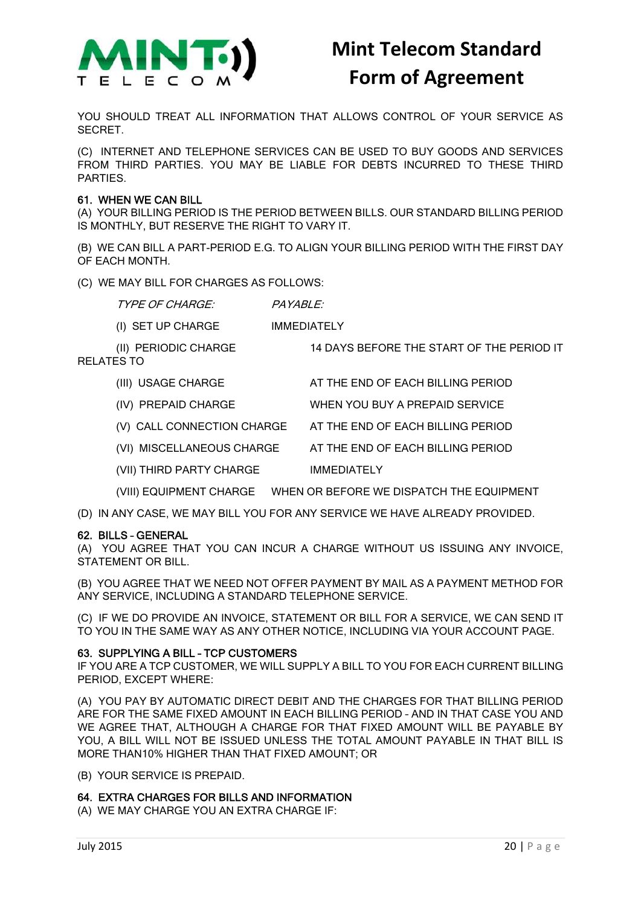YOU SHOULD TREAT ALL INFORMATION THAT ALLOWS CONTROL OF YOUR SERVICE AS SECRET.

(C) INTERNET AND TELEPHONE SERVICES CAN BE USED TO BUY GOODS AND SERVICES FROM THIRD PARTIES. YOU MAY BE LIABLE FOR DEBTS INCURRED TO THESE THIRD PARTIES.

#### 61. WHEN WE CAN BILL

(A) YOUR BILLING PERIOD IS THE PERIOD BETWEEN BILLS. OUR STANDARD BILLING PERIOD IS MONTHLY, BUT RESERVE THE RIGHT TO VARY IT.

(B) WE CAN BILL A PART-PERIOD E.G. TO ALIGN YOUR BILLING PERIOD WITH THE FIRST DAY OF EACH MONTH.

(C) WE MAY BILL FOR CHARGES AS FOLLOWS:

| *TYPE OF CHARGE:* | *PAYABLE:* |
|---|---|
| (I) SET UP CHARGE | IMMEDIATELY |
| (II) PERIODIC CHARGE | 14 DAYS BEFORE THE START OF THE PERIOD IT RELATES TO |
| (III) USAGE CHARGE | AT THE END OF EACH BILLING PERIOD |
| (IV) PREPAID CHARGE | WHEN YOU BUY A PREPAID SERVICE |
| (V) CALL CONNECTION CHARGE | AT THE END OF EACH BILLING PERIOD |
| (VI) MISCELLANEOUS CHARGE | AT THE END OF EACH BILLING PERIOD |
| (VII) THIRD PARTY CHARGE | IMMEDIATELY |
| (VIII) EQUIPMENT CHARGE | WHEN OR BEFORE WE DISPATCH THE EQUIPMENT |

(D) IN ANY CASE, WE MAY BILL YOU FOR ANY SERVICE WE HAVE ALREADY PROVIDED.

#### 62. BILLS - GENERAL

(A) YOU AGREE THAT YOU CAN INCUR A CHARGE WITHOUT US ISSUING ANY INVOICE, STATEMENT OR BILL.

(B) YOU AGREE THAT WE NEED NOT OFFER PAYMENT BY MAIL AS A PAYMENT METHOD FOR ANY SERVICE, INCLUDING A STANDARD TELEPHONE SERVICE.

(C) IF WE DO PROVIDE AN INVOICE, STATEMENT OR BILL FOR A SERVICE, WE CAN SEND IT TO YOU IN THE SAME WAY AS ANY OTHER NOTICE, INCLUDING VIA YOUR ACCOUNT PAGE.

#### 63. SUPPLYING A BILL - TCP CUSTOMERS

IF YOU ARE A TCP CUSTOMER, WE WILL SUPPLY A BILL TO YOU FOR EACH CURRENT BILLING PERIOD, EXCEPT WHERE:

(A) YOU PAY BY AUTOMATIC DIRECT DEBIT AND THE CHARGES FOR THAT BILLING PERIOD ARE FOR THE SAME FIXED AMOUNT IN EACH BILLING PERIOD - AND IN THAT CASE YOU AND WE AGREE THAT, ALTHOUGH A CHARGE FOR THAT FIXED AMOUNT WILL BE PAYABLE BY YOU, A BILL WILL NOT BE ISSUED UNLESS THE TOTAL AMOUNT PAYABLE IN THAT BILL IS MORE THAN10% HIGHER THAN THAT FIXED AMOUNT; OR

(B) YOUR SERVICE IS PREPAID.

#### 64. EXTRA CHARGES FOR BILLS AND INFORMATION

(A) WE MAY CHARGE YOU AN EXTRA CHARGE IF: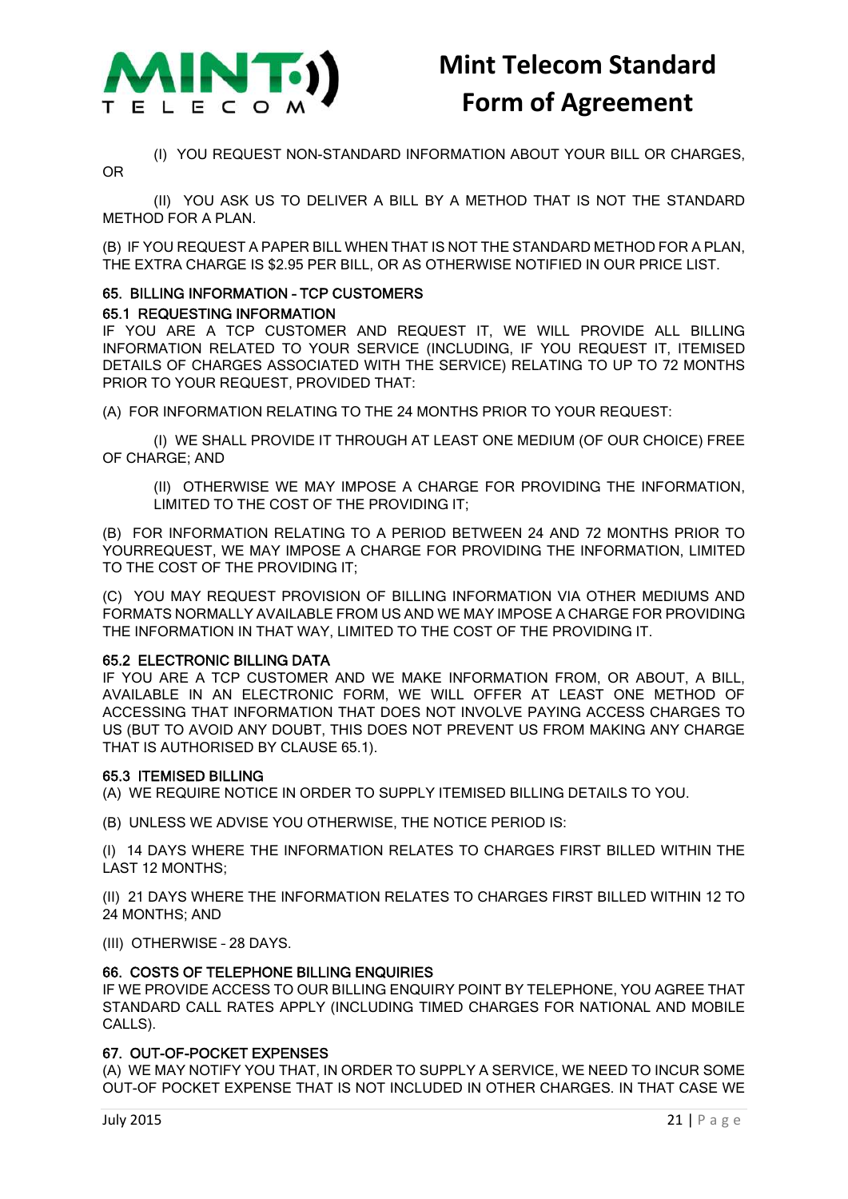(I) YOU REQUEST NON-STANDARD INFORMATION ABOUT YOUR BILL OR CHARGES, OR

(II) YOU ASK US TO DELIVER A BILL BY A METHOD THAT IS NOT THE STANDARD METHOD FOR A PLAN.

(B) IF YOU REQUEST A PAPER BILL WHEN THAT IS NOT THE STANDARD METHOD FOR A PLAN, THE EXTRA CHARGE IS $2.95 PER BILL, OR AS OTHERWISE NOTIFIED IN OUR PRICE LIST.

### 65. BILLING INFORMATION - TCP CUSTOMERS

#### 65.1 REQUESTING INFORMATION

IF YOU ARE A TCP CUSTOMER AND REQUEST IT, WE WILL PROVIDE ALL BILLING INFORMATION RELATED TO YOUR SERVICE (INCLUDING, IF YOU REQUEST IT, ITEMISED DETAILS OF CHARGES ASSOCIATED WITH THE SERVICE) RELATING TO UP TO 72 MONTHS PRIOR TO YOUR REQUEST, PROVIDED THAT:

(A) FOR INFORMATION RELATING TO THE 24 MONTHS PRIOR TO YOUR REQUEST:

(I) WE SHALL PROVIDE IT THROUGH AT LEAST ONE MEDIUM (OF OUR CHOICE) FREE OF CHARGE; AND

(II) OTHERWISE WE MAY IMPOSE A CHARGE FOR PROVIDING THE INFORMATION, LIMITED TO THE COST OF THE PROVIDING IT;

(B) FOR INFORMATION RELATING TO A PERIOD BETWEEN 24 AND 72 MONTHS PRIOR TO YOURREQUEST, WE MAY IMPOSE A CHARGE FOR PROVIDING THE INFORMATION, LIMITED TO THE COST OF THE PROVIDING IT;

(C) YOU MAY REQUEST PROVISION OF BILLING INFORMATION VIA OTHER MEDIUMS AND FORMATS NORMALLY AVAILABLE FROM US AND WE MAY IMPOSE A CHARGE FOR PROVIDING THE INFORMATION IN THAT WAY, LIMITED TO THE COST OF THE PROVIDING IT.

#### 65.2 ELECTRONIC BILLING DATA

IF YOU ARE A TCP CUSTOMER AND WE MAKE INFORMATION FROM, OR ABOUT, A BILL, AVAILABLE IN AN ELECTRONIC FORM, WE WILL OFFER AT LEAST ONE METHOD OF ACCESSING THAT INFORMATION THAT DOES NOT INVOLVE PAYING ACCESS CHARGES TO US (BUT TO AVOID ANY DOUBT, THIS DOES NOT PREVENT US FROM MAKING ANY CHARGE THAT IS AUTHORISED BY CLAUSE 65.1).

#### 65.3 ITEMISED BILLING

(A) WE REQUIRE NOTICE IN ORDER TO SUPPLY ITEMISED BILLING DETAILS TO YOU.

(B) UNLESS WE ADVISE YOU OTHERWISE, THE NOTICE PERIOD IS:

(I) 14 DAYS WHERE THE INFORMATION RELATES TO CHARGES FIRST BILLED WITHIN THE LAST 12 MONTHS;

(II) 21 DAYS WHERE THE INFORMATION RELATES TO CHARGES FIRST BILLED WITHIN 12 TO 24 MONTHS; AND

(III) OTHERWISE - 28 DAYS.

### 66. COSTS OF TELEPHONE BILLING ENQUIRIES

IF WE PROVIDE ACCESS TO OUR BILLING ENQUIRY POINT BY TELEPHONE, YOU AGREE THAT STANDARD CALL RATES APPLY (INCLUDING TIMED CHARGES FOR NATIONAL AND MOBILE CALLS).

### 67. OUT-OF-POCKET EXPENSES

(A) WE MAY NOTIFY YOU THAT, IN ORDER TO SUPPLY A SERVICE, WE NEED TO INCUR SOME OUT-OF POCKET EXPENSE THAT IS NOT INCLUDED IN OTHER CHARGES. IN THAT CASE WE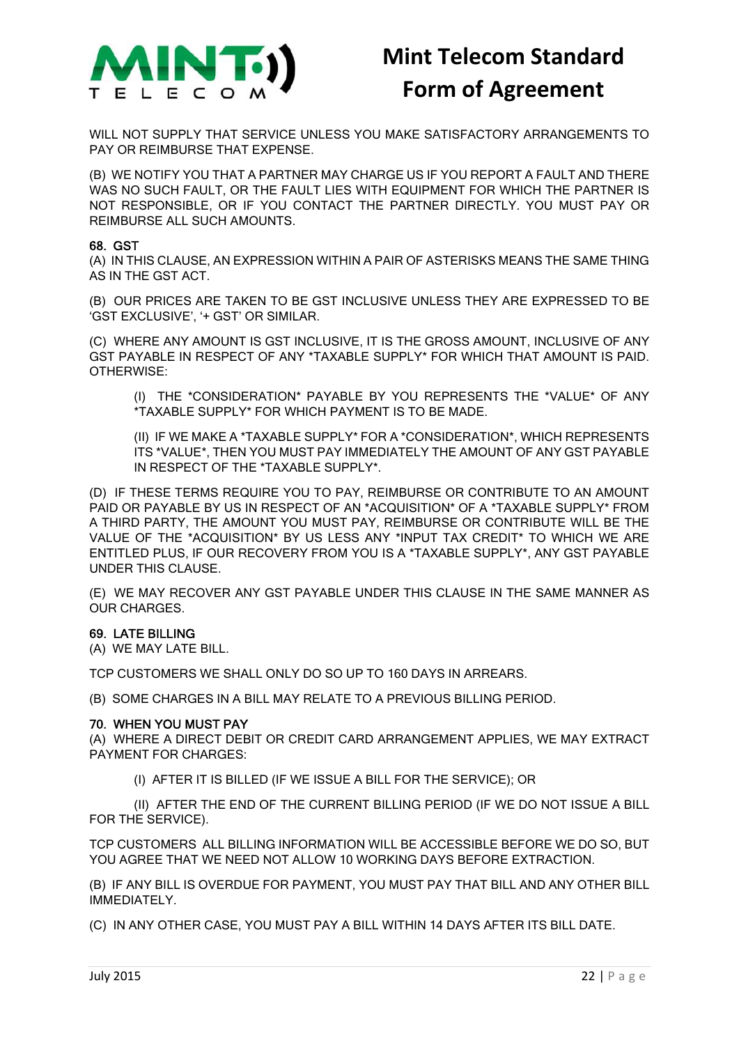WILL NOT SUPPLY THAT SERVICE UNLESS YOU MAKE SATISFACTORY ARRANGEMENTS TO PAY OR REIMBURSE THAT EXPENSE.

(B) WE NOTIFY YOU THAT A PARTNER MAY CHARGE US IF YOU REPORT A FAULT AND THERE WAS NO SUCH FAULT, OR THE FAULT LIES WITH EQUIPMENT FOR WHICH THE PARTNER IS NOT RESPONSIBLE, OR IF YOU CONTACT THE PARTNER DIRECTLY. YOU MUST PAY OR REIMBURSE ALL SUCH AMOUNTS.

### 68. GST

(A) IN THIS CLAUSE, AN EXPRESSION WITHIN A PAIR OF ASTERISKS MEANS THE SAME THING AS IN THE GST ACT.

(B) OUR PRICES ARE TAKEN TO BE GST INCLUSIVE UNLESS THEY ARE EXPRESSED TO BE 'GST EXCLUSIVE', '+ GST' OR SIMILAR.

(C) WHERE ANY AMOUNT IS GST INCLUSIVE, IT IS THE GROSS AMOUNT, INCLUSIVE OF ANY GST PAYABLE IN RESPECT OF ANY *TAXABLE SUPPLY* FOR WHICH THAT AMOUNT IS PAID. OTHERWISE:

> (I) THE *CONSIDERATION* PAYABLE BY YOU REPRESENTS THE *VALUE* OF ANY *TAXABLE SUPPLY* FOR WHICH PAYMENT IS TO BE MADE.
>
> (II) IF WE MAKE A *TAXABLE SUPPLY* FOR A *CONSIDERATION*, WHICH REPRESENTS ITS *VALUE*, THEN YOU MUST PAY IMMEDIATELY THE AMOUNT OF ANY GST PAYABLE IN RESPECT OF THE *TAXABLE SUPPLY*.

(D) IF THESE TERMS REQUIRE YOU TO PAY, REIMBURSE OR CONTRIBUTE TO AN AMOUNT PAID OR PAYABLE BY US IN RESPECT OF AN *ACQUISITION* OF A *TAXABLE SUPPLY* FROM A THIRD PARTY, THE AMOUNT YOU MUST PAY, REIMBURSE OR CONTRIBUTE WILL BE THE VALUE OF THE *ACQUISITION* BY US LESS ANY *INPUT TAX CREDIT* TO WHICH WE ARE ENTITLED PLUS, IF OUR RECOVERY FROM YOU IS A *TAXABLE SUPPLY*, ANY GST PAYABLE UNDER THIS CLAUSE.

(E) WE MAY RECOVER ANY GST PAYABLE UNDER THIS CLAUSE IN THE SAME MANNER AS OUR CHARGES.

### 69. LATE BILLING

(A) WE MAY LATE BILL.

TCP CUSTOMERS WE SHALL ONLY DO SO UP TO 160 DAYS IN ARREARS.

(B) SOME CHARGES IN A BILL MAY RELATE TO A PREVIOUS BILLING PERIOD.

### 70. WHEN YOU MUST PAY

(A) WHERE A DIRECT DEBIT OR CREDIT CARD ARRANGEMENT APPLIES, WE MAY EXTRACT PAYMENT FOR CHARGES:

> (I) AFTER IT IS BILLED (IF WE ISSUE A BILL FOR THE SERVICE); OR
>
> (II) AFTER THE END OF THE CURRENT BILLING PERIOD (IF WE DO NOT ISSUE A BILL FOR THE SERVICE).

TCP CUSTOMERS ALL BILLING INFORMATION WILL BE ACCESSIBLE BEFORE WE DO SO, BUT YOU AGREE THAT WE NEED NOT ALLOW 10 WORKING DAYS BEFORE EXTRACTION.

(B) IF ANY BILL IS OVERDUE FOR PAYMENT, YOU MUST PAY THAT BILL AND ANY OTHER BILL IMMEDIATELY.

(C) IN ANY OTHER CASE, YOU MUST PAY A BILL WITHIN 14 DAYS AFTER ITS BILL DATE.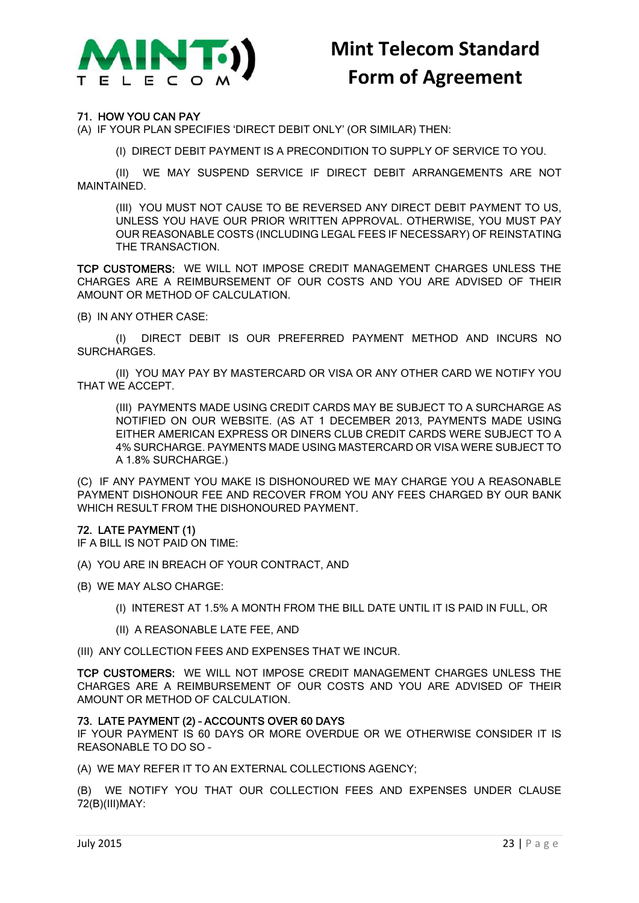71. HOW YOU CAN PAY

(A) IF YOUR PLAN SPECIFIES 'DIRECT DEBIT ONLY' (OR SIMILAR) THEN:

(I) DIRECT DEBIT PAYMENT IS A PRECONDITION TO SUPPLY OF SERVICE TO YOU.

(II) WE MAY SUSPEND SERVICE IF DIRECT DEBIT ARRANGEMENTS ARE NOT MAINTAINED.

(III) YOU MUST NOT CAUSE TO BE REVERSED ANY DIRECT DEBIT PAYMENT TO US, UNLESS YOU HAVE OUR PRIOR WRITTEN APPROVAL. OTHERWISE, YOU MUST PAY OUR REASONABLE COSTS (INCLUDING LEGAL FEES IF NECESSARY) OF REINSTATING THE TRANSACTION.

TCP CUSTOMERS: WE WILL NOT IMPOSE CREDIT MANAGEMENT CHARGES UNLESS THE CHARGES ARE A REIMBURSEMENT OF OUR COSTS AND YOU ARE ADVISED OF THEIR AMOUNT OR METHOD OF CALCULATION.

(B) IN ANY OTHER CASE:

(I) DIRECT DEBIT IS OUR PREFERRED PAYMENT METHOD AND INCURS NO SURCHARGES.

(II) YOU MAY PAY BY MASTERCARD OR VISA OR ANY OTHER CARD WE NOTIFY YOU THAT WE ACCEPT.

(III) PAYMENTS MADE USING CREDIT CARDS MAY BE SUBJECT TO A SURCHARGE AS NOTIFIED ON OUR WEBSITE. (AS AT 1 DECEMBER 2013, PAYMENTS MADE USING EITHER AMERICAN EXPRESS OR DINERS CLUB CREDIT CARDS WERE SUBJECT TO A 4% SURCHARGE. PAYMENTS MADE USING MASTERCARD OR VISA WERE SUBJECT TO A 1.8% SURCHARGE.)

(C) IF ANY PAYMENT YOU MAKE IS DISHONOURED WE MAY CHARGE YOU A REASONABLE PAYMENT DISHONOUR FEE AND RECOVER FROM YOU ANY FEES CHARGED BY OUR BANK WHICH RESULT FROM THE DISHONOURED PAYMENT.

72. LATE PAYMENT (1)

IF A BILL IS NOT PAID ON TIME:

(A) YOU ARE IN BREACH OF YOUR CONTRACT, AND

(B) WE MAY ALSO CHARGE:

(I) INTEREST AT 1.5% A MONTH FROM THE BILL DATE UNTIL IT IS PAID IN FULL, OR

(II) A REASONABLE LATE FEE, AND

(III) ANY COLLECTION FEES AND EXPENSES THAT WE INCUR.

TCP CUSTOMERS: WE WILL NOT IMPOSE CREDIT MANAGEMENT CHARGES UNLESS THE CHARGES ARE A REIMBURSEMENT OF OUR COSTS AND YOU ARE ADVISED OF THEIR AMOUNT OR METHOD OF CALCULATION.

73. LATE PAYMENT (2) – ACCOUNTS OVER 60 DAYS

IF YOUR PAYMENT IS 60 DAYS OR MORE OVERDUE OR WE OTHERWISE CONSIDER IT IS REASONABLE TO DO SO –

(A) WE MAY REFER IT TO AN EXTERNAL COLLECTIONS AGENCY;

(B) WE NOTIFY YOU THAT OUR COLLECTION FEES AND EXPENSES UNDER CLAUSE 72(B)(III)MAY: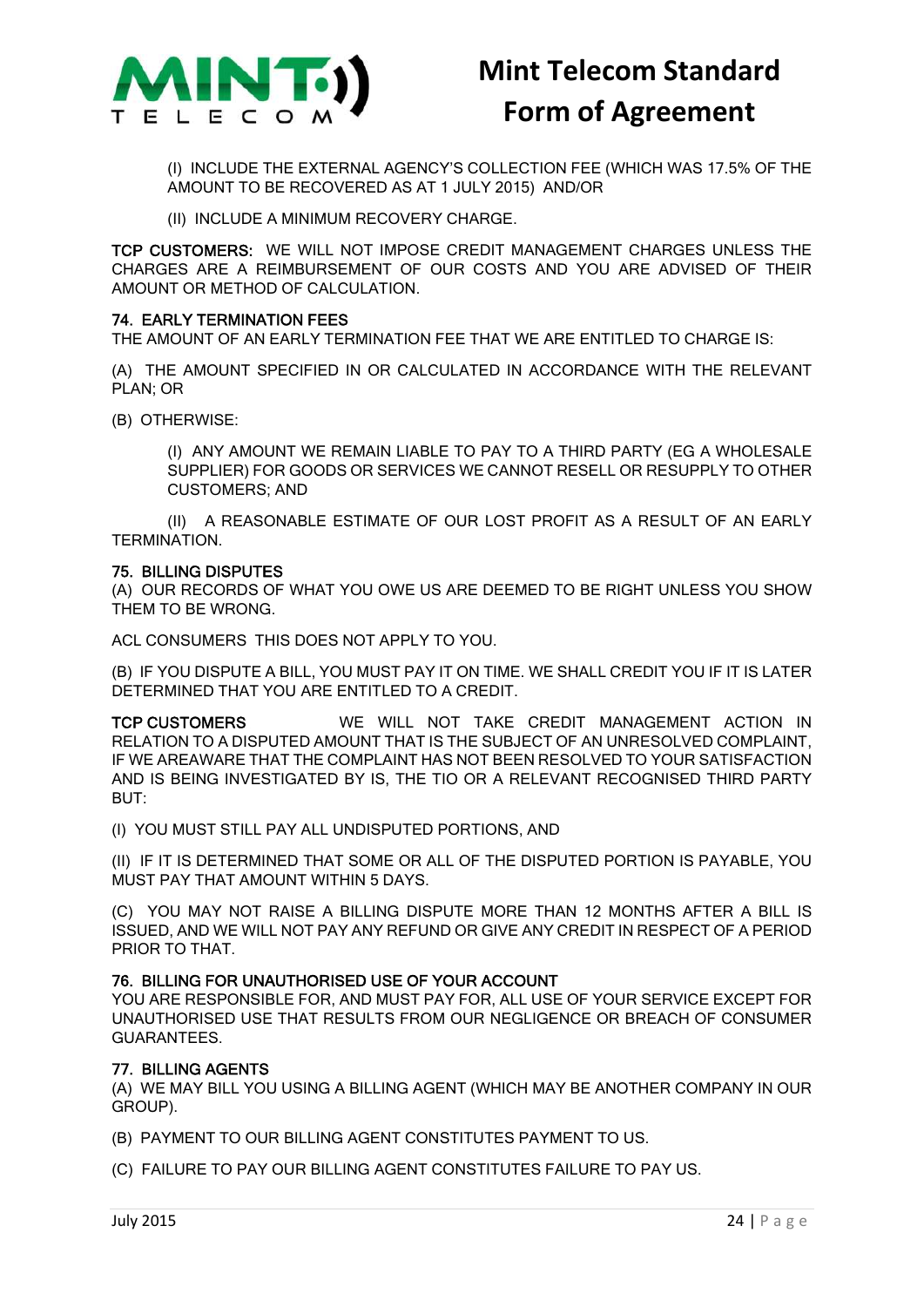(I) INCLUDE THE EXTERNAL AGENCY'S COLLECTION FEE (WHICH WAS 17.5% OF THE AMOUNT TO BE RECOVERED AS AT 1 JULY 2015) AND/OR

(II) INCLUDE A MINIMUM RECOVERY CHARGE.

**TCP CUSTOMERS:** WE WILL NOT IMPOSE CREDIT MANAGEMENT CHARGES UNLESS THE CHARGES ARE A REIMBURSEMENT OF OUR COSTS AND YOU ARE ADVISED OF THEIR AMOUNT OR METHOD OF CALCULATION.

### 74. EARLY TERMINATION FEES

THE AMOUNT OF AN EARLY TERMINATION FEE THAT WE ARE ENTITLED TO CHARGE IS:

(A) THE AMOUNT SPECIFIED IN OR CALCULATED IN ACCORDANCE WITH THE RELEVANT PLAN; OR

(B) OTHERWISE:

(I) ANY AMOUNT WE REMAIN LIABLE TO PAY TO A THIRD PARTY (EG A WHOLESALE SUPPLIER) FOR GOODS OR SERVICES WE CANNOT RESELL OR RESUPPLY TO OTHER CUSTOMERS; AND

(II) A REASONABLE ESTIMATE OF OUR LOST PROFIT AS A RESULT OF AN EARLY TERMINATION.

### 75. BILLING DISPUTES

(A) OUR RECORDS OF WHAT YOU OWE US ARE DEEMED TO BE RIGHT UNLESS YOU SHOW THEM TO BE WRONG.

ACL CONSUMERS THIS DOES NOT APPLY TO YOU.

(B) IF YOU DISPUTE A BILL, YOU MUST PAY IT ON TIME. WE SHALL CREDIT YOU IF IT IS LATER DETERMINED THAT YOU ARE ENTITLED TO A CREDIT.

**TCP CUSTOMERS** WE WILL NOT TAKE CREDIT MANAGEMENT ACTION IN RELATION TO A DISPUTED AMOUNT THAT IS THE SUBJECT OF AN UNRESOLVED COMPLAINT, IF WE AREAWARE THAT THE COMPLAINT HAS NOT BEEN RESOLVED TO YOUR SATISFACTION AND IS BEING INVESTIGATED BY IS, THE TIO OR A RELEVANT RECOGNISED THIRD PARTY BUT:

(I) YOU MUST STILL PAY ALL UNDISPUTED PORTIONS, AND

(II) IF IT IS DETERMINED THAT SOME OR ALL OF THE DISPUTED PORTION IS PAYABLE, YOU MUST PAY THAT AMOUNT WITHIN 5 DAYS.

(C) YOU MAY NOT RAISE A BILLING DISPUTE MORE THAN 12 MONTHS AFTER A BILL IS ISSUED, AND WE WILL NOT PAY ANY REFUND OR GIVE ANY CREDIT IN RESPECT OF A PERIOD PRIOR TO THAT.

### 76. BILLING FOR UNAUTHORISED USE OF YOUR ACCOUNT

YOU ARE RESPONSIBLE FOR, AND MUST PAY FOR, ALL USE OF YOUR SERVICE EXCEPT FOR UNAUTHORISED USE THAT RESULTS FROM OUR NEGLIGENCE OR BREACH OF CONSUMER GUARANTEES.

### 77. BILLING AGENTS

(A) WE MAY BILL YOU USING A BILLING AGENT (WHICH MAY BE ANOTHER COMPANY IN OUR GROUP).

(B) PAYMENT TO OUR BILLING AGENT CONSTITUTES PAYMENT TO US.

(C) FAILURE TO PAY OUR BILLING AGENT CONSTITUTES FAILURE TO PAY US.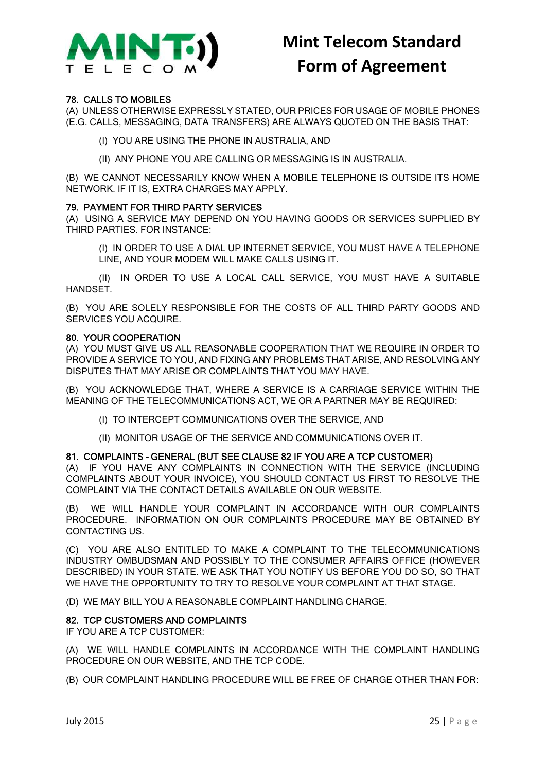## 78. CALLS TO MOBILES

(A) UNLESS OTHERWISE EXPRESSLY STATED, OUR PRICES FOR USAGE OF MOBILE PHONES (E.G. CALLS, MESSAGING, DATA TRANSFERS) ARE ALWAYS QUOTED ON THE BASIS THAT:

(I) YOU ARE USING THE PHONE IN AUSTRALIA, AND

(II) ANY PHONE YOU ARE CALLING OR MESSAGING IS IN AUSTRALIA.

(B) WE CANNOT NECESSARILY KNOW WHEN A MOBILE TELEPHONE IS OUTSIDE ITS HOME NETWORK. IF IT IS, EXTRA CHARGES MAY APPLY.

## 79. PAYMENT FOR THIRD PARTY SERVICES

(A) USING A SERVICE MAY DEPEND ON YOU HAVING GOODS OR SERVICES SUPPLIED BY THIRD PARTIES. FOR INSTANCE:

(I) IN ORDER TO USE A DIAL UP INTERNET SERVICE, YOU MUST HAVE A TELEPHONE LINE, AND YOUR MODEM WILL MAKE CALLS USING IT.

(II) IN ORDER TO USE A LOCAL CALL SERVICE, YOU MUST HAVE A SUITABLE HANDSET.

(B) YOU ARE SOLELY RESPONSIBLE FOR THE COSTS OF ALL THIRD PARTY GOODS AND SERVICES YOU ACQUIRE.

## 80. YOUR COOPERATION

(A) YOU MUST GIVE US ALL REASONABLE COOPERATION THAT WE REQUIRE IN ORDER TO PROVIDE A SERVICE TO YOU, AND FIXING ANY PROBLEMS THAT ARISE, AND RESOLVING ANY DISPUTES THAT MAY ARISE OR COMPLAINTS THAT YOU MAY HAVE.

(B) YOU ACKNOWLEDGE THAT, WHERE A SERVICE IS A CARRIAGE SERVICE WITHIN THE MEANING OF THE TELECOMMUNICATIONS ACT, WE OR A PARTNER MAY BE REQUIRED:

(I) TO INTERCEPT COMMUNICATIONS OVER THE SERVICE, AND

(II) MONITOR USAGE OF THE SERVICE AND COMMUNICATIONS OVER IT.

## 81. COMPLAINTS - GENERAL (BUT SEE CLAUSE 82 IF YOU ARE A TCP CUSTOMER)

(A) IF YOU HAVE ANY COMPLAINTS IN CONNECTION WITH THE SERVICE (INCLUDING COMPLAINTS ABOUT YOUR INVOICE), YOU SHOULD CONTACT US FIRST TO RESOLVE THE COMPLAINT VIA THE CONTACT DETAILS AVAILABLE ON OUR WEBSITE.

(B) WE WILL HANDLE YOUR COMPLAINT IN ACCORDANCE WITH OUR COMPLAINTS PROCEDURE. INFORMATION ON OUR COMPLAINTS PROCEDURE MAY BE OBTAINED BY CONTACTING US.

(C) YOU ARE ALSO ENTITLED TO MAKE A COMPLAINT TO THE TELECOMMUNICATIONS INDUSTRY OMBUDSMAN AND POSSIBLY TO THE CONSUMER AFFAIRS OFFICE (HOWEVER DESCRIBED) IN YOUR STATE. WE ASK THAT YOU NOTIFY US BEFORE YOU DO SO, SO THAT WE HAVE THE OPPORTUNITY TO TRY TO RESOLVE YOUR COMPLAINT AT THAT STAGE.

(D) WE MAY BILL YOU A REASONABLE COMPLAINT HANDLING CHARGE.

## 82. TCP CUSTOMERS AND COMPLAINTS

IF YOU ARE A TCP CUSTOMER:

(A) WE WILL HANDLE COMPLAINTS IN ACCORDANCE WITH THE COMPLAINT HANDLING PROCEDURE ON OUR WEBSITE, AND THE TCP CODE.

(B) OUR COMPLAINT HANDLING PROCEDURE WILL BE FREE OF CHARGE OTHER THAN FOR: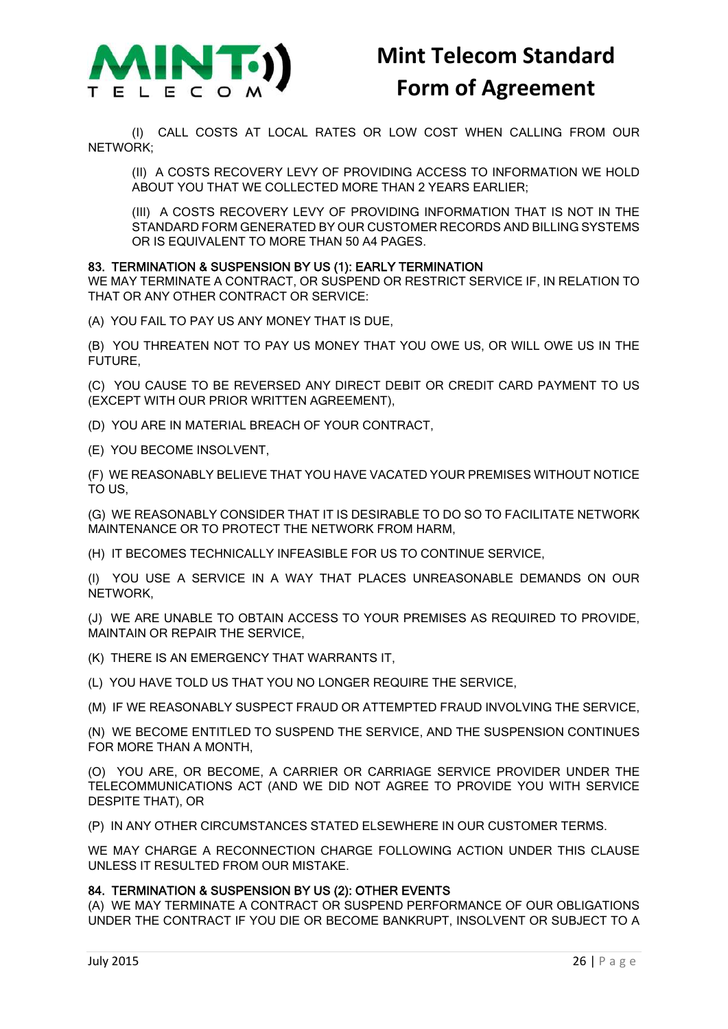(I) CALL COSTS AT LOCAL RATES OR LOW COST WHEN CALLING FROM OUR NETWORK;

(II) A COSTS RECOVERY LEVY OF PROVIDING ACCESS TO INFORMATION WE HOLD ABOUT YOU THAT WE COLLECTED MORE THAN 2 YEARS EARLIER;

(III) A COSTS RECOVERY LEVY OF PROVIDING INFORMATION THAT IS NOT IN THE STANDARD FORM GENERATED BY OUR CUSTOMER RECORDS AND BILLING SYSTEMS OR IS EQUIVALENT TO MORE THAN 50 A4 PAGES.

### 83. TERMINATION & SUSPENSION BY US (1): EARLY TERMINATION

WE MAY TERMINATE A CONTRACT, OR SUSPEND OR RESTRICT SERVICE IF, IN RELATION TO THAT OR ANY OTHER CONTRACT OR SERVICE:

(A) YOU FAIL TO PAY US ANY MONEY THAT IS DUE,

(B) YOU THREATEN NOT TO PAY US MONEY THAT YOU OWE US, OR WILL OWE US IN THE FUTURE,

(C) YOU CAUSE TO BE REVERSED ANY DIRECT DEBIT OR CREDIT CARD PAYMENT TO US (EXCEPT WITH OUR PRIOR WRITTEN AGREEMENT),

(D) YOU ARE IN MATERIAL BREACH OF YOUR CONTRACT,

(E) YOU BECOME INSOLVENT,

(F) WE REASONABLY BELIEVE THAT YOU HAVE VACATED YOUR PREMISES WITHOUT NOTICE TO US,

(G) WE REASONABLY CONSIDER THAT IT IS DESIRABLE TO DO SO TO FACILITATE NETWORK MAINTENANCE OR TO PROTECT THE NETWORK FROM HARM,

(H) IT BECOMES TECHNICALLY INFEASIBLE FOR US TO CONTINUE SERVICE,

(I) YOU USE A SERVICE IN A WAY THAT PLACES UNREASONABLE DEMANDS ON OUR NETWORK,

(J) WE ARE UNABLE TO OBTAIN ACCESS TO YOUR PREMISES AS REQUIRED TO PROVIDE, MAINTAIN OR REPAIR THE SERVICE,

(K) THERE IS AN EMERGENCY THAT WARRANTS IT,

(L) YOU HAVE TOLD US THAT YOU NO LONGER REQUIRE THE SERVICE,

(M) IF WE REASONABLY SUSPECT FRAUD OR ATTEMPTED FRAUD INVOLVING THE SERVICE,

(N) WE BECOME ENTITLED TO SUSPEND THE SERVICE, AND THE SUSPENSION CONTINUES FOR MORE THAN A MONTH,

(O) YOU ARE, OR BECOME, A CARRIER OR CARRIAGE SERVICE PROVIDER UNDER THE TELECOMMUNICATIONS ACT (AND WE DID NOT AGREE TO PROVIDE YOU WITH SERVICE DESPITE THAT), OR

(P) IN ANY OTHER CIRCUMSTANCES STATED ELSEWHERE IN OUR CUSTOMER TERMS.

WE MAY CHARGE A RECONNECTION CHARGE FOLLOWING ACTION UNDER THIS CLAUSE UNLESS IT RESULTED FROM OUR MISTAKE.

### 84. TERMINATION & SUSPENSION BY US (2): OTHER EVENTS

(A) WE MAY TERMINATE A CONTRACT OR SUSPEND PERFORMANCE OF OUR OBLIGATIONS UNDER THE CONTRACT IF YOU DIE OR BECOME BANKRUPT, INSOLVENT OR SUBJECT TO A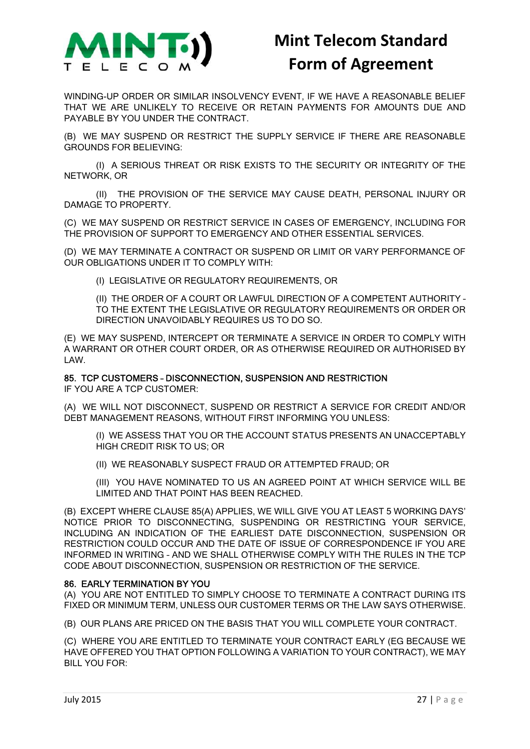WINDING-UP ORDER OR SIMILAR INSOLVENCY EVENT, IF WE HAVE A REASONABLE BELIEF THAT WE ARE UNLIKELY TO RECEIVE OR RETAIN PAYMENTS FOR AMOUNTS DUE AND PAYABLE BY YOU UNDER THE CONTRACT.

(B) WE MAY SUSPEND OR RESTRICT THE SUPPLY SERVICE IF THERE ARE REASONABLE GROUNDS FOR BELIEVING:

(I) A SERIOUS THREAT OR RISK EXISTS TO THE SECURITY OR INTEGRITY OF THE NETWORK, OR

(II) THE PROVISION OF THE SERVICE MAY CAUSE DEATH, PERSONAL INJURY OR DAMAGE TO PROPERTY.

(C) WE MAY SUSPEND OR RESTRICT SERVICE IN CASES OF EMERGENCY, INCLUDING FOR THE PROVISION OF SUPPORT TO EMERGENCY AND OTHER ESSENTIAL SERVICES.

(D) WE MAY TERMINATE A CONTRACT OR SUSPEND OR LIMIT OR VARY PERFORMANCE OF OUR OBLIGATIONS UNDER IT TO COMPLY WITH:

(I) LEGISLATIVE OR REGULATORY REQUIREMENTS, OR

(II) THE ORDER OF A COURT OR LAWFUL DIRECTION OF A COMPETENT AUTHORITY – TO THE EXTENT THE LEGISLATIVE OR REGULATORY REQUIREMENTS OR ORDER OR DIRECTION UNAVOIDABLY REQUIRES US TO DO SO.

(E) WE MAY SUSPEND, INTERCEPT OR TERMINATE A SERVICE IN ORDER TO COMPLY WITH A WARRANT OR OTHER COURT ORDER, OR AS OTHERWISE REQUIRED OR AUTHORISED BY LAW.

## 85. TCP CUSTOMERS – DISCONNECTION, SUSPENSION AND RESTRICTION

IF YOU ARE A TCP CUSTOMER:

(A) WE WILL NOT DISCONNECT, SUSPEND OR RESTRICT A SERVICE FOR CREDIT AND/OR DEBT MANAGEMENT REASONS, WITHOUT FIRST INFORMING YOU UNLESS:

(I) WE ASSESS THAT YOU OR THE ACCOUNT STATUS PRESENTS AN UNACCEPTABLY HIGH CREDIT RISK TO US; OR

(II) WE REASONABLY SUSPECT FRAUD OR ATTEMPTED FRAUD; OR

(III) YOU HAVE NOMINATED TO US AN AGREED POINT AT WHICH SERVICE WILL BE LIMITED AND THAT POINT HAS BEEN REACHED.

(B) EXCEPT WHERE CLAUSE 85(A) APPLIES, WE WILL GIVE YOU AT LEAST 5 WORKING DAYS' NOTICE PRIOR TO DISCONNECTING, SUSPENDING OR RESTRICTING YOUR SERVICE, INCLUDING AN INDICATION OF THE EARLIEST DATE DISCONNECTION, SUSPENSION OR RESTRICTION COULD OCCUR AND THE DATE OF ISSUE OF CORRESPONDENCE IF YOU ARE INFORMED IN WRITING – AND WE SHALL OTHERWISE COMPLY WITH THE RULES IN THE TCP CODE ABOUT DISCONNECTION, SUSPENSION OR RESTRICTION OF THE SERVICE.

## 86. EARLY TERMINATION BY YOU

(A) YOU ARE NOT ENTITLED TO SIMPLY CHOOSE TO TERMINATE A CONTRACT DURING ITS FIXED OR MINIMUM TERM, UNLESS OUR CUSTOMER TERMS OR THE LAW SAYS OTHERWISE.

(B) OUR PLANS ARE PRICED ON THE BASIS THAT YOU WILL COMPLETE YOUR CONTRACT.

(C) WHERE YOU ARE ENTITLED TO TERMINATE YOUR CONTRACT EARLY (EG BECAUSE WE HAVE OFFERED YOU THAT OPTION FOLLOWING A VARIATION TO YOUR CONTRACT), WE MAY BILL YOU FOR: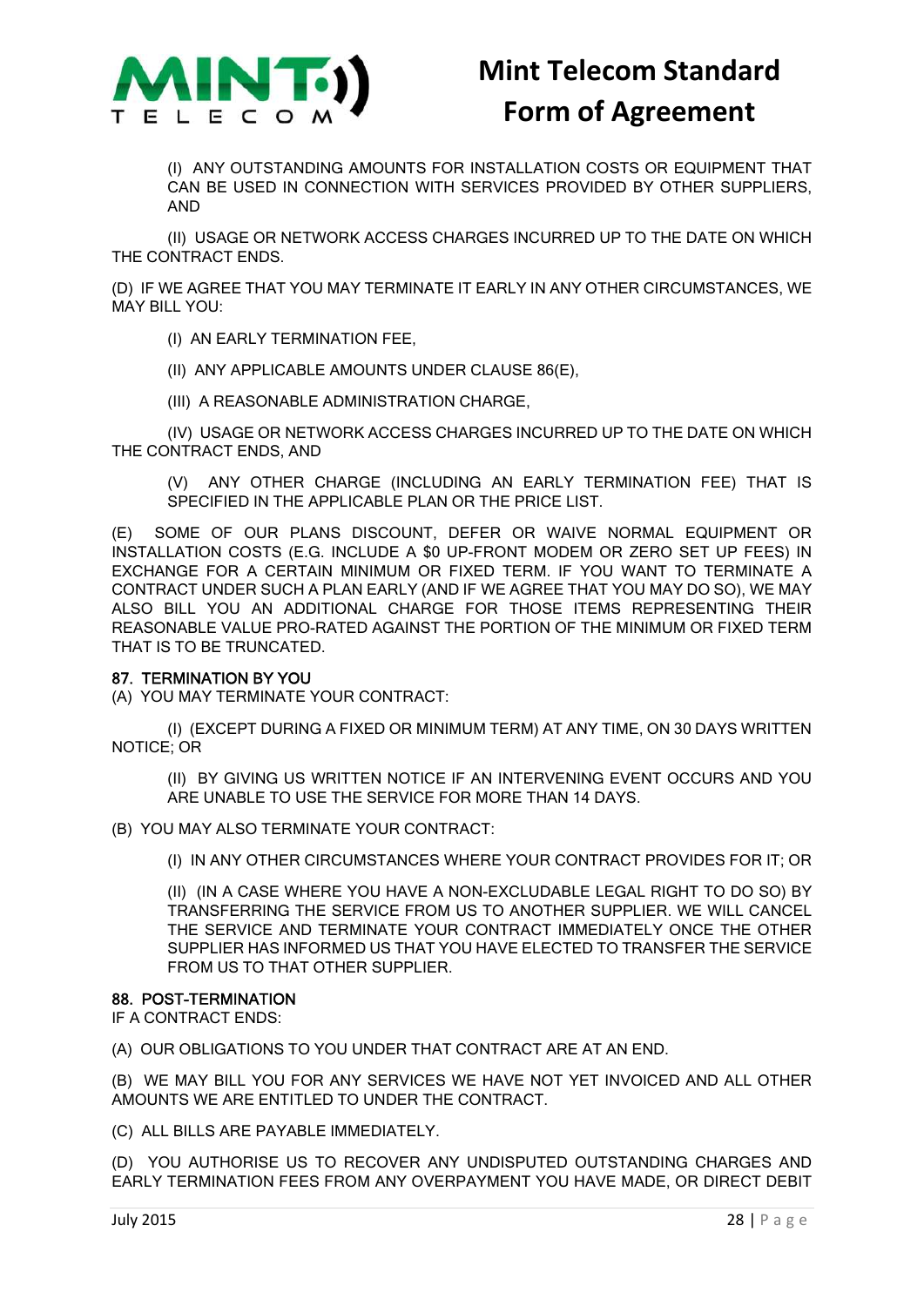(I) ANY OUTSTANDING AMOUNTS FOR INSTALLATION COSTS OR EQUIPMENT THAT CAN BE USED IN CONNECTION WITH SERVICES PROVIDED BY OTHER SUPPLIERS, AND

(II) USAGE OR NETWORK ACCESS CHARGES INCURRED UP TO THE DATE ON WHICH THE CONTRACT ENDS.

(D) IF WE AGREE THAT YOU MAY TERMINATE IT EARLY IN ANY OTHER CIRCUMSTANCES, WE MAY BILL YOU:

(I) AN EARLY TERMINATION FEE,

(II) ANY APPLICABLE AMOUNTS UNDER CLAUSE 86(E),

(III) A REASONABLE ADMINISTRATION CHARGE,

(IV) USAGE OR NETWORK ACCESS CHARGES INCURRED UP TO THE DATE ON WHICH THE CONTRACT ENDS, AND

(V) ANY OTHER CHARGE (INCLUDING AN EARLY TERMINATION FEE) THAT IS SPECIFIED IN THE APPLICABLE PLAN OR THE PRICE LIST.

(E) SOME OF OUR PLANS DISCOUNT, DEFER OR WAIVE NORMAL EQUIPMENT OR INSTALLATION COSTS (E.G. INCLUDE A $0 UP-FRONT MODEM OR ZERO SET UP FEES) IN EXCHANGE FOR A CERTAIN MINIMUM OR FIXED TERM. IF YOU WANT TO TERMINATE A CONTRACT UNDER SUCH A PLAN EARLY (AND IF WE AGREE THAT YOU MAY DO SO), WE MAY ALSO BILL YOU AN ADDITIONAL CHARGE FOR THOSE ITEMS REPRESENTING THEIR REASONABLE VALUE PRO-RATED AGAINST THE PORTION OF THE MINIMUM OR FIXED TERM THAT IS TO BE TRUNCATED.

### 87. TERMINATION BY YOU

(A) YOU MAY TERMINATE YOUR CONTRACT:

(I) (EXCEPT DURING A FIXED OR MINIMUM TERM) AT ANY TIME, ON 30 DAYS WRITTEN NOTICE; OR

(II) BY GIVING US WRITTEN NOTICE IF AN INTERVENING EVENT OCCURS AND YOU ARE UNABLE TO USE THE SERVICE FOR MORE THAN 14 DAYS.

(B) YOU MAY ALSO TERMINATE YOUR CONTRACT:

(I) IN ANY OTHER CIRCUMSTANCES WHERE YOUR CONTRACT PROVIDES FOR IT; OR

(II) (IN A CASE WHERE YOU HAVE A NON-EXCLUDABLE LEGAL RIGHT TO DO SO) BY TRANSFERRING THE SERVICE FROM US TO ANOTHER SUPPLIER. WE WILL CANCEL THE SERVICE AND TERMINATE YOUR CONTRACT IMMEDIATELY ONCE THE OTHER SUPPLIER HAS INFORMED US THAT YOU HAVE ELECTED TO TRANSFER THE SERVICE FROM US TO THAT OTHER SUPPLIER.

### 88. POST-TERMINATION

IF A CONTRACT ENDS:

(A) OUR OBLIGATIONS TO YOU UNDER THAT CONTRACT ARE AT AN END.

(B) WE MAY BILL YOU FOR ANY SERVICES WE HAVE NOT YET INVOICED AND ALL OTHER AMOUNTS WE ARE ENTITLED TO UNDER THE CONTRACT.

(C) ALL BILLS ARE PAYABLE IMMEDIATELY.

(D) YOU AUTHORISE US TO RECOVER ANY UNDISPUTED OUTSTANDING CHARGES AND EARLY TERMINATION FEES FROM ANY OVERPAYMENT YOU HAVE MADE, OR DIRECT DEBIT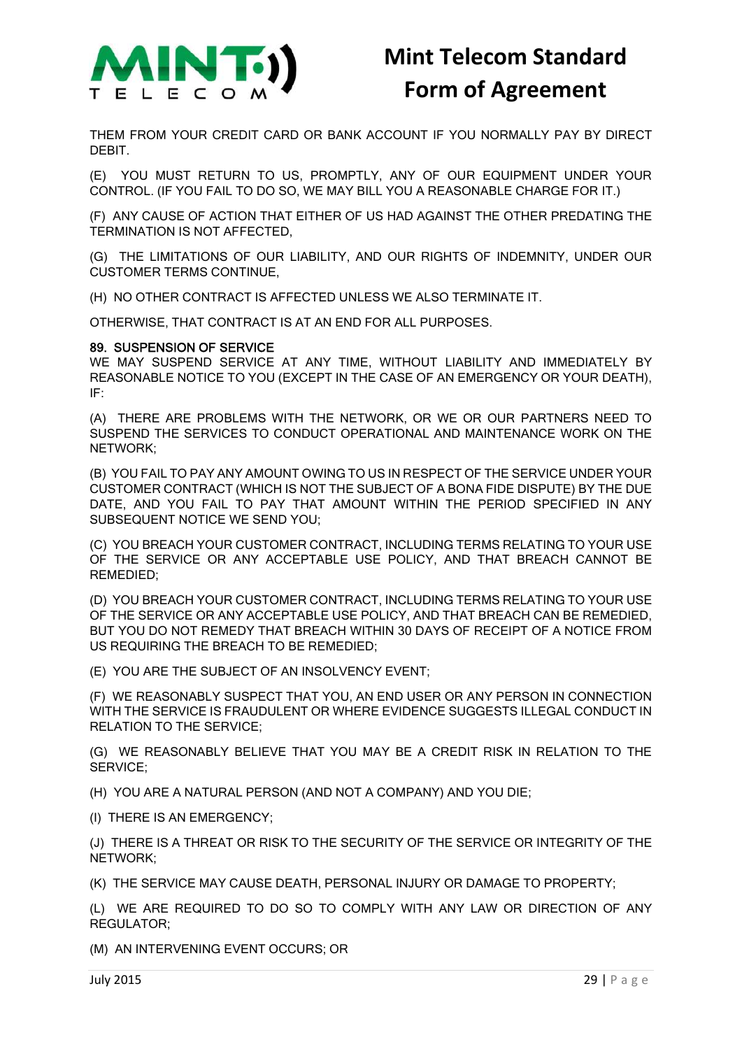THEM FROM YOUR CREDIT CARD OR BANK ACCOUNT IF YOU NORMALLY PAY BY DIRECT DEBIT.

(E) YOU MUST RETURN TO US, PROMPTLY, ANY OF OUR EQUIPMENT UNDER YOUR CONTROL. (IF YOU FAIL TO DO SO, WE MAY BILL YOU A REASONABLE CHARGE FOR IT.)

(F) ANY CAUSE OF ACTION THAT EITHER OF US HAD AGAINST THE OTHER PREDATING THE TERMINATION IS NOT AFFECTED,

(G) THE LIMITATIONS OF OUR LIABILITY, AND OUR RIGHTS OF INDEMNITY, UNDER OUR CUSTOMER TERMS CONTINUE,

(H) NO OTHER CONTRACT IS AFFECTED UNLESS WE ALSO TERMINATE IT.

OTHERWISE, THAT CONTRACT IS AT AN END FOR ALL PURPOSES.

## 89. SUSPENSION OF SERVICE

WE MAY SUSPEND SERVICE AT ANY TIME, WITHOUT LIABILITY AND IMMEDIATELY BY REASONABLE NOTICE TO YOU (EXCEPT IN THE CASE OF AN EMERGENCY OR YOUR DEATH), IF:

(A) THERE ARE PROBLEMS WITH THE NETWORK, OR WE OR OUR PARTNERS NEED TO SUSPEND THE SERVICES TO CONDUCT OPERATIONAL AND MAINTENANCE WORK ON THE NETWORK;

(B) YOU FAIL TO PAY ANY AMOUNT OWING TO US IN RESPECT OF THE SERVICE UNDER YOUR CUSTOMER CONTRACT (WHICH IS NOT THE SUBJECT OF A BONA FIDE DISPUTE) BY THE DUE DATE, AND YOU FAIL TO PAY THAT AMOUNT WITHIN THE PERIOD SPECIFIED IN ANY SUBSEQUENT NOTICE WE SEND YOU;

(C) YOU BREACH YOUR CUSTOMER CONTRACT, INCLUDING TERMS RELATING TO YOUR USE OF THE SERVICE OR ANY ACCEPTABLE USE POLICY, AND THAT BREACH CANNOT BE REMEDIED;

(D) YOU BREACH YOUR CUSTOMER CONTRACT, INCLUDING TERMS RELATING TO YOUR USE OF THE SERVICE OR ANY ACCEPTABLE USE POLICY, AND THAT BREACH CAN BE REMEDIED, BUT YOU DO NOT REMEDY THAT BREACH WITHIN 30 DAYS OF RECEIPT OF A NOTICE FROM US REQUIRING THE BREACH TO BE REMEDIED;

(E) YOU ARE THE SUBJECT OF AN INSOLVENCY EVENT;

(F) WE REASONABLY SUSPECT THAT YOU, AN END USER OR ANY PERSON IN CONNECTION WITH THE SERVICE IS FRAUDULENT OR WHERE EVIDENCE SUGGESTS ILLEGAL CONDUCT IN RELATION TO THE SERVICE;

(G) WE REASONABLY BELIEVE THAT YOU MAY BE A CREDIT RISK IN RELATION TO THE SERVICE;

(H) YOU ARE A NATURAL PERSON (AND NOT A COMPANY) AND YOU DIE;

(I) THERE IS AN EMERGENCY;

(J) THERE IS A THREAT OR RISK TO THE SECURITY OF THE SERVICE OR INTEGRITY OF THE NETWORK;

(K) THE SERVICE MAY CAUSE DEATH, PERSONAL INJURY OR DAMAGE TO PROPERTY;

(L) WE ARE REQUIRED TO DO SO TO COMPLY WITH ANY LAW OR DIRECTION OF ANY REGULATOR;

(M) AN INTERVENING EVENT OCCURS; OR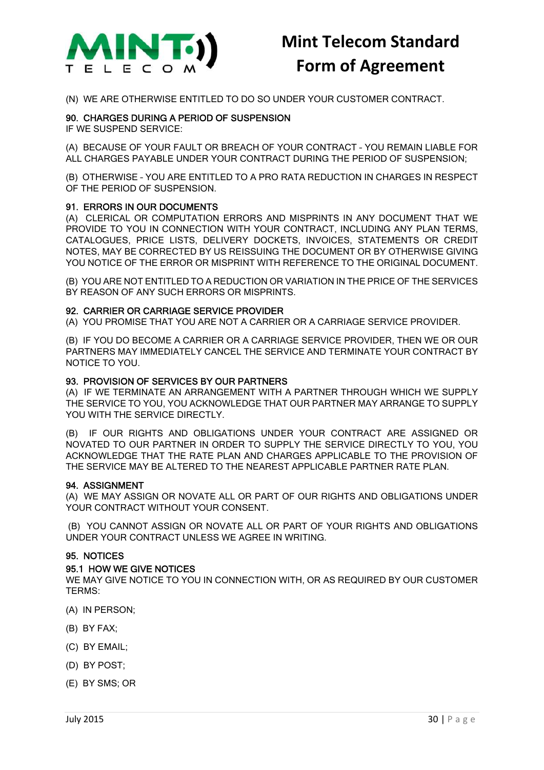(N) WE ARE OTHERWISE ENTITLED TO DO SO UNDER YOUR CUSTOMER CONTRACT.

### 90. CHARGES DURING A PERIOD OF SUSPENSION

IF WE SUSPEND SERVICE:

(A) BECAUSE OF YOUR FAULT OR BREACH OF YOUR CONTRACT - YOU REMAIN LIABLE FOR ALL CHARGES PAYABLE UNDER YOUR CONTRACT DURING THE PERIOD OF SUSPENSION;

(B) OTHERWISE - YOU ARE ENTITLED TO A PRO RATA REDUCTION IN CHARGES IN RESPECT OF THE PERIOD OF SUSPENSION.

### 91. ERRORS IN OUR DOCUMENTS

(A) CLERICAL OR COMPUTATION ERRORS AND MISPRINTS IN ANY DOCUMENT THAT WE PROVIDE TO YOU IN CONNECTION WITH YOUR CONTRACT, INCLUDING ANY PLAN TERMS, CATALOGUES, PRICE LISTS, DELIVERY DOCKETS, INVOICES, STATEMENTS OR CREDIT NOTES, MAY BE CORRECTED BY US REISSUING THE DOCUMENT OR BY OTHERWISE GIVING YOU NOTICE OF THE ERROR OR MISPRINT WITH REFERENCE TO THE ORIGINAL DOCUMENT.

(B) YOU ARE NOT ENTITLED TO A REDUCTION OR VARIATION IN THE PRICE OF THE SERVICES BY REASON OF ANY SUCH ERRORS OR MISPRINTS.

### 92. CARRIER OR CARRIAGE SERVICE PROVIDER

(A) YOU PROMISE THAT YOU ARE NOT A CARRIER OR A CARRIAGE SERVICE PROVIDER.

(B) IF YOU DO BECOME A CARRIER OR A CARRIAGE SERVICE PROVIDER, THEN WE OR OUR PARTNERS MAY IMMEDIATELY CANCEL THE SERVICE AND TERMINATE YOUR CONTRACT BY NOTICE TO YOU.

### 93. PROVISION OF SERVICES BY OUR PARTNERS

(A) IF WE TERMINATE AN ARRANGEMENT WITH A PARTNER THROUGH WHICH WE SUPPLY THE SERVICE TO YOU, YOU ACKNOWLEDGE THAT OUR PARTNER MAY ARRANGE TO SUPPLY YOU WITH THE SERVICE DIRECTLY.

(B) IF OUR RIGHTS AND OBLIGATIONS UNDER YOUR CONTRACT ARE ASSIGNED OR NOVATED TO OUR PARTNER IN ORDER TO SUPPLY THE SERVICE DIRECTLY TO YOU, YOU ACKNOWLEDGE THAT THE RATE PLAN AND CHARGES APPLICABLE TO THE PROVISION OF THE SERVICE MAY BE ALTERED TO THE NEAREST APPLICABLE PARTNER RATE PLAN.

### 94. ASSIGNMENT

(A) WE MAY ASSIGN OR NOVATE ALL OR PART OF OUR RIGHTS AND OBLIGATIONS UNDER YOUR CONTRACT WITHOUT YOUR CONSENT.

(B) YOU CANNOT ASSIGN OR NOVATE ALL OR PART OF YOUR RIGHTS AND OBLIGATIONS UNDER YOUR CONTRACT UNLESS WE AGREE IN WRITING.

### 95. NOTICES

#### 95.1 HOW WE GIVE NOTICES

WE MAY GIVE NOTICE TO YOU IN CONNECTION WITH, OR AS REQUIRED BY OUR CUSTOMER TERMS:

(A) IN PERSON;

(B) BY FAX;

(C) BY EMAIL;

(D) BY POST;

(E) BY SMS; OR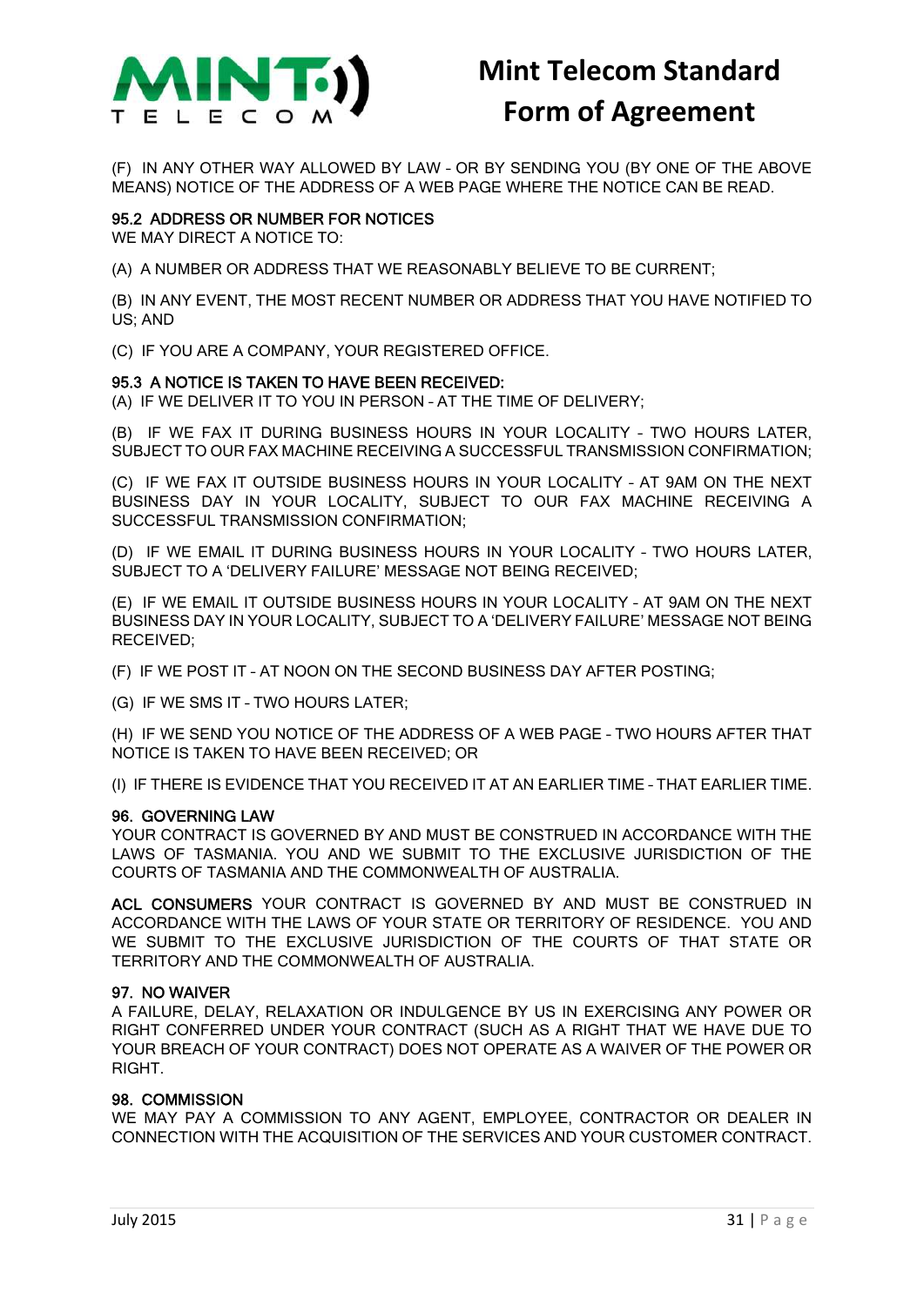(F) IN ANY OTHER WAY ALLOWED BY LAW - OR BY SENDING YOU (BY ONE OF THE ABOVE MEANS) NOTICE OF THE ADDRESS OF A WEB PAGE WHERE THE NOTICE CAN BE READ.

### 95.2 ADDRESS OR NUMBER FOR NOTICES

WE MAY DIRECT A NOTICE TO:

(A) A NUMBER OR ADDRESS THAT WE REASONABLY BELIEVE TO BE CURRENT;

(B) IN ANY EVENT, THE MOST RECENT NUMBER OR ADDRESS THAT YOU HAVE NOTIFIED TO US; AND

(C) IF YOU ARE A COMPANY, YOUR REGISTERED OFFICE.

### 95.3 A NOTICE IS TAKEN TO HAVE BEEN RECEIVED:

(A) IF WE DELIVER IT TO YOU IN PERSON – AT THE TIME OF DELIVERY;

(B) IF WE FAX IT DURING BUSINESS HOURS IN YOUR LOCALITY - TWO HOURS LATER, SUBJECT TO OUR FAX MACHINE RECEIVING A SUCCESSFUL TRANSMISSION CONFIRMATION;

(C) IF WE FAX IT OUTSIDE BUSINESS HOURS IN YOUR LOCALITY - AT 9AM ON THE NEXT BUSINESS DAY IN YOUR LOCALITY, SUBJECT TO OUR FAX MACHINE RECEIVING A SUCCESSFUL TRANSMISSION CONFIRMATION;

(D) IF WE EMAIL IT DURING BUSINESS HOURS IN YOUR LOCALITY - TWO HOURS LATER, SUBJECT TO A 'DELIVERY FAILURE' MESSAGE NOT BEING RECEIVED;

(E) IF WE EMAIL IT OUTSIDE BUSINESS HOURS IN YOUR LOCALITY - AT 9AM ON THE NEXT BUSINESS DAY IN YOUR LOCALITY, SUBJECT TO A 'DELIVERY FAILURE' MESSAGE NOT BEING RECEIVED;

(F) IF WE POST IT - AT NOON ON THE SECOND BUSINESS DAY AFTER POSTING;

(G) IF WE SMS IT – TWO HOURS LATER;

(H) IF WE SEND YOU NOTICE OF THE ADDRESS OF A WEB PAGE - TWO HOURS AFTER THAT NOTICE IS TAKEN TO HAVE BEEN RECEIVED; OR

(I) IF THERE IS EVIDENCE THAT YOU RECEIVED IT AT AN EARLIER TIME – THAT EARLIER TIME.

## 96. GOVERNING LAW

YOUR CONTRACT IS GOVERNED BY AND MUST BE CONSTRUED IN ACCORDANCE WITH THE LAWS OF TASMANIA. YOU AND WE SUBMIT TO THE EXCLUSIVE JURISDICTION OF THE COURTS OF TASMANIA AND THE COMMONWEALTH OF AUSTRALIA.

**ACL CONSUMERS** YOUR CONTRACT IS GOVERNED BY AND MUST BE CONSTRUED IN ACCORDANCE WITH THE LAWS OF YOUR STATE OR TERRITORY OF RESIDENCE. YOU AND WE SUBMIT TO THE EXCLUSIVE JURISDICTION OF THE COURTS OF THAT STATE OR TERRITORY AND THE COMMONWEALTH OF AUSTRALIA.

## 97. NO WAIVER

A FAILURE, DELAY, RELAXATION OR INDULGENCE BY US IN EXERCISING ANY POWER OR RIGHT CONFERRED UNDER YOUR CONTRACT (SUCH AS A RIGHT THAT WE HAVE DUE TO YOUR BREACH OF YOUR CONTRACT) DOES NOT OPERATE AS A WAIVER OF THE POWER OR RIGHT.

## 98. COMMISSION

WE MAY PAY A COMMISSION TO ANY AGENT, EMPLOYEE, CONTRACTOR OR DEALER IN CONNECTION WITH THE ACQUISITION OF THE SERVICES AND YOUR CUSTOMER CONTRACT.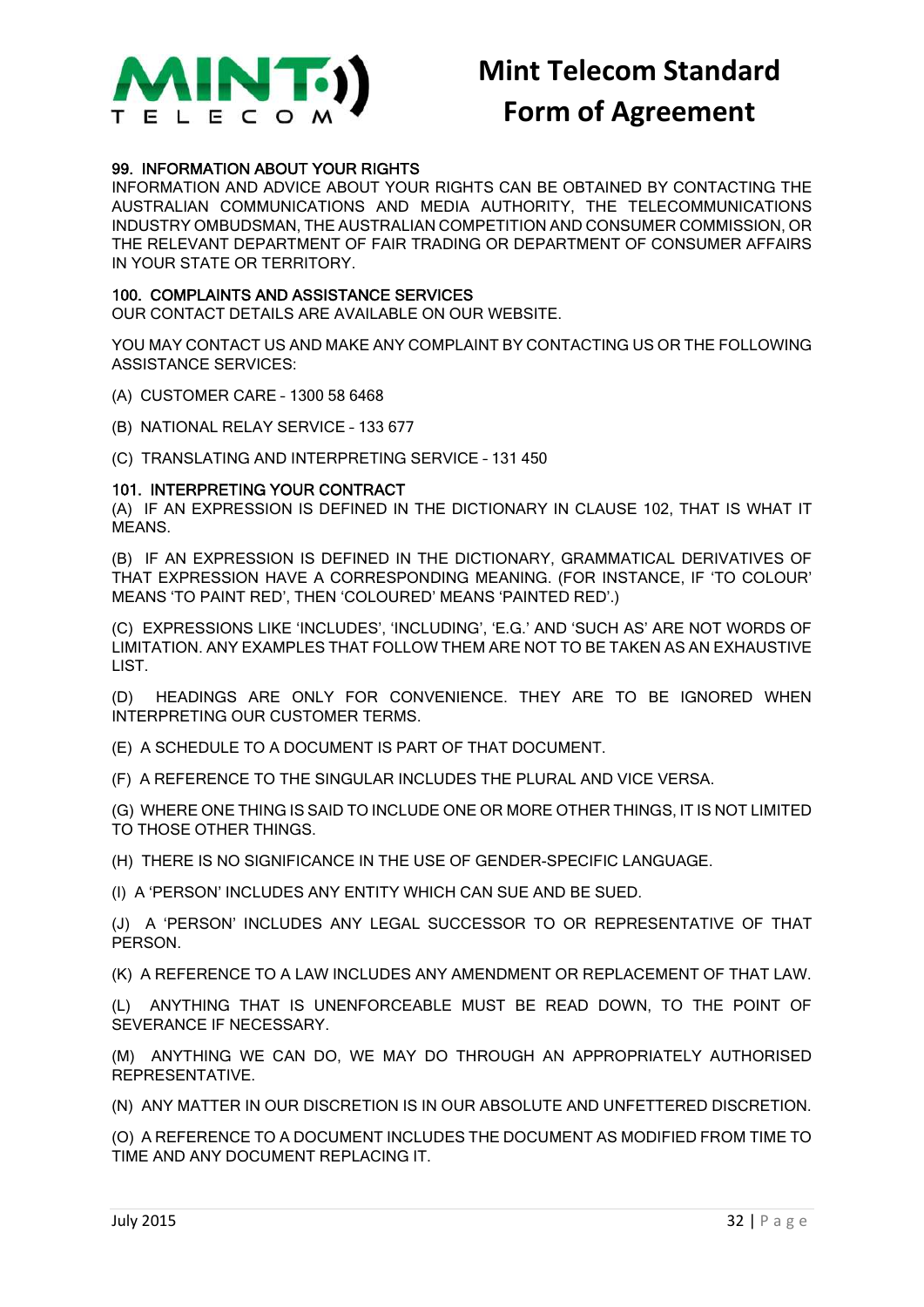## 99. INFORMATION ABOUT YOUR RIGHTS

INFORMATION AND ADVICE ABOUT YOUR RIGHTS CAN BE OBTAINED BY CONTACTING THE AUSTRALIAN COMMUNICATIONS AND MEDIA AUTHORITY, THE TELECOMMUNICATIONS INDUSTRY OMBUDSMAN, THE AUSTRALIAN COMPETITION AND CONSUMER COMMISSION, OR THE RELEVANT DEPARTMENT OF FAIR TRADING OR DEPARTMENT OF CONSUMER AFFAIRS IN YOUR STATE OR TERRITORY.

## 100. COMPLAINTS AND ASSISTANCE SERVICES

OUR CONTACT DETAILS ARE AVAILABLE ON OUR WEBSITE.

YOU MAY CONTACT US AND MAKE ANY COMPLAINT BY CONTACTING US OR THE FOLLOWING ASSISTANCE SERVICES:

(A) CUSTOMER CARE - 1300 58 6468

(B) NATIONAL RELAY SERVICE - 133 677

(C) TRANSLATING AND INTERPRETING SERVICE - 131 450

## 101. INTERPRETING YOUR CONTRACT

(A) IF AN EXPRESSION IS DEFINED IN THE DICTIONARY IN CLAUSE 102, THAT IS WHAT IT MEANS.

(B) IF AN EXPRESSION IS DEFINED IN THE DICTIONARY, GRAMMATICAL DERIVATIVES OF THAT EXPRESSION HAVE A CORRESPONDING MEANING. (FOR INSTANCE, IF 'TO COLOUR' MEANS 'TO PAINT RED', THEN 'COLOURED' MEANS 'PAINTED RED'.)

(C) EXPRESSIONS LIKE 'INCLUDES', 'INCLUDING', 'E.G.' AND 'SUCH AS' ARE NOT WORDS OF LIMITATION. ANY EXAMPLES THAT FOLLOW THEM ARE NOT TO BE TAKEN AS AN EXHAUSTIVE LIST.

(D) HEADINGS ARE ONLY FOR CONVENIENCE. THEY ARE TO BE IGNORED WHEN INTERPRETING OUR CUSTOMER TERMS.

(E) A SCHEDULE TO A DOCUMENT IS PART OF THAT DOCUMENT.

(F) A REFERENCE TO THE SINGULAR INCLUDES THE PLURAL AND VICE VERSA.

(G) WHERE ONE THING IS SAID TO INCLUDE ONE OR MORE OTHER THINGS, IT IS NOT LIMITED TO THOSE OTHER THINGS.

(H) THERE IS NO SIGNIFICANCE IN THE USE OF GENDER-SPECIFIC LANGUAGE.

(I) A 'PERSON' INCLUDES ANY ENTITY WHICH CAN SUE AND BE SUED.

(J) A 'PERSON' INCLUDES ANY LEGAL SUCCESSOR TO OR REPRESENTATIVE OF THAT PERSON.

(K) A REFERENCE TO A LAW INCLUDES ANY AMENDMENT OR REPLACEMENT OF THAT LAW.

(L) ANYTHING THAT IS UNENFORCEABLE MUST BE READ DOWN, TO THE POINT OF SEVERANCE IF NECESSARY.

(M) ANYTHING WE CAN DO, WE MAY DO THROUGH AN APPROPRIATELY AUTHORISED REPRESENTATIVE.

(N) ANY MATTER IN OUR DISCRETION IS IN OUR ABSOLUTE AND UNFETTERED DISCRETION.

(O) A REFERENCE TO A DOCUMENT INCLUDES THE DOCUMENT AS MODIFIED FROM TIME TO TIME AND ANY DOCUMENT REPLACING IT.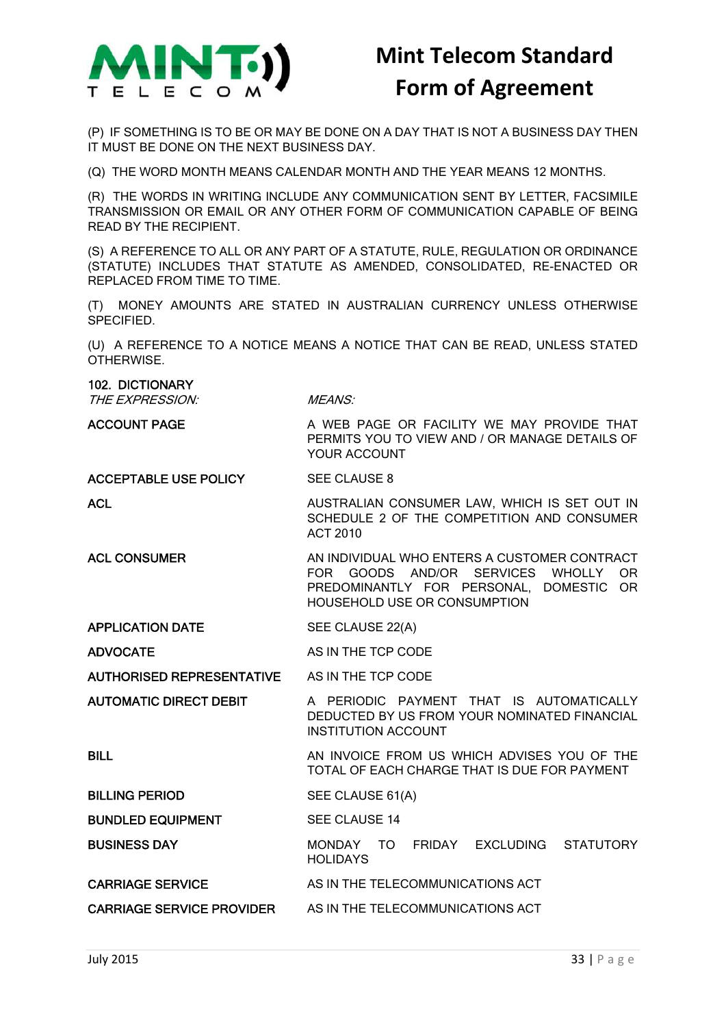(P) IF SOMETHING IS TO BE OR MAY BE DONE ON A DAY THAT IS NOT A BUSINESS DAY THEN IT MUST BE DONE ON THE NEXT BUSINESS DAY.

(Q) THE WORD MONTH MEANS CALENDAR MONTH AND THE YEAR MEANS 12 MONTHS.

(R) THE WORDS IN WRITING INCLUDE ANY COMMUNICATION SENT BY LETTER, FACSIMILE TRANSMISSION OR EMAIL OR ANY OTHER FORM OF COMMUNICATION CAPABLE OF BEING READ BY THE RECIPIENT.

(S) A REFERENCE TO ALL OR ANY PART OF A STATUTE, RULE, REGULATION OR ORDINANCE (STATUTE) INCLUDES THAT STATUTE AS AMENDED, CONSOLIDATED, RE-ENACTED OR REPLACED FROM TIME TO TIME.

(T) MONEY AMOUNTS ARE STATED IN AUSTRALIAN CURRENCY UNLESS OTHERWISE SPECIFIED.

(U) A REFERENCE TO A NOTICE MEANS A NOTICE THAT CAN BE READ, UNLESS STATED OTHERWISE.

## 102. DICTIONARY

| *THE EXPRESSION:* | *MEANS:* |
|---|---|
| **ACCOUNT PAGE** | A WEB PAGE OR FACILITY WE MAY PROVIDE THAT PERMITS YOU TO VIEW AND / OR MANAGE DETAILS OF YOUR ACCOUNT |
| **ACCEPTABLE USE POLICY** | SEE CLAUSE 8 |
| **ACL** | AUSTRALIAN CONSUMER LAW, WHICH IS SET OUT IN SCHEDULE 2 OF THE COMPETITION AND CONSUMER ACT 2010 |
| **ACL CONSUMER** | AN INDIVIDUAL WHO ENTERS A CUSTOMER CONTRACT FOR GOODS AND/OR SERVICES WHOLLY OR PREDOMINANTLY FOR PERSONAL, DOMESTIC OR HOUSEHOLD USE OR CONSUMPTION |
| **APPLICATION DATE** | SEE CLAUSE 22(A) |
| **ADVOCATE** | AS IN THE TCP CODE |
| **AUTHORISED REPRESENTATIVE** | AS IN THE TCP CODE |
| **AUTOMATIC DIRECT DEBIT** | A PERIODIC PAYMENT THAT IS AUTOMATICALLY DEDUCTED BY US FROM YOUR NOMINATED FINANCIAL INSTITUTION ACCOUNT |
| **BILL** | AN INVOICE FROM US WHICH ADVISES YOU OF THE TOTAL OF EACH CHARGE THAT IS DUE FOR PAYMENT |
| **BILLING PERIOD** | SEE CLAUSE 61(A) |
| **BUNDLED EQUIPMENT** | SEE CLAUSE 14 |
| **BUSINESS DAY** | MONDAY TO FRIDAY EXCLUDING STATUTORY HOLIDAYS |
| **CARRIAGE SERVICE** | AS IN THE TELECOMMUNICATIONS ACT |
| **CARRIAGE SERVICE PROVIDER** | AS IN THE TELECOMMUNICATIONS ACT |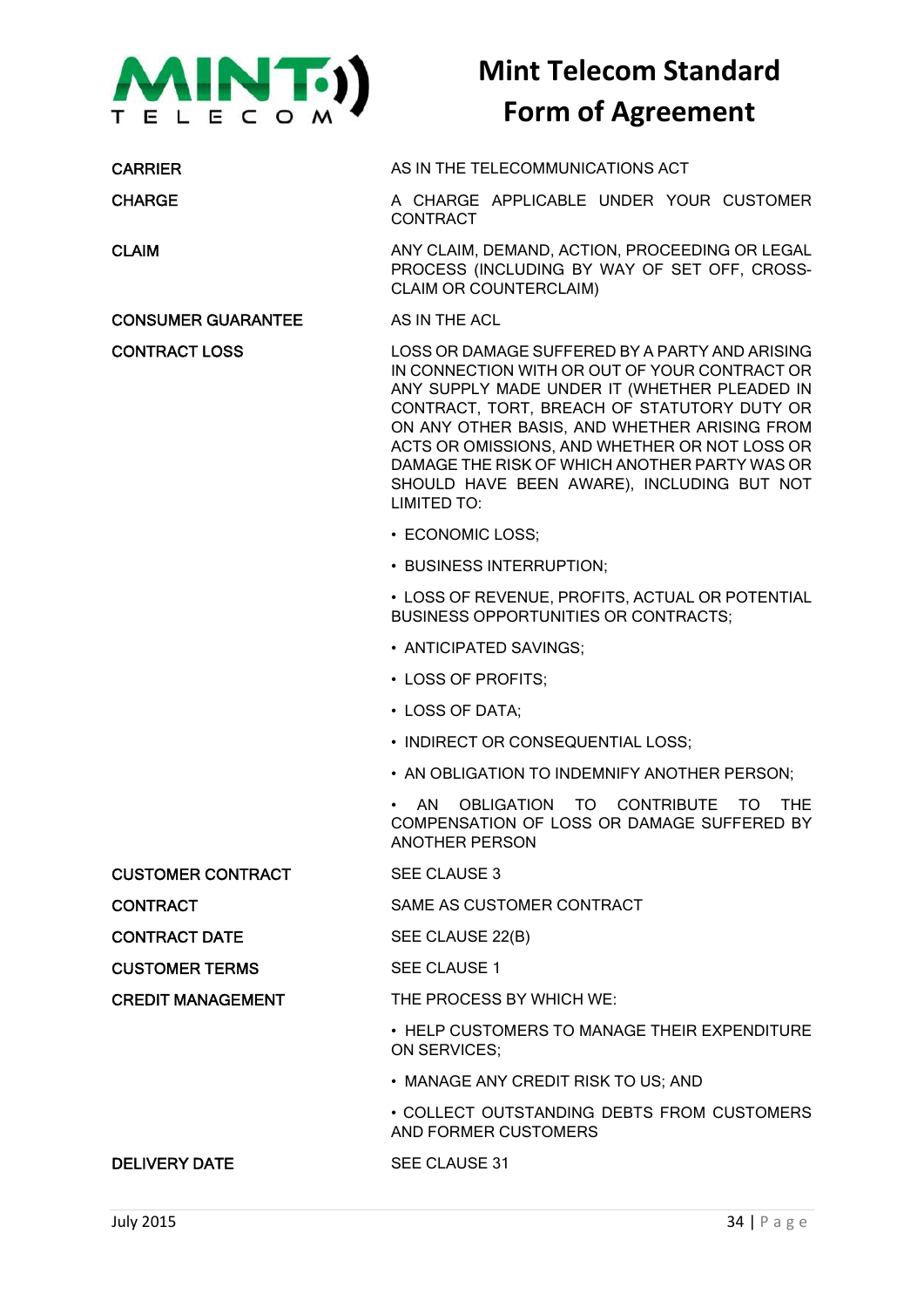# Mint Telecom Standard Form of Agreement

| | |
|---|---|
| CARRIER | AS IN THE TELECOMMUNICATIONS ACT |
| CHARGE | A CHARGE APPLICABLE UNDER YOUR CUSTOMER CONTRACT |
| CLAIM | ANY CLAIM, DEMAND, ACTION, PROCEEDING OR LEGAL PROCESS (INCLUDING BY WAY OF SET OFF, CROSS-CLAIM OR COUNTERCLAIM) |
| CONSUMER GUARANTEE | AS IN THE ACL |
| CONTRACT LOSS | LOSS OR DAMAGE SUFFERED BY A PARTY AND ARISING IN CONNECTION WITH OR OUT OF YOUR CONTRACT OR ANY SUPPLY MADE UNDER IT (WHETHER PLEADED IN CONTRACT, TORT, BREACH OF STATUTORY DUTY OR ON ANY OTHER BASIS, AND WHETHER ARISING FROM ACTS OR OMISSIONS, AND WHETHER OR NOT LOSS OR DAMAGE THE RISK OF WHICH ANOTHER PARTY WAS OR SHOULD HAVE BEEN AWARE), INCLUDING BUT NOT LIMITED TO:<br>• ECONOMIC LOSS;<br>• BUSINESS INTERRUPTION;<br>• LOSS OF REVENUE, PROFITS, ACTUAL OR POTENTIAL BUSINESS OPPORTUNITIES OR CONTRACTS;<br>• ANTICIPATED SAVINGS;<br>• LOSS OF PROFITS;<br>• LOSS OF DATA;<br>• INDIRECT OR CONSEQUENTIAL LOSS;<br>• AN OBLIGATION TO INDEMNIFY ANOTHER PERSON;<br>• AN OBLIGATION TO CONTRIBUTE TO THE COMPENSATION OF LOSS OR DAMAGE SUFFERED BY ANOTHER PERSON |
| CUSTOMER CONTRACT | SEE CLAUSE 3 |
| CONTRACT | SAME AS CUSTOMER CONTRACT |
| CONTRACT DATE | SEE CLAUSE 22(B) |
| CUSTOMER TERMS | SEE CLAUSE 1 |
| CREDIT MANAGEMENT | THE PROCESS BY WHICH WE:<br>• HELP CUSTOMERS TO MANAGE THEIR EXPENDITURE ON SERVICES;<br>• MANAGE ANY CREDIT RISK TO US; AND<br>• COLLECT OUTSTANDING DEBTS FROM CUSTOMERS AND FORMER CUSTOMERS |
| DELIVERY DATE | SEE CLAUSE 31 |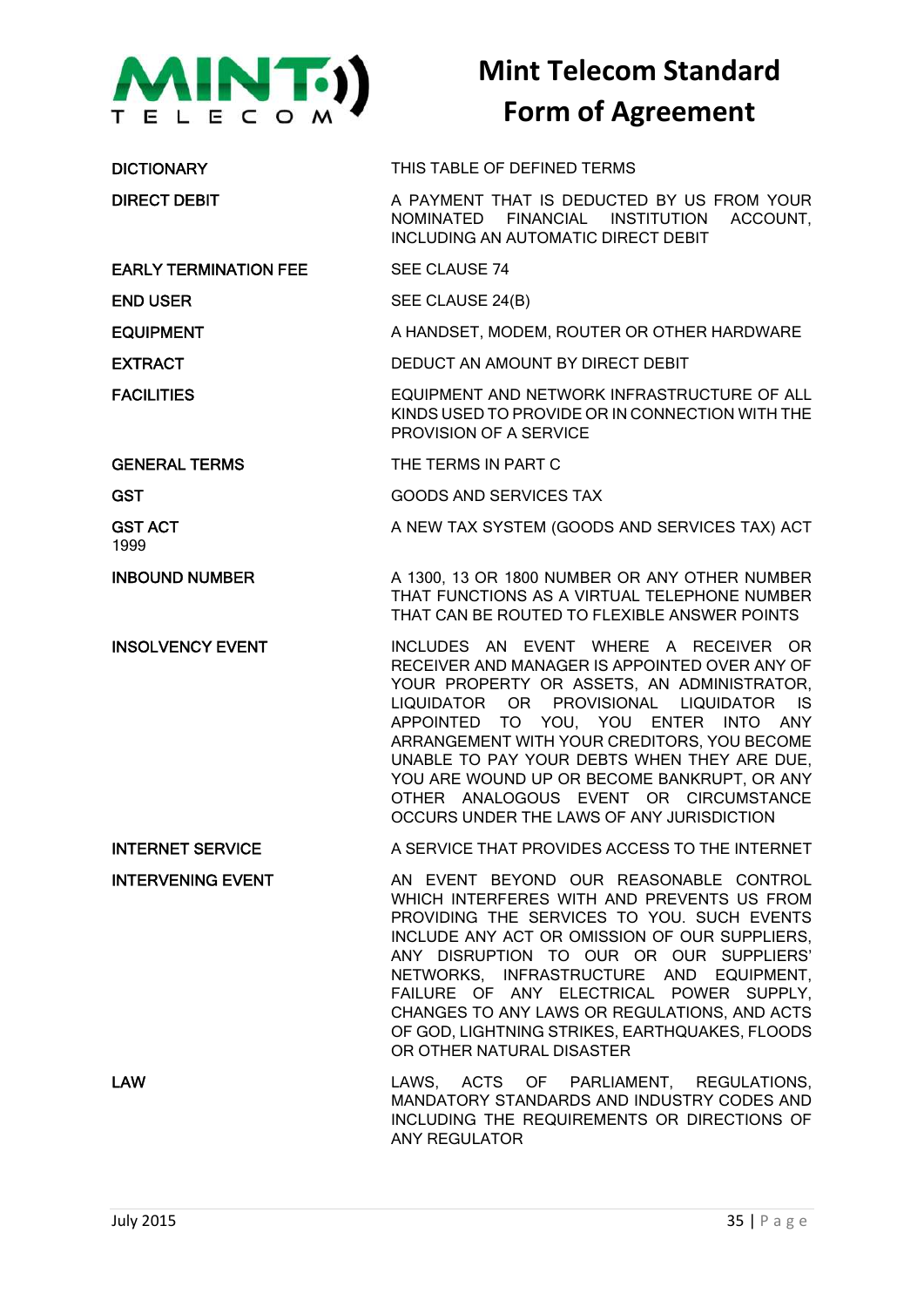# Mint Telecom Standard Form of Agreement

| | |
|---|---|
| DICTIONARY | THIS TABLE OF DEFINED TERMS |
| DIRECT DEBIT | A PAYMENT THAT IS DEDUCTED BY US FROM YOUR NOMINATED FINANCIAL INSTITUTION ACCOUNT, INCLUDING AN AUTOMATIC DIRECT DEBIT |
| EARLY TERMINATION FEE | SEE CLAUSE 74 |
| END USER | SEE CLAUSE 24(B) |
| EQUIPMENT | A HANDSET, MODEM, ROUTER OR OTHER HARDWARE |
| EXTRACT | DEDUCT AN AMOUNT BY DIRECT DEBIT |
| FACILITIES | EQUIPMENT AND NETWORK INFRASTRUCTURE OF ALL KINDS USED TO PROVIDE OR IN CONNECTION WITH THE PROVISION OF A SERVICE |
| GENERAL TERMS | THE TERMS IN PART C |
| GST | GOODS AND SERVICES TAX |
| GST ACT 1999 | A NEW TAX SYSTEM (GOODS AND SERVICES TAX) ACT |
| INBOUND NUMBER | A 1300, 13 OR 1800 NUMBER OR ANY OTHER NUMBER THAT FUNCTIONS AS A VIRTUAL TELEPHONE NUMBER THAT CAN BE ROUTED TO FLEXIBLE ANSWER POINTS |
| INSOLVENCY EVENT | INCLUDES AN EVENT WHERE A RECEIVER OR RECEIVER AND MANAGER IS APPOINTED OVER ANY OF YOUR PROPERTY OR ASSETS, AN ADMINISTRATOR, LIQUIDATOR OR PROVISIONAL LIQUIDATOR IS APPOINTED TO YOU, YOU ENTER INTO ANY ARRANGEMENT WITH YOUR CREDITORS, YOU BECOME UNABLE TO PAY YOUR DEBTS WHEN THEY ARE DUE, YOU ARE WOUND UP OR BECOME BANKRUPT, OR ANY OTHER ANALOGOUS EVENT OR CIRCUMSTANCE OCCURS UNDER THE LAWS OF ANY JURISDICTION |
| INTERNET SERVICE | A SERVICE THAT PROVIDES ACCESS TO THE INTERNET |
| INTERVENING EVENT | AN EVENT BEYOND OUR REASONABLE CONTROL WHICH INTERFERES WITH AND PREVENTS US FROM PROVIDING THE SERVICES TO YOU. SUCH EVENTS INCLUDE ANY ACT OR OMISSION OF OUR SUPPLIERS, ANY DISRUPTION TO OUR OR OUR SUPPLIERS' NETWORKS, INFRASTRUCTURE AND EQUIPMENT, FAILURE OF ANY ELECTRICAL POWER SUPPLY, CHANGES TO ANY LAWS OR REGULATIONS, AND ACTS OF GOD, LIGHTNING STRIKES, EARTHQUAKES, FLOODS OR OTHER NATURAL DISASTER |
| LAW | LAWS, ACTS OF PARLIAMENT, REGULATIONS, MANDATORY STANDARDS AND INDUSTRY CODES AND INCLUDING THE REQUIREMENTS OR DIRECTIONS OF ANY REGULATOR |

July 2015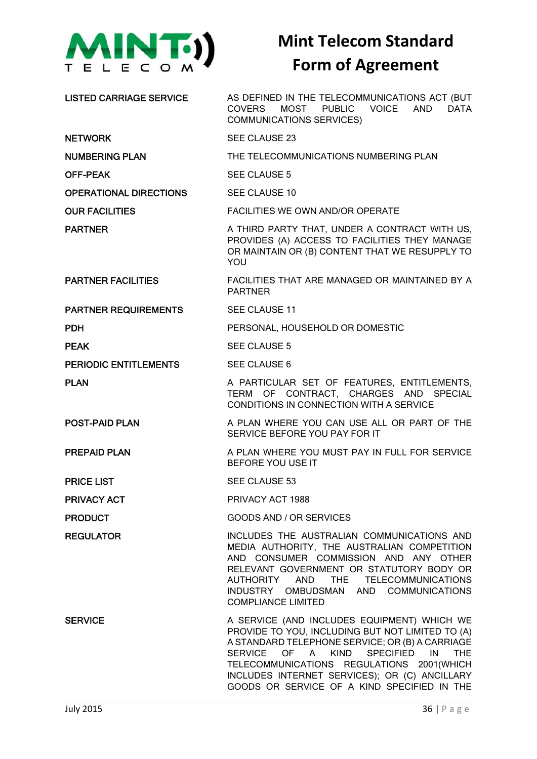| | |
|---|---|
| LISTED CARRIAGE SERVICE | AS DEFINED IN THE TELECOMMUNICATIONS ACT (BUT COVERS MOST PUBLIC VOICE AND DATA COMMUNICATIONS SERVICES) |
| NETWORK | SEE CLAUSE 23 |
| NUMBERING PLAN | THE TELECOMMUNICATIONS NUMBERING PLAN |
| OFF-PEAK | SEE CLAUSE 5 |
| OPERATIONAL DIRECTIONS | SEE CLAUSE 10 |
| OUR FACILITIES | FACILITIES WE OWN AND/OR OPERATE |
| PARTNER | A THIRD PARTY THAT, UNDER A CONTRACT WITH US, PROVIDES (A) ACCESS TO FACILITIES THEY MANAGE OR MAINTAIN OR (B) CONTENT THAT WE RESUPPLY TO YOU |
| PARTNER FACILITIES | FACILITIES THAT ARE MANAGED OR MAINTAINED BY A PARTNER |
| PARTNER REQUIREMENTS | SEE CLAUSE 11 |
| PDH | PERSONAL, HOUSEHOLD OR DOMESTIC |
| PEAK | SEE CLAUSE 5 |
| PERIODIC ENTITLEMENTS | SEE CLAUSE 6 |
| PLAN | A PARTICULAR SET OF FEATURES, ENTITLEMENTS, TERM OF CONTRACT, CHARGES AND SPECIAL CONDITIONS IN CONNECTION WITH A SERVICE |
| POST-PAID PLAN | A PLAN WHERE YOU CAN USE ALL OR PART OF THE SERVICE BEFORE YOU PAY FOR IT |
| PREPAID PLAN | A PLAN WHERE YOU MUST PAY IN FULL FOR SERVICE BEFORE YOU USE IT |
| PRICE LIST | SEE CLAUSE 53 |
| PRIVACY ACT | PRIVACY ACT 1988 |
| PRODUCT | GOODS AND / OR SERVICES |
| REGULATOR | INCLUDES THE AUSTRALIAN COMMUNICATIONS AND MEDIA AUTHORITY, THE AUSTRALIAN COMPETITION AND CONSUMER COMMISSION AND ANY OTHER RELEVANT GOVERNMENT OR STATUTORY BODY OR AUTHORITY AND THE TELECOMMUNICATIONS INDUSTRY OMBUDSMAN AND COMMUNICATIONS COMPLIANCE LIMITED |
| SERVICE | A SERVICE (AND INCLUDES EQUIPMENT) WHICH WE PROVIDE TO YOU, INCLUDING BUT NOT LIMITED TO (A) A STANDARD TELEPHONE SERVICE; OR (B) A CARRIAGE SERVICE OF A KIND SPECIFIED IN THE TELECOMMUNICATIONS REGULATIONS 2001(WHICH INCLUDES INTERNET SERVICES); OR (C) ANCILLARY GOODS OR SERVICE OF A KIND SPECIFIED IN THE |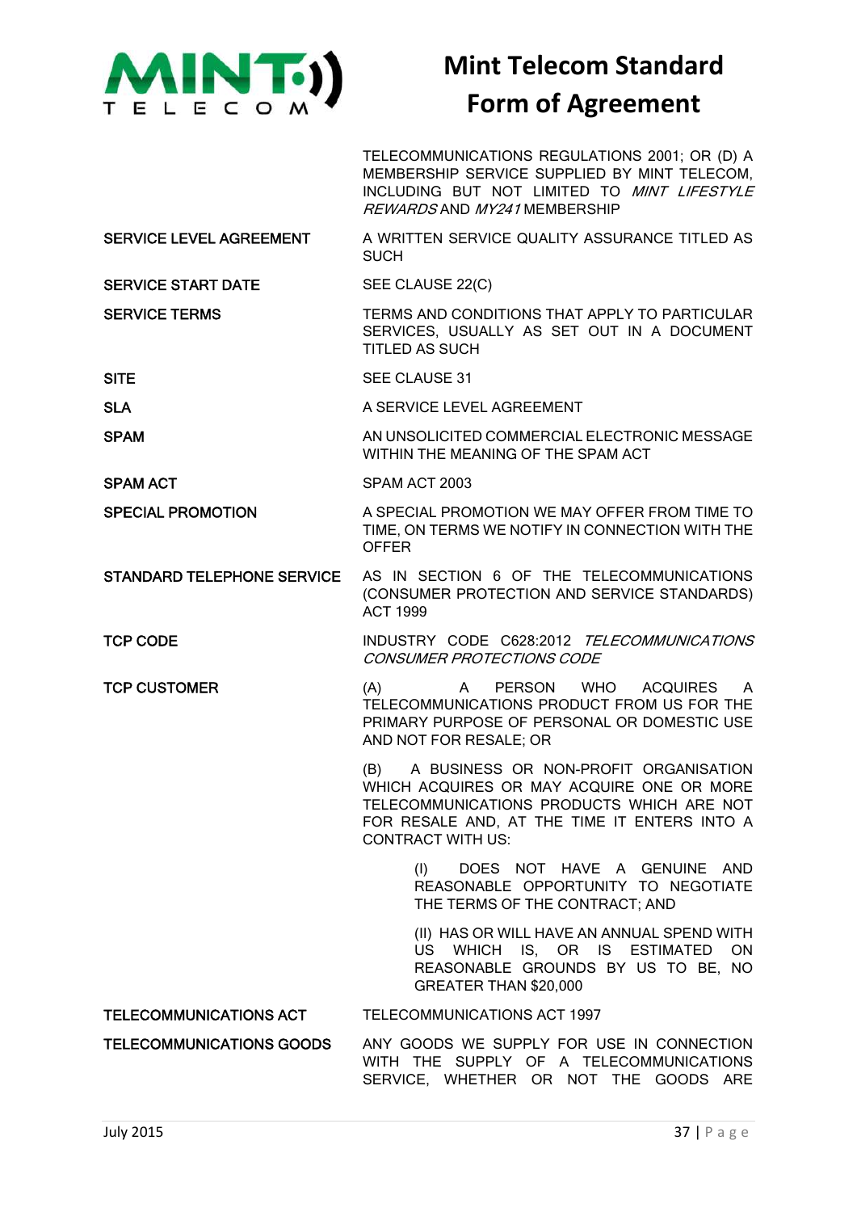| | |
|---|---|
| | TELECOMMUNICATIONS REGULATIONS 2001; OR (D) A MEMBERSHIP SERVICE SUPPLIED BY MINT TELECOM, INCLUDING BUT NOT LIMITED TO *MINT LIFESTYLE REWARDS* AND *MY241* MEMBERSHIP |
| SERVICE LEVEL AGREEMENT | A WRITTEN SERVICE QUALITY ASSURANCE TITLED AS SUCH |
| SERVICE START DATE | SEE CLAUSE 22(C) |
| SERVICE TERMS | TERMS AND CONDITIONS THAT APPLY TO PARTICULAR SERVICES, USUALLY AS SET OUT IN A DOCUMENT TITLED AS SUCH |
| SITE | SEE CLAUSE 31 |
| SLA | A SERVICE LEVEL AGREEMENT |
| SPAM | AN UNSOLICITED COMMERCIAL ELECTRONIC MESSAGE WITHIN THE MEANING OF THE SPAM ACT |
| SPAM ACT | SPAM ACT 2003 |
| SPECIAL PROMOTION | A SPECIAL PROMOTION WE MAY OFFER FROM TIME TO TIME, ON TERMS WE NOTIFY IN CONNECTION WITH THE OFFER |
| STANDARD TELEPHONE SERVICE | AS IN SECTION 6 OF THE TELECOMMUNICATIONS (CONSUMER PROTECTION AND SERVICE STANDARDS) ACT 1999 |
| TCP CODE | INDUSTRY CODE C628:2012 *TELECOMMUNICATIONS CONSUMER PROTECTIONS CODE* |
| TCP CUSTOMER | (A) A PERSON WHO ACQUIRES A TELECOMMUNICATIONS PRODUCT FROM US FOR THE PRIMARY PURPOSE OF PERSONAL OR DOMESTIC USE AND NOT FOR RESALE; OR<br><br>(B) A BUSINESS OR NON-PROFIT ORGANISATION WHICH ACQUIRES OR MAY ACQUIRE ONE OR MORE TELECOMMUNICATIONS PRODUCTS WHICH ARE NOT FOR RESALE AND, AT THE TIME IT ENTERS INTO A CONTRACT WITH US:<br><br>(I) DOES NOT HAVE A GENUINE AND REASONABLE OPPORTUNITY TO NEGOTIATE THE TERMS OF THE CONTRACT; AND<br><br>(II) HAS OR WILL HAVE AN ANNUAL SPEND WITH US WHICH IS, OR IS ESTIMATED ON REASONABLE GROUNDS BY US TO BE, NO GREATER THAN $20,000 |
| TELECOMMUNICATIONS ACT | TELECOMMUNICATIONS ACT 1997 |
| TELECOMMUNICATIONS GOODS | ANY GOODS WE SUPPLY FOR USE IN CONNECTION WITH THE SUPPLY OF A TELECOMMUNICATIONS SERVICE, WHETHER OR NOT THE GOODS ARE |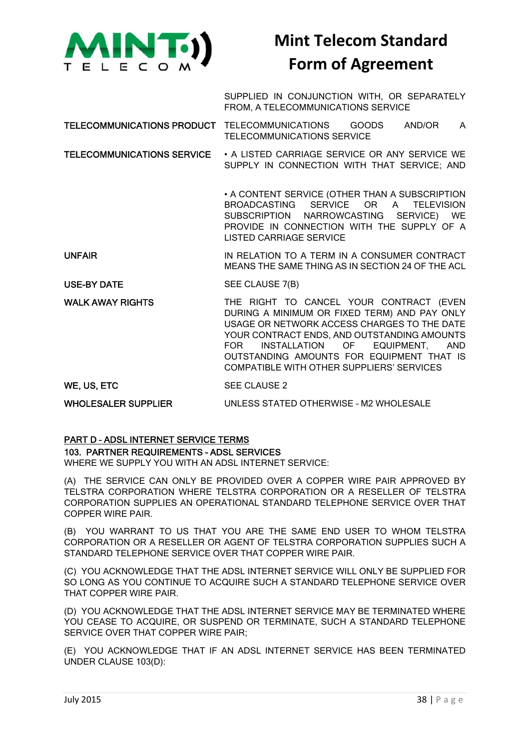| | |
|---|---|
| | SUPPLIED IN CONJUNCTION WITH, OR SEPARATELY FROM, A TELECOMMUNICATIONS SERVICE |
| TELECOMMUNICATIONS PRODUCT | TELECOMMUNICATIONS GOODS AND/OR A TELECOMMUNICATIONS SERVICE |
| TELECOMMUNICATIONS SERVICE | • A LISTED CARRIAGE SERVICE OR ANY SERVICE WE SUPPLY IN CONNECTION WITH THAT SERVICE; AND<br><br>• A CONTENT SERVICE (OTHER THAN A SUBSCRIPTION BROADCASTING SERVICE OR A TELEVISION SUBSCRIPTION NARROWCASTING SERVICE) WE PROVIDE IN CONNECTION WITH THE SUPPLY OF A LISTED CARRIAGE SERVICE |
| UNFAIR | IN RELATION TO A TERM IN A CONSUMER CONTRACT MEANS THE SAME THING AS IN SECTION 24 OF THE ACL |
| USE-BY DATE | SEE CLAUSE 7(B) |
| WALK AWAY RIGHTS | THE RIGHT TO CANCEL YOUR CONTRACT (EVEN DURING A MINIMUM OR FIXED TERM) AND PAY ONLY USAGE OR NETWORK ACCESS CHARGES TO THE DATE YOUR CONTRACT ENDS, AND OUTSTANDING AMOUNTS FOR INSTALLATION OF EQUIPMENT, AND OUTSTANDING AMOUNTS FOR EQUIPMENT THAT IS COMPATIBLE WITH OTHER SUPPLIERS' SERVICES |
| WE, US, ETC | SEE CLAUSE 2 |
| WHOLESALER SUPPLIER | UNLESS STATED OTHERWISE - M2 WHOLESALE |

## PART D – ADSL INTERNET SERVICE TERMS

### 103. PARTNER REQUIREMENTS - ADSL SERVICES

WHERE WE SUPPLY YOU WITH AN ADSL INTERNET SERVICE:

(A) THE SERVICE CAN ONLY BE PROVIDED OVER A COPPER WIRE PAIR APPROVED BY TELSTRA CORPORATION WHERE TELSTRA CORPORATION OR A RESELLER OF TELSTRA CORPORATION SUPPLIES AN OPERATIONAL STANDARD TELEPHONE SERVICE OVER THAT COPPER WIRE PAIR.

(B) YOU WARRANT TO US THAT YOU ARE THE SAME END USER TO WHOM TELSTRA CORPORATION OR A RESELLER OR AGENT OF TELSTRA CORPORATION SUPPLIES SUCH A STANDARD TELEPHONE SERVICE OVER THAT COPPER WIRE PAIR.

(C) YOU ACKNOWLEDGE THAT THE ADSL INTERNET SERVICE WILL ONLY BE SUPPLIED FOR SO LONG AS YOU CONTINUE TO ACQUIRE SUCH A STANDARD TELEPHONE SERVICE OVER THAT COPPER WIRE PAIR.

(D) YOU ACKNOWLEDGE THAT THE ADSL INTERNET SERVICE MAY BE TERMINATED WHERE YOU CEASE TO ACQUIRE, OR SUSPEND OR TERMINATE, SUCH A STANDARD TELEPHONE SERVICE OVER THAT COPPER WIRE PAIR;

(E) YOU ACKNOWLEDGE THAT IF AN ADSL INTERNET SERVICE HAS BEEN TERMINATED UNDER CLAUSE 103(D):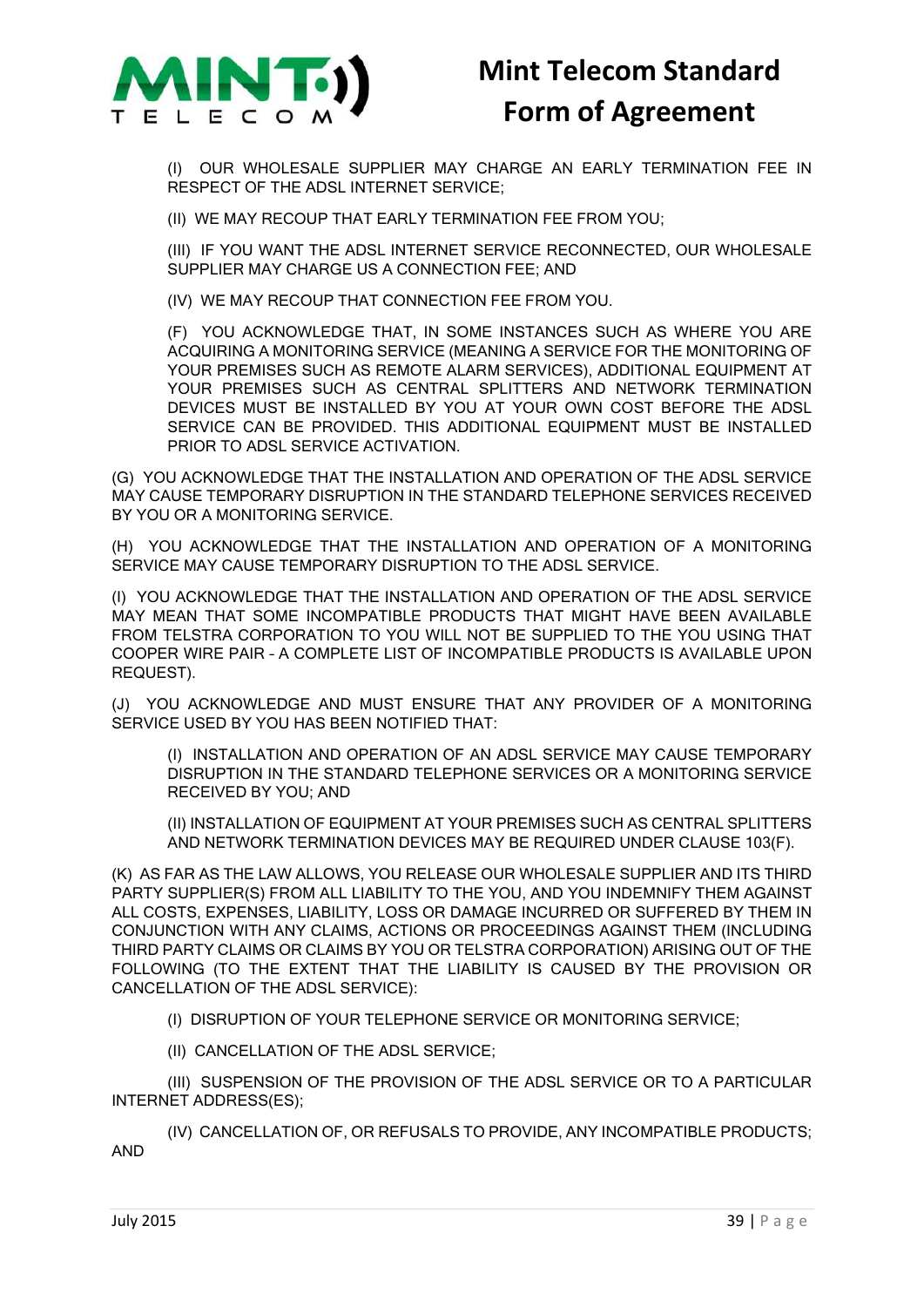(I) OUR WHOLESALE SUPPLIER MAY CHARGE AN EARLY TERMINATION FEE IN RESPECT OF THE ADSL INTERNET SERVICE;

(II) WE MAY RECOUP THAT EARLY TERMINATION FEE FROM YOU;

(III) IF YOU WANT THE ADSL INTERNET SERVICE RECONNECTED, OUR WHOLESALE SUPPLIER MAY CHARGE US A CONNECTION FEE; AND

(IV) WE MAY RECOUP THAT CONNECTION FEE FROM YOU.

(F) YOU ACKNOWLEDGE THAT, IN SOME INSTANCES SUCH AS WHERE YOU ARE ACQUIRING A MONITORING SERVICE (MEANING A SERVICE FOR THE MONITORING OF YOUR PREMISES SUCH AS REMOTE ALARM SERVICES), ADDITIONAL EQUIPMENT AT YOUR PREMISES SUCH AS CENTRAL SPLITTERS AND NETWORK TERMINATION DEVICES MUST BE INSTALLED BY YOU AT YOUR OWN COST BEFORE THE ADSL SERVICE CAN BE PROVIDED. THIS ADDITIONAL EQUIPMENT MUST BE INSTALLED PRIOR TO ADSL SERVICE ACTIVATION.

(G) YOU ACKNOWLEDGE THAT THE INSTALLATION AND OPERATION OF THE ADSL SERVICE MAY CAUSE TEMPORARY DISRUPTION IN THE STANDARD TELEPHONE SERVICES RECEIVED BY YOU OR A MONITORING SERVICE.

(H) YOU ACKNOWLEDGE THAT THE INSTALLATION AND OPERATION OF A MONITORING SERVICE MAY CAUSE TEMPORARY DISRUPTION TO THE ADSL SERVICE.

(I) YOU ACKNOWLEDGE THAT THE INSTALLATION AND OPERATION OF THE ADSL SERVICE MAY MEAN THAT SOME INCOMPATIBLE PRODUCTS THAT MIGHT HAVE BEEN AVAILABLE FROM TELSTRA CORPORATION TO YOU WILL NOT BE SUPPLIED TO THE YOU USING THAT COOPER WIRE PAIR - A COMPLETE LIST OF INCOMPATIBLE PRODUCTS IS AVAILABLE UPON REQUEST).

(J) YOU ACKNOWLEDGE AND MUST ENSURE THAT ANY PROVIDER OF A MONITORING SERVICE USED BY YOU HAS BEEN NOTIFIED THAT:

(I) INSTALLATION AND OPERATION OF AN ADSL SERVICE MAY CAUSE TEMPORARY DISRUPTION IN THE STANDARD TELEPHONE SERVICES OR A MONITORING SERVICE RECEIVED BY YOU; AND

(II) INSTALLATION OF EQUIPMENT AT YOUR PREMISES SUCH AS CENTRAL SPLITTERS AND NETWORK TERMINATION DEVICES MAY BE REQUIRED UNDER CLAUSE 103(F).

(K) AS FAR AS THE LAW ALLOWS, YOU RELEASE OUR WHOLESALE SUPPLIER AND ITS THIRD PARTY SUPPLIER(S) FROM ALL LIABILITY TO THE YOU, AND YOU INDEMNIFY THEM AGAINST ALL COSTS, EXPENSES, LIABILITY, LOSS OR DAMAGE INCURRED OR SUFFERED BY THEM IN CONJUNCTION WITH ANY CLAIMS, ACTIONS OR PROCEEDINGS AGAINST THEM (INCLUDING THIRD PARTY CLAIMS OR CLAIMS BY YOU OR TELSTRA CORPORATION) ARISING OUT OF THE FOLLOWING (TO THE EXTENT THAT THE LIABILITY IS CAUSED BY THE PROVISION OR CANCELLATION OF THE ADSL SERVICE):

(I) DISRUPTION OF YOUR TELEPHONE SERVICE OR MONITORING SERVICE;

(II) CANCELLATION OF THE ADSL SERVICE;

(III) SUSPENSION OF THE PROVISION OF THE ADSL SERVICE OR TO A PARTICULAR INTERNET ADDRESS(ES);

(IV) CANCELLATION OF, OR REFUSALS TO PROVIDE, ANY INCOMPATIBLE PRODUCTS; AND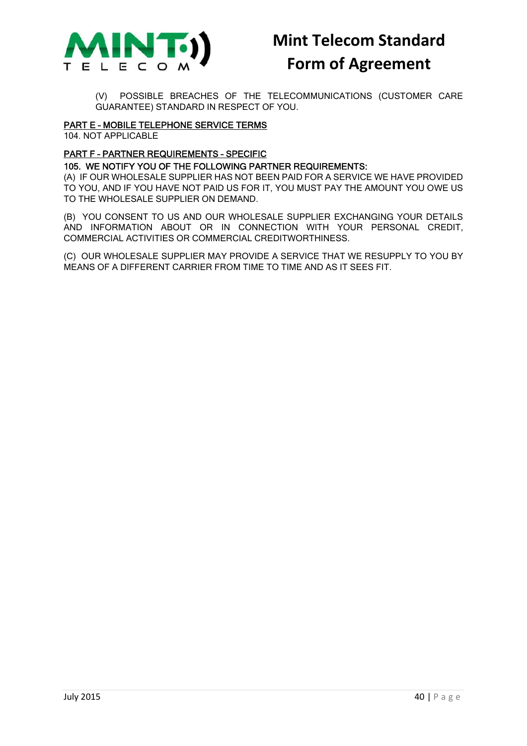(V) POSSIBLE BREACHES OF THE TELECOMMUNICATIONS (CUSTOMER CARE GUARANTEE) STANDARD IN RESPECT OF YOU.

## PART E - MOBILE TELEPHONE SERVICE TERMS

104. NOT APPLICABLE

## PART F - PARTNER REQUIREMENTS - SPECIFIC

**105. WE NOTIFY YOU OF THE FOLLOWING PARTNER REQUIREMENTS:**

(A) IF OUR WHOLESALE SUPPLIER HAS NOT BEEN PAID FOR A SERVICE WE HAVE PROVIDED TO YOU, AND IF YOU HAVE NOT PAID US FOR IT, YOU MUST PAY THE AMOUNT YOU OWE US TO THE WHOLESALE SUPPLIER ON DEMAND.

(B) YOU CONSENT TO US AND OUR WHOLESALE SUPPLIER EXCHANGING YOUR DETAILS AND INFORMATION ABOUT OR IN CONNECTION WITH YOUR PERSONAL CREDIT, COMMERCIAL ACTIVITIES OR COMMERCIAL CREDITWORTHINESS.

(C) OUR WHOLESALE SUPPLIER MAY PROVIDE A SERVICE THAT WE RESUPPLY TO YOU BY MEANS OF A DIFFERENT CARRIER FROM TIME TO TIME AND AS IT SEES FIT.